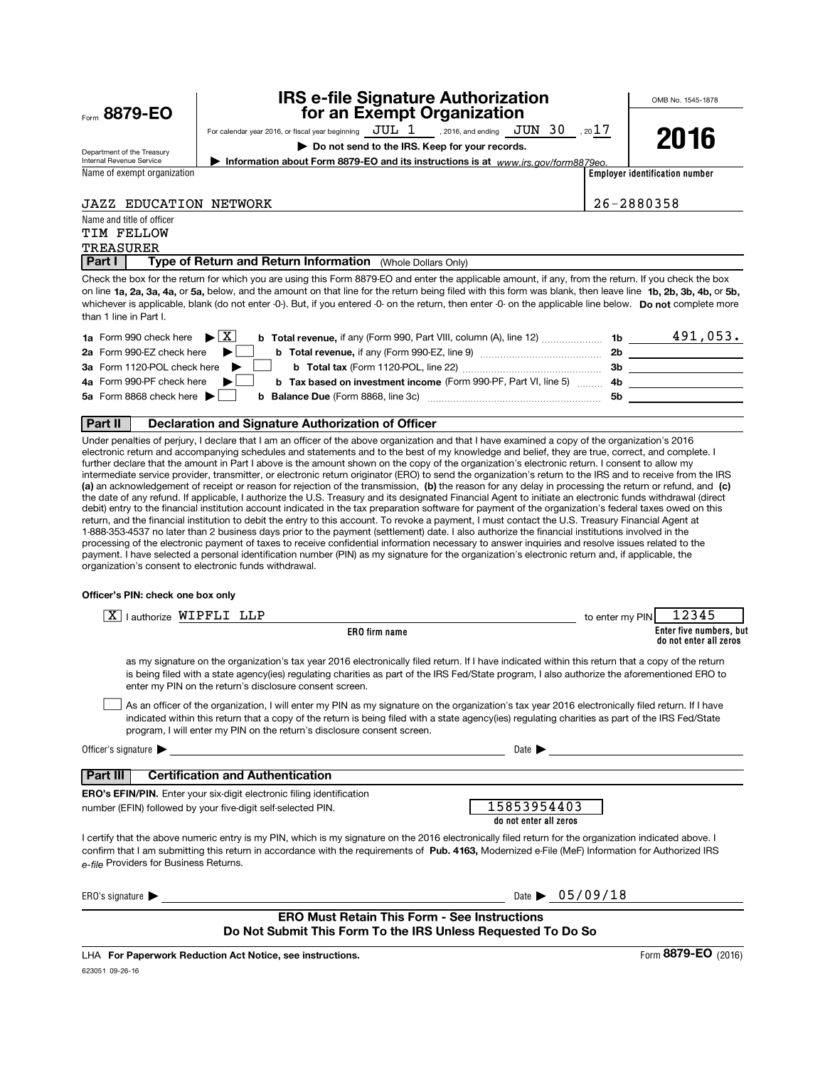Form **8879-EO**

Department of the Treasury
Internal Revenue Service

# IRS e-file Signature Authorization for an Exempt Organization

For calendar year 2016, or fiscal year beginning JUL 1, 2016, and ending JUN 30, 2017

▶ **Do not send to the IRS. Keep for your records.**

▶ **Information about Form 8879-EO and its instructions is at** *www.irs.gov/form8879eo.*

OMB No. 1545-1878

**2016**

| Name of exempt organization | Employer identification number |
|---|---|
| JAZZ EDUCATION NETWORK | 26-2880358 |

Name and title of officer
TIM FELLOW
TREASURER

## Part I — Type of Return and Return Information (Whole Dollars Only)

Check the box for the return for which you are using this Form 8879-EO and enter the applicable amount, if any, from the return. If you check the box on line **1a, 2a, 3a, 4a,** or **5a,** below, and the amount on that line for the return being filed with this form was blank, then leave line **1b, 2b, 3b, 4b,** or **5b,** whichever is applicable, blank (do not enter -0-). But, if you entered -0- on the return, then enter -0- on the applicable line below. **Do not** complete more than 1 line in Part I.

| | | | |
|---|---|---|---|
| **1a** Form 990 check here ▶ [X] | **b Total revenue,** if any (Form 990, Part VIII, column (A), line 12) | **1b** | 491,053. |
| **2a** Form 990-EZ check here ▶ [ ] | **b Total revenue,** if any (Form 990-EZ, line 9) | **2b** | |
| **3a** Form 1120-POL check here ▶ [ ] | **b Total tax** (Form 1120-POL, line 22) | **3b** | |
| **4a** Form 990-PF check here ▶ [ ] | **b Tax based on investment income** (Form 990-PF, Part VI, line 5) | **4b** | |
| **5a** Form 8868 check here ▶ [ ] | **b Balance Due** (Form 8868, line 3c) | **5b** | |

## Part II — Declaration and Signature Authorization of Officer

Under penalties of perjury, I declare that I am an officer of the above organization and that I have examined a copy of the organization's 2016 electronic return and accompanying schedules and statements and to the best of my knowledge and belief, they are true, correct, and complete. I further declare that the amount in Part I above is the amount shown on the copy of the organization's electronic return. I consent to allow my intermediate service provider, transmitter, or electronic return originator (ERO) to send the organization's return to the IRS and to receive from the IRS **(a)** an acknowledgement of receipt or reason for rejection of the transmission, **(b)** the reason for any delay in processing the return or refund, and **(c)** the date of any refund. If applicable, I authorize the U.S. Treasury and its designated Financial Agent to initiate an electronic funds withdrawal (direct debit) entry to the financial institution account indicated in the tax preparation software for payment of the organization's federal taxes owed on this return, and the financial institution to debit the entry to this account. To revoke a payment, I must contact the U.S. Treasury Financial Agent at 1-888-353-4537 no later than 2 business days prior to the payment (settlement) date. I also authorize the financial institutions involved in the processing of the electronic payment of taxes to receive confidential information necessary to answer inquiries and resolve issues related to the payment. I have selected a personal identification number (PIN) as my signature for the organization's electronic return and, if applicable, the organization's consent to electronic funds withdrawal.

**Officer's PIN: check one box only**

[X] I authorize WIPFLI LLP (ERO firm name) to enter my PIN 12345 (Enter five numbers, but do not enter all zeros)

as my signature on the organization's tax year 2016 electronically filed return. If I have indicated within this return that a copy of the return is being filed with a state agency(ies) regulating charities as part of the IRS Fed/State program, I also authorize the aforementioned ERO to enter my PIN on the return's disclosure consent screen.

[ ] As an officer of the organization, I will enter my PIN as my signature on the organization's tax year 2016 electronically filed return. If I have indicated within this return that a copy of the return is being filed with a state agency(ies) regulating charities as part of the IRS Fed/State program, I will enter my PIN on the return's disclosure consent screen.

Officer's signature ▶ ______________________ Date ▶ ______________

## Part III — Certification and Authentication

**ERO's EFIN/PIN.** Enter your six-digit electronic filing identification number (EFIN) followed by your five-digit self-selected PIN.

15853954403 (do not enter all zeros)

I certify that the above numeric entry is my PIN, which is my signature on the 2016 electronically filed return for the organization indicated above. I confirm that I am submitting this return in accordance with the requirements of **Pub. 4163,** Modernized e-File (MeF) Information for Authorized IRS *e-file* Providers for Business Returns.

ERO's signature ▶ ______________________ Date ▶ 05/09/18

**ERO Must Retain This Form - See Instructions**
**Do Not Submit This Form To the IRS Unless Requested To Do So**

LHA **For Paperwork Reduction Act Notice, see instructions.**

623051 09-26-16

Form **8879-EO** (2016)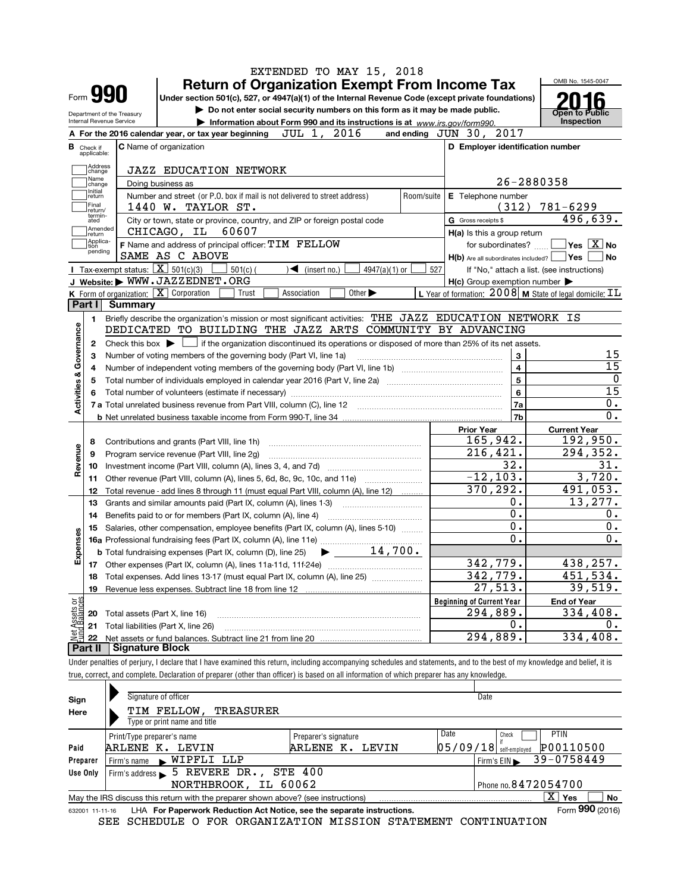EXTENDED TO MAY 15, 2018

# Form 990 Return of Organization Exempt From Income Tax

Under section 501(c), 527, or 4947(a)(1) of the Internal Revenue Code (except private foundations)

▶ Do not enter social security numbers on this form as it may be made public.

▶ Information about Form 990 and its instructions is at www.irs.gov/form990.

Department of the Treasury
Internal Revenue Service

OMB No. 1545-0047

**2016**

Open to Public Inspection

**A** For the 2016 calendar year, or tax year beginning JUL 1, 2016 and ending JUN 30, 2017

**B** Check if applicable: Address change, Name change, Initial return, Final return/terminated, Amended return, Application pending

**C** Name of organization: JAZZ EDUCATION NETWORK

Doing business as

Number and street (or P.O. box if mail is not delivered to street address): 1440 W. TAYLOR ST. Room/suite

City or town, state or province, country, and ZIP or foreign postal code: CHICAGO, IL 60607

**D** Employer identification number: 26-2880358

**E** Telephone number: (312) 781-6299

**G** Gross receipts $ 496,639.

**F** Name and address of principal officer: TIM FELLOW SAME AS C ABOVE

**H(a)** Is this a group return for subordinates? Yes [ ] No [X]

**H(b)** Are all subordinates included? Yes [ ] No [ ]

If "No," attach a list. (see instructions)

**I** Tax-exempt status: [X] 501(c)(3) [ ] 501(c) ( ) ◀ (insert no.) [ ] 4947(a)(1) or [ ] 527

**J** Website: ▶ WWW.JAZZEDNET.ORG

**H(c)** Group exemption number ▶

**K** Form of organization: [X] Corporation [ ] Trust [ ] Association [ ] Other ▶

**L** Year of formation: 2008 **M** State of legal domicile: IL

## Part I Summary

**Activities & Governance**

1 Briefly describe the organization's mission or most significant activities: THE JAZZ EDUCATION NETWORK IS DEDICATED TO BUILDING THE JAZZ ARTS COMMUNITY BY ADVANCING

2 Check this box ▶ [ ] if the organization discontinued its operations or disposed of more than 25% of its net assets.

| | | | |
|---|---|---|---|
| 3 | Number of voting members of the governing body (Part VI, line 1a) | 3 | 15 |
| 4 | Number of independent voting members of the governing body (Part VI, line 1b) | 4 | 15 |
| 5 | Total number of individuals employed in calendar year 2016 (Part V, line 2a) | 5 | 0 |
| 6 | Total number of volunteers (estimate if necessary) | 6 | 15 |
| 7a | Total unrelated business revenue from Part VIII, column (C), line 12 | 7a | 0. |
| b | Net unrelated business taxable income from Form 990-T, line 34 | 7b | 0. |

| | | Prior Year | Current Year |
|---|---|---|---|
| **Revenue** | | | |
| 8 | Contributions and grants (Part VIII, line 1h) | 165,942. | 192,950. |
| 9 | Program service revenue (Part VIII, line 2g) | 216,421. | 294,352. |
| 10 | Investment income (Part VIII, column (A), lines 3, 4, and 7d) | 32. | 31. |
| 11 | Other revenue (Part VIII, column (A), lines 5, 6d, 8c, 9c, 10c, and 11e) | -12,103. | 3,720. |
| 12 | Total revenue - add lines 8 through 11 (must equal Part VIII, column (A), line 12) | 370,292. | 491,053. |
| **Expenses** | | | |
| 13 | Grants and similar amounts paid (Part IX, column (A), lines 1-3) | 0. | 13,277. |
| 14 | Benefits paid to or for members (Part IX, column (A), line 4) | 0. | 0. |
| 15 | Salaries, other compensation, employee benefits (Part IX, column (A), lines 5-10) | 0. | 0. |
| 16a | Professional fundraising fees (Part IX, column (A), line 11e) | 0. | 0. |
| b | Total fundraising expenses (Part IX, column (D), line 25) ▶ 14,700. | | |
| 17 | Other expenses (Part IX, column (A), lines 11a-11d, 11f-24e) | 342,779. | 438,257. |
| 18 | Total expenses. Add lines 13-17 (must equal Part IX, column (A), line 25) | 342,779. | 451,534. |
| 19 | Revenue less expenses. Subtract line 18 from line 12 | 27,513. | 39,519. |
| **Net Assets or Fund Balances** | | Beginning of Current Year | End of Year |
| 20 | Total assets (Part X, line 16) | 294,889. | 334,408. |
| 21 | Total liabilities (Part X, line 26) | 0. | 0. |
| 22 | Net assets or fund balances. Subtract line 21 from line 20 | 294,889. | 334,408. |

## Part II Signature Block

Under penalties of perjury, I declare that I have examined this return, including accompanying schedules and statements, and to the best of my knowledge and belief, it is true, correct, and complete. Declaration of preparer (other than officer) is based on all information of which preparer has any knowledge.

**Sign Here**

Signature of officer | Date

TIM FELLOW, TREASURER
Type or print name and title

| | Print/Type preparer's name | Preparer's signature | Date | Check [ ] if self-employed | PTIN |
|---|---|---|---|---|---|
| **Paid Preparer Use Only** | ARLENE K. LEVIN | ARLENE K. LEVIN | 05/09/18 | | P00110500 |
| | Firm's name ▶ WIPFLI LLP | | | Firm's EIN ▶ 39-0758449 | |
| | Firm's address ▶ 5 REVERE DR., STE 400 NORTHBROOK, IL 60062 | | | Phone no. 8472054700 | |

May the IRS discuss this return with the preparer shown above? (see instructions) [X] Yes [ ] No

632001 11-11-16 LHA For Paperwork Reduction Act Notice, see the separate instructions. Form **990** (2016)

SEE SCHEDULE O FOR ORGANIZATION MISSION STATEMENT CONTINUATION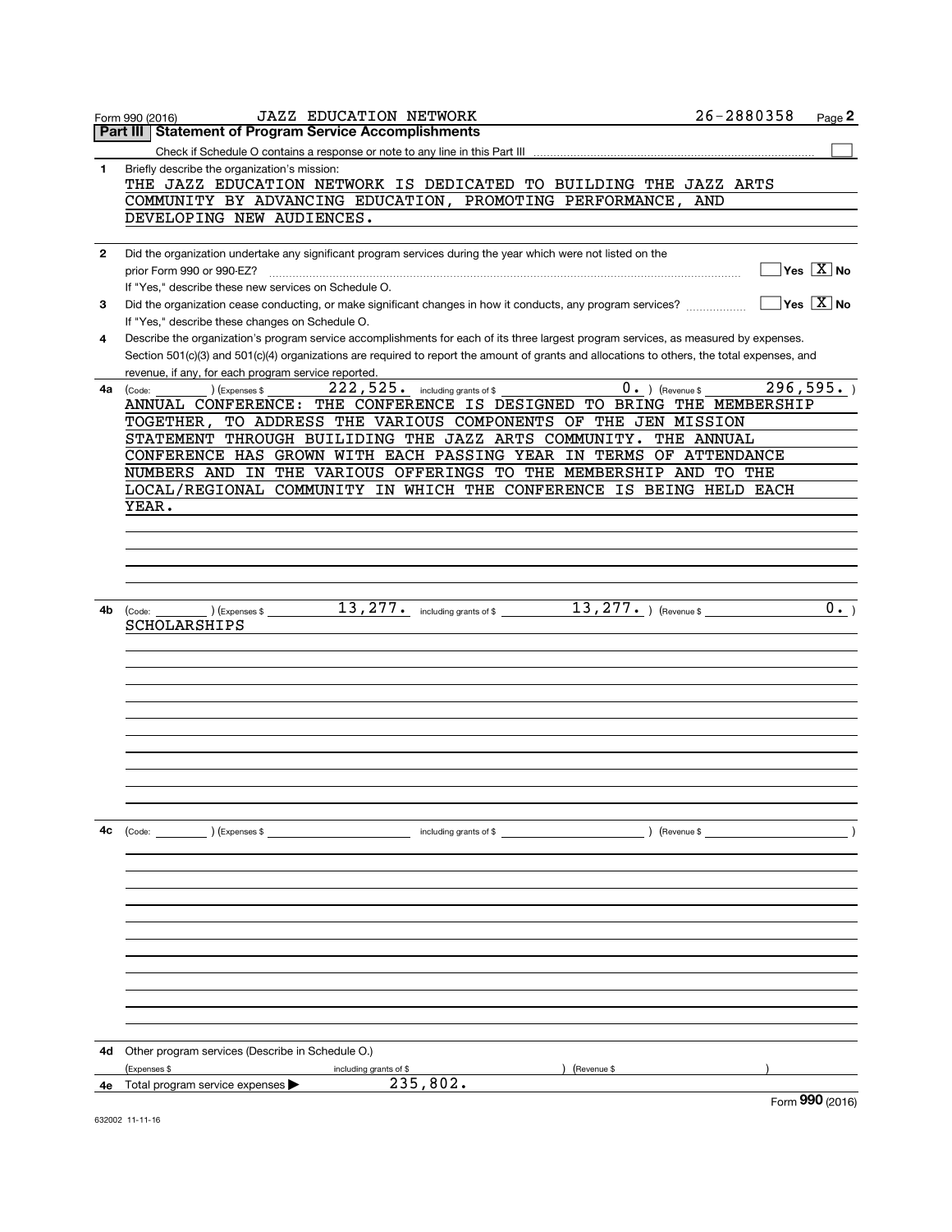Form 990 (2016) JAZZ EDUCATION NETWORK 26-2880358 Page 2

## Part III Statement of Program Service Accomplishments

Check if Schedule O contains a response or note to any line in this Part III ☐

**1** Briefly describe the organization's mission:

THE JAZZ EDUCATION NETWORK IS DEDICATED TO BUILDING THE JAZZ ARTS COMMUNITY BY ADVANCING EDUCATION, PROMOTING PERFORMANCE, AND DEVELOPING NEW AUDIENCES.

**2** Did the organization undertake any significant program services during the year which were not listed on the prior Form 990 or 990-EZ? ☐ Yes ☒ No

If "Yes," describe these new services on Schedule O.

**3** Did the organization cease conducting, or make significant changes in how it conducts, any program services? ☐ Yes ☒ No

If "Yes," describe these changes on Schedule O.

**4** Describe the organization's program service accomplishments for each of its three largest program services, as measured by expenses. Section 501(c)(3) and 501(c)(4) organizations are required to report the amount of grants and allocations to others, the total expenses, and revenue, if any, for each program service reported.

**4a** (Code: ) (Expenses $ 222,525. including grants of $ 0. ) (Revenue $ 296,595. )

ANNUAL CONFERENCE: THE CONFERENCE IS DESIGNED TO BRING THE MEMBERSHIP TOGETHER, TO ADDRESS THE VARIOUS COMPONENTS OF THE JEN MISSION STATEMENT THROUGH BUILIDING THE JAZZ ARTS COMMUNITY. THE ANNUAL CONFERENCE HAS GROWN WITH EACH PASSING YEAR IN TERMS OF ATTENDANCE NUMBERS AND IN THE VARIOUS OFFERINGS TO THE MEMBERSHIP AND TO THE LOCAL/REGIONAL COMMUNITY IN WHICH THE CONFERENCE IS BEING HELD EACH YEAR.

**4b** (Code: ) (Expenses $ 13,277. including grants of $ 13,277. ) (Revenue $ 0. )

SCHOLARSHIPS

**4c** (Code: ) (Expenses $ including grants of $ ) (Revenue $ )

**4d** Other program services (Describe in Schedule O.)

(Expenses $ including grants of $ ) (Revenue $ )

**4e** Total program service expenses ▶ 235,802.

Form 990 (2016)

632002 11-11-16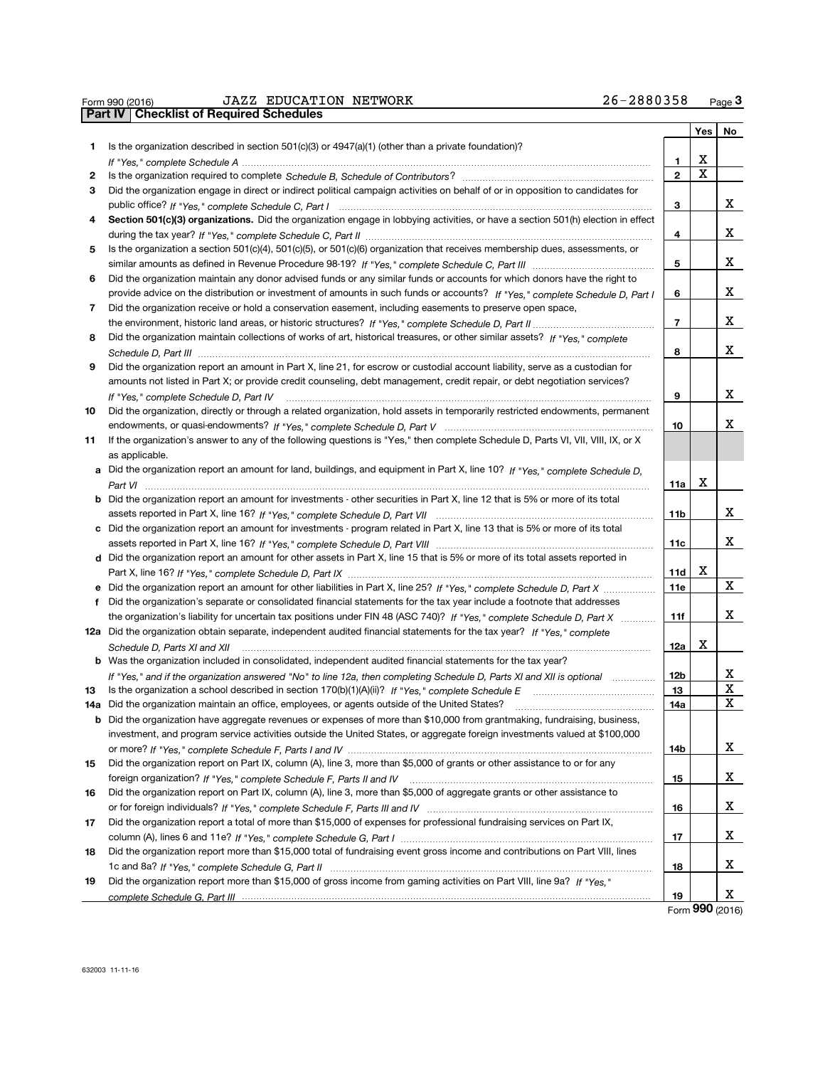Form 990 (2016) JAZZ EDUCATION NETWORK 26-2880358

## Part IV Checklist of Required Schedules

| | | | Yes | No |
|---|---|---|---|---|
| **1** | Is the organization described in section 501(c)(3) or 4947(a)(1) (other than a private foundation)? *If "Yes," complete Schedule A* | 1 | X | |
| **2** | Is the organization required to complete *Schedule B, Schedule of Contributors*? | 2 | X | |
| **3** | Did the organization engage in direct or indirect political campaign activities on behalf of or in opposition to candidates for public office? *If "Yes," complete Schedule C, Part I* | 3 | | X |
| **4** | **Section 501(c)(3) organizations.** Did the organization engage in lobbying activities, or have a section 501(h) election in effect during the tax year? *If "Yes," complete Schedule C, Part II* | 4 | | X |
| **5** | Is the organization a section 501(c)(4), 501(c)(5), or 501(c)(6) organization that receives membership dues, assessments, or similar amounts as defined in Revenue Procedure 98-19? *If "Yes," complete Schedule C, Part III* | 5 | | X |
| **6** | Did the organization maintain any donor advised funds or any similar funds or accounts for which donors have the right to provide advice on the distribution or investment of amounts in such funds or accounts? *If "Yes," complete Schedule D, Part I* | 6 | | X |
| **7** | Did the organization receive or hold a conservation easement, including easements to preserve open space, the environment, historic land areas, or historic structures? *If "Yes," complete Schedule D, Part II* | 7 | | X |
| **8** | Did the organization maintain collections of works of art, historical treasures, or other similar assets? *If "Yes," complete Schedule D, Part III* | 8 | | X |
| **9** | Did the organization report an amount in Part X, line 21, for escrow or custodial account liability, serve as a custodian for amounts not listed in Part X; or provide credit counseling, debt management, credit repair, or debt negotiation services? *If "Yes," complete Schedule D, Part IV* | 9 | | X |
| **10** | Did the organization, directly or through a related organization, hold assets in temporarily restricted endowments, permanent endowments, or quasi-endowments? *If "Yes," complete Schedule D, Part V* | 10 | | X |
| **11** | If the organization's answer to any of the following questions is "Yes," then complete Schedule D, Parts VI, VII, VIII, IX, or X as applicable. | | | |
| **a** | Did the organization report an amount for land, buildings, and equipment in Part X, line 10? *If "Yes," complete Schedule D, Part VI* | 11a | X | |
| **b** | Did the organization report an amount for investments - other securities in Part X, line 12 that is 5% or more of its total assets reported in Part X, line 16? *If "Yes," complete Schedule D, Part VII* | 11b | | X |
| **c** | Did the organization report an amount for investments - program related in Part X, line 13 that is 5% or more of its total assets reported in Part X, line 16? *If "Yes," complete Schedule D, Part VIII* | 11c | | X |
| **d** | Did the organization report an amount for other assets in Part X, line 15 that is 5% or more of its total assets reported in Part X, line 16? *If "Yes," complete Schedule D, Part IX* | 11d | X | |
| **e** | Did the organization report an amount for other liabilities in Part X, line 25? *If "Yes," complete Schedule D, Part X* | 11e | | X |
| **f** | Did the organization's separate or consolidated financial statements for the tax year include a footnote that addresses the organization's liability for uncertain tax positions under FIN 48 (ASC 740)? *If "Yes," complete Schedule D, Part X* | 11f | | X |
| **12a** | Did the organization obtain separate, independent audited financial statements for the tax year? *If "Yes," complete Schedule D, Parts XI and XII* | 12a | X | |
| **b** | Was the organization included in consolidated, independent audited financial statements for the tax year? *If "Yes," and if the organization answered "No" to line 12a, then completing Schedule D, Parts XI and XII is optional* | 12b | | X |
| **13** | Is the organization a school described in section 170(b)(1)(A)(ii)? *If "Yes," complete Schedule E* | 13 | | X |
| **14a** | Did the organization maintain an office, employees, or agents outside of the United States? | 14a | | X |
| **b** | Did the organization have aggregate revenues or expenses of more than $10,000 from grantmaking, fundraising, business, investment, and program service activities outside the United States, or aggregate foreign investments valued at $100,000 or more? *If "Yes," complete Schedule F, Parts I and IV* | 14b | | X |
| **15** | Did the organization report on Part IX, column (A), line 3, more than $5,000 of grants or other assistance to or for any foreign organization? *If "Yes," complete Schedule F, Parts II and IV* | 15 | | X |
| **16** | Did the organization report on Part IX, column (A), line 3, more than $5,000 of aggregate grants or other assistance to or for foreign individuals? *If "Yes," complete Schedule F, Parts III and IV* | 16 | | X |
| **17** | Did the organization report a total of more than $15,000 of expenses for professional fundraising services on Part IX, column (A), lines 6 and 11e? *If "Yes," complete Schedule G, Part I* | 17 | | X |
| **18** | Did the organization report more than $15,000 total of fundraising event gross income and contributions on Part VIII, lines 1c and 8a? *If "Yes," complete Schedule G, Part II* | 18 | | X |
| **19** | Did the organization report more than $15,000 of gross income from gaming activities on Part VIII, line 9a? *If "Yes," complete Schedule G, Part III* | 19 | | X |

Form **990** (2016)

632003 11-11-16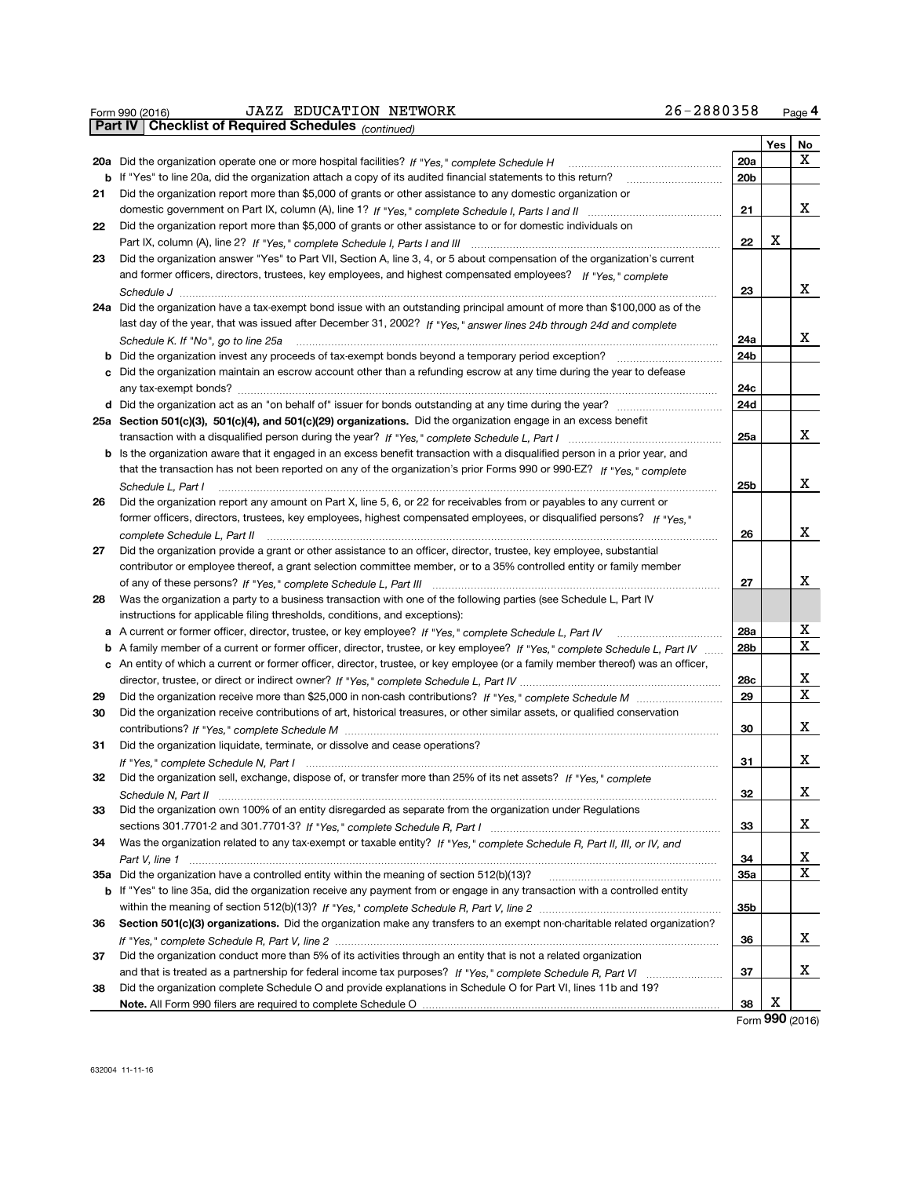Form 990 (2016) JAZZ EDUCATION NETWORK 26-2880358

**Part IV | Checklist of Required Schedules** *(continued)*

| | | | Yes | No |
|---|---|---|---|---|
| 20a | Did the organization operate one or more hospital facilities? *If "Yes," complete Schedule H* | 20a | | X |
| b | If "Yes" to line 20a, did the organization attach a copy of its audited financial statements to this return? | 20b | | |
| 21 | Did the organization report more than $5,000 of grants or other assistance to any domestic organization or domestic government on Part IX, column (A), line 1? *If "Yes," complete Schedule I, Parts I and II* | 21 | | X |
| 22 | Did the organization report more than $5,000 of grants or other assistance to or for domestic individuals on Part IX, column (A), line 2? *If "Yes," complete Schedule I, Parts I and III* | 22 | X | |
| 23 | Did the organization answer "Yes" to Part VII, Section A, line 3, 4, or 5 about compensation of the organization's current and former officers, directors, trustees, key employees, and highest compensated employees? *If "Yes," complete Schedule J* | 23 | | X |
| 24a | Did the organization have a tax-exempt bond issue with an outstanding principal amount of more than $100,000 as of the last day of the year, that was issued after December 31, 2002? *If "Yes," answer lines 24b through 24d and complete Schedule K. If "No", go to line 25a* | 24a | | X |
| b | Did the organization invest any proceeds of tax-exempt bonds beyond a temporary period exception? | 24b | | |
| c | Did the organization maintain an escrow account other than a refunding escrow at any time during the year to defease any tax-exempt bonds? | 24c | | |
| d | Did the organization act as an "on behalf of" issuer for bonds outstanding at any time during the year? | 24d | | |
| 25a | **Section 501(c)(3), 501(c)(4), and 501(c)(29) organizations.** Did the organization engage in an excess benefit transaction with a disqualified person during the year? *If "Yes," complete Schedule L, Part I* | 25a | | X |
| b | Is the organization aware that it engaged in an excess benefit transaction with a disqualified person in a prior year, and that the transaction has not been reported on any of the organization's prior Forms 990 or 990-EZ? *If "Yes," complete Schedule L, Part I* | 25b | | X |
| 26 | Did the organization report any amount on Part X, line 5, 6, or 22 for receivables from or payables to any current or former officers, directors, trustees, key employees, highest compensated employees, or disqualified persons? *If "Yes," complete Schedule L, Part II* | 26 | | X |
| 27 | Did the organization provide a grant or other assistance to an officer, director, trustee, key employee, substantial contributor or employee thereof, a grant selection committee member, or to a 35% controlled entity or family member of any of these persons? *If "Yes," complete Schedule L, Part III* | 27 | | X |
| 28 | Was the organization a party to a business transaction with one of the following parties (see Schedule L, Part IV instructions for applicable filing thresholds, conditions, and exceptions): | | | |
| a | A current or former officer, director, trustee, or key employee? *If "Yes," complete Schedule L, Part IV* | 28a | | X |
| b | A family member of a current or former officer, director, trustee, or key employee? *If "Yes," complete Schedule L, Part IV* | 28b | | X |
| c | An entity of which a current or former officer, director, trustee, or key employee (or a family member thereof) was an officer, director, trustee, or direct or indirect owner? *If "Yes," complete Schedule L, Part IV* | 28c | | X |
| 29 | Did the organization receive more than $25,000 in non-cash contributions? *If "Yes," complete Schedule M* | 29 | | X |
| 30 | Did the organization receive contributions of art, historical treasures, or other similar assets, or qualified conservation contributions? *If "Yes," complete Schedule M* | 30 | | X |
| 31 | Did the organization liquidate, terminate, or dissolve and cease operations? *If "Yes," complete Schedule N, Part I* | 31 | | X |
| 32 | Did the organization sell, exchange, dispose of, or transfer more than 25% of its net assets? *If "Yes," complete Schedule N, Part II* | 32 | | X |
| 33 | Did the organization own 100% of an entity disregarded as separate from the organization under Regulations sections 301.7701-2 and 301.7701-3? *If "Yes," complete Schedule R, Part I* | 33 | | X |
| 34 | Was the organization related to any tax-exempt or taxable entity? *If "Yes," complete Schedule R, Part II, III, or IV, and Part V, line 1* | 34 | | X |
| 35a | Did the organization have a controlled entity within the meaning of section 512(b)(13)? | 35a | | X |
| b | If "Yes" to line 35a, did the organization receive any payment from or engage in any transaction with a controlled entity within the meaning of section 512(b)(13)? *If "Yes," complete Schedule R, Part V, line 2* | 35b | | |
| 36 | **Section 501(c)(3) organizations.** Did the organization make any transfers to an exempt non-charitable related organization? *If "Yes," complete Schedule R, Part V, line 2* | 36 | | X |
| 37 | Did the organization conduct more than 5% of its activities through an entity that is not a related organization and that is treated as a partnership for federal income tax purposes? *If "Yes," complete Schedule R, Part VI* | 37 | | X |
| 38 | Did the organization complete Schedule O and provide explanations in Schedule O for Part VI, lines 11b and 19? **Note.** All Form 990 filers are required to complete Schedule O | 38 | X | |

Form **990** (2016)

632004 11-11-16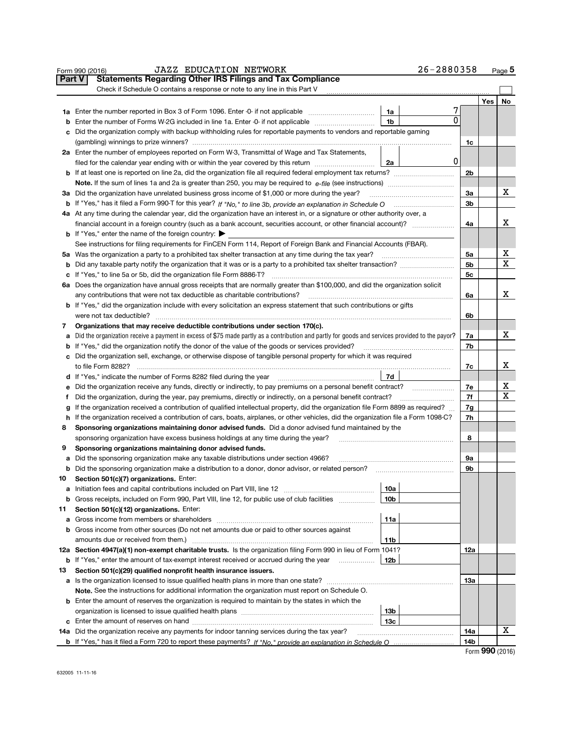Form 990 (2016) JAZZ EDUCATION NETWORK 26-2880358 Page 5

**Part V** **Statements Regarding Other IRS Filings and Tax Compliance**

Check if Schedule O contains a response or note to any line in this Part V

| | | | | | Yes | No |
|---|---|---|---|---|---|---|
| **1a** | Enter the number reported in Box 3 of Form 1096. Enter -0- if not applicable | 1a | 7 | | | |
| **b** | Enter the number of Forms W-2G included in line 1a. Enter -0- if not applicable | 1b | 0 | | | |
| **c** | Did the organization comply with backup withholding rules for reportable payments to vendors and reportable gaming (gambling) winnings to prize winners? | | | 1c | | |
| **2a** | Enter the number of employees reported on Form W-3, Transmittal of Wage and Tax Statements, filed for the calendar year ending with or within the year covered by this return | 2a | 0 | | | |
| **b** | If at least one is reported on line 2a, did the organization file all required federal employment tax returns? | | | 2b | | |
| | **Note.** If the sum of lines 1a and 2a is greater than 250, you may be required to *e-file* (see instructions) | | | | | |
| **3a** | Did the organization have unrelated business gross income of $1,000 or more during the year? | | | 3a | | X |
| **b** | If "Yes," has it filed a Form 990-T for this year? *If "No," to line 3b, provide an explanation in Schedule O* | | | 3b | | |
| **4a** | At any time during the calendar year, did the organization have an interest in, or a signature or other authority over, a financial account in a foreign country (such as a bank account, securities account, or other financial account)? | | | 4a | | X |
| **b** | If "Yes," enter the name of the foreign country: ▶ | | | | | |
| | See instructions for filing requirements for FinCEN Form 114, Report of Foreign Bank and Financial Accounts (FBAR). | | | | | |
| **5a** | Was the organization a party to a prohibited tax shelter transaction at any time during the tax year? | | | 5a | | X |
| **b** | Did any taxable party notify the organization that it was or is a party to a prohibited tax shelter transaction? | | | 5b | | X |
| **c** | If "Yes," to line 5a or 5b, did the organization file Form 8886-T? | | | 5c | | |
| **6a** | Does the organization have annual gross receipts that are normally greater than $100,000, and did the organization solicit any contributions that were not tax deductible as charitable contributions? | | | 6a | | X |
| **b** | If "Yes," did the organization include with every solicitation an express statement that such contributions or gifts were not tax deductible? | | | 6b | | |
| **7** | **Organizations that may receive deductible contributions under section 170(c).** | | | | | |
| **a** | Did the organization receive a payment in excess of $75 made partly as a contribution and partly for goods and services provided to the payor? | | | 7a | | X |
| **b** | If "Yes," did the organization notify the donor of the value of the goods or services provided? | | | 7b | | |
| **c** | Did the organization sell, exchange, or otherwise dispose of tangible personal property for which it was required to file Form 8282? | | | 7c | | X |
| **d** | If "Yes," indicate the number of Forms 8282 filed during the year | 7d | | | | |
| **e** | Did the organization receive any funds, directly or indirectly, to pay premiums on a personal benefit contract? | | | 7e | | X |
| **f** | Did the organization, during the year, pay premiums, directly or indirectly, on a personal benefit contract? | | | 7f | | X |
| **g** | If the organization received a contribution of qualified intellectual property, did the organization file Form 8899 as required? | | | 7g | | |
| **h** | If the organization received a contribution of cars, boats, airplanes, or other vehicles, did the organization file a Form 1098-C? | | | 7h | | |
| **8** | **Sponsoring organizations maintaining donor advised funds.** Did a donor advised fund maintained by the sponsoring organization have excess business holdings at any time during the year? | | | 8 | | |
| **9** | **Sponsoring organizations maintaining donor advised funds.** | | | | | |
| **a** | Did the sponsoring organization make any taxable distributions under section 4966? | | | 9a | | |
| **b** | Did the sponsoring organization make a distribution to a donor, donor advisor, or related person? | | | 9b | | |
| **10** | **Section 501(c)(7) organizations.** Enter: | | | | | |
| **a** | Initiation fees and capital contributions included on Part VIII, line 12 | 10a | | | | |
| **b** | Gross receipts, included on Form 990, Part VIII, line 12, for public use of club facilities | 10b | | | | |
| **11** | **Section 501(c)(12) organizations.** Enter: | | | | | |
| **a** | Gross income from members or shareholders | 11a | | | | |
| **b** | Gross income from other sources (Do not net amounts due or paid to other sources against amounts due or received from them.) | 11b | | | | |
| **12a** | **Section 4947(a)(1) non-exempt charitable trusts.** Is the organization filing Form 990 in lieu of Form 1041? | | | 12a | | |
| **b** | If "Yes," enter the amount of tax-exempt interest received or accrued during the year | 12b | | | | |
| **13** | **Section 501(c)(29) qualified nonprofit health insurance issuers.** | | | | | |
| **a** | Is the organization licensed to issue qualified health plans in more than one state? | | | 13a | | |
| | **Note.** See the instructions for additional information the organization must report on Schedule O. | | | | | |
| **b** | Enter the amount of reserves the organization is required to maintain by the states in which the organization is licensed to issue qualified health plans | 13b | | | | |
| **c** | Enter the amount of reserves on hand | 13c | | | | |
| **14a** | Did the organization receive any payments for indoor tanning services during the tax year? | | | 14a | | X |
| **b** | If "Yes," has it filed a Form 720 to report these payments? *If "No," provide an explanation in Schedule O* | | | 14b | | |

Form **990** (2016)

632005 11-11-16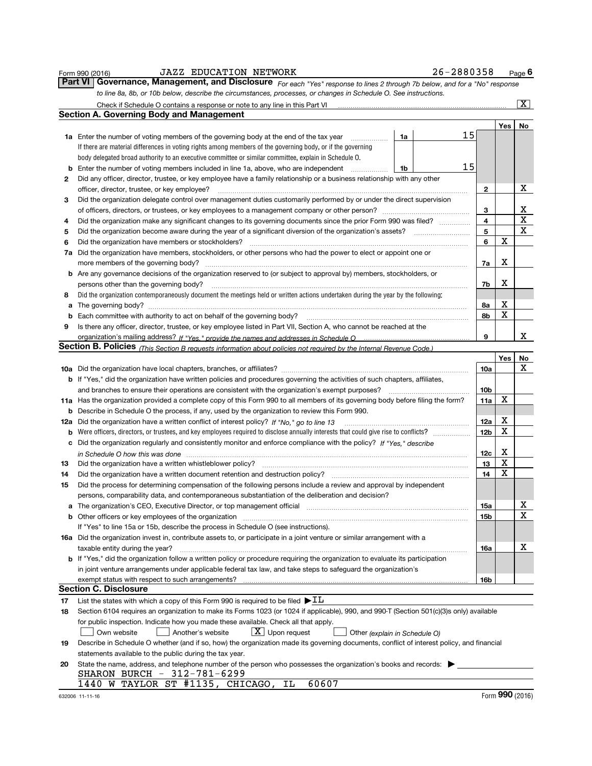Form 990 (2016) JAZZ EDUCATION NETWORK 26-2880358 Page 6

**Part VI Governance, Management, and Disclosure** *For each "Yes" response to lines 2 through 7b below, and for a "No" response to line 8a, 8b, or 10b below, describe the circumstances, processes, or changes in Schedule O. See instructions.*

Check if Schedule O contains a response or note to any line in this Part VI ..... [X]

## Section A. Governing Body and Management

| | | | | Yes | No |
|---|---|---|---|---|---|
| **1a** | Enter the number of voting members of the governing body at the end of the tax year ..... **1a** 15 <br> If there are material differences in voting rights among members of the governing body, or if the governing body delegated broad authority to an executive committee or similar committee, explain in Schedule O. | | | | |
| **b** | Enter the number of voting members included in line 1a, above, who are independent ..... **1b** 15 | | | | |
| **2** | Did any officer, director, trustee, or key employee have a family relationship or a business relationship with any other officer, director, trustee, or key employee? | **2** | | | X |
| **3** | Did the organization delegate control over management duties customarily performed by or under the direct supervision of officers, directors, or trustees, or key employees to a management company or other person? | **3** | | | X |
| **4** | Did the organization make any significant changes to its governing documents since the prior Form 990 was filed? | **4** | | | X |
| **5** | Did the organization become aware during the year of a significant diversion of the organization's assets? | **5** | | | X |
| **6** | Did the organization have members or stockholders? | **6** | | X | |
| **7a** | Did the organization have members, stockholders, or other persons who had the power to elect or appoint one or more members of the governing body? | **7a** | | X | |
| **b** | Are any governance decisions of the organization reserved to (or subject to approval by) members, stockholders, or persons other than the governing body? | **7b** | | X | |
| **8** | Did the organization contemporaneously document the meetings held or written actions undertaken during the year by the following: | | | | |
| **a** | The governing body? | **8a** | | X | |
| **b** | Each committee with authority to act on behalf of the governing body? | **8b** | | X | |
| **9** | Is there any officer, director, trustee, or key employee listed in Part VII, Section A, who cannot be reached at the organization's mailing address? *If "Yes," provide the names and addresses in Schedule O* | **9** | | | X |

## Section B. Policies *(This Section B requests information about policies not required by the Internal Revenue Code.)*

| | | | | Yes | No |
|---|---|---|---|---|---|
| **10a** | Did the organization have local chapters, branches, or affiliates? | **10a** | | | X |
| **b** | If "Yes," did the organization have written policies and procedures governing the activities of such chapters, affiliates, and branches to ensure their operations are consistent with the organization's exempt purposes? | **10b** | | | |
| **11a** | Has the organization provided a complete copy of this Form 990 to all members of its governing body before filing the form? | **11a** | | X | |
| **b** | Describe in Schedule O the process, if any, used by the organization to review this Form 990. | | | | |
| **12a** | Did the organization have a written conflict of interest policy? *If "No," go to line 13* | **12a** | | X | |
| **b** | Were officers, directors, or trustees, and key employees required to disclose annually interests that could give rise to conflicts? | **12b** | | X | |
| **c** | Did the organization regularly and consistently monitor and enforce compliance with the policy? *If "Yes," describe in Schedule O how this was done* | **12c** | | X | |
| **13** | Did the organization have a written whistleblower policy? | **13** | | X | |
| **14** | Did the organization have a written document retention and destruction policy? | **14** | | X | |
| **15** | Did the process for determining compensation of the following persons include a review and approval by independent persons, comparability data, and contemporaneous substantiation of the deliberation and decision? | | | | |
| **a** | The organization's CEO, Executive Director, or top management official | **15a** | | | X |
| **b** | Other officers or key employees of the organization | **15b** | | | X |
| | If "Yes" to line 15a or 15b, describe the process in Schedule O (see instructions). | | | | |
| **16a** | Did the organization invest in, contribute assets to, or participate in a joint venture or similar arrangement with a taxable entity during the year? | **16a** | | | X |
| **b** | If "Yes," did the organization follow a written policy or procedure requiring the organization to evaluate its participation in joint venture arrangements under applicable federal tax law, and take steps to safeguard the organization's exempt status with respect to such arrangements? | **16b** | | | |

## Section C. Disclosure

**17** List the states with which a copy of this Form 990 is required to be filed ▶ IL

**18** Section 6104 requires an organization to make its Forms 1023 (or 1024 if applicable), 990, and 990-T (Section 501(c)(3)s only) available for public inspection. Indicate how you made these available. Check all that apply.

[ ] Own website [ ] Another's website [X] Upon request [ ] Other *(explain in Schedule O)*

**19** Describe in Schedule O whether (and if so, how) the organization made its governing documents, conflict of interest policy, and financial statements available to the public during the tax year.

**20** State the name, address, and telephone number of the person who possesses the organization's books and records: ▶

SHARON BURCH - 312-781-6299
1440 W TAYLOR ST #1135, CHICAGO, IL 60607

632006 11-11-16 Form **990** (2016)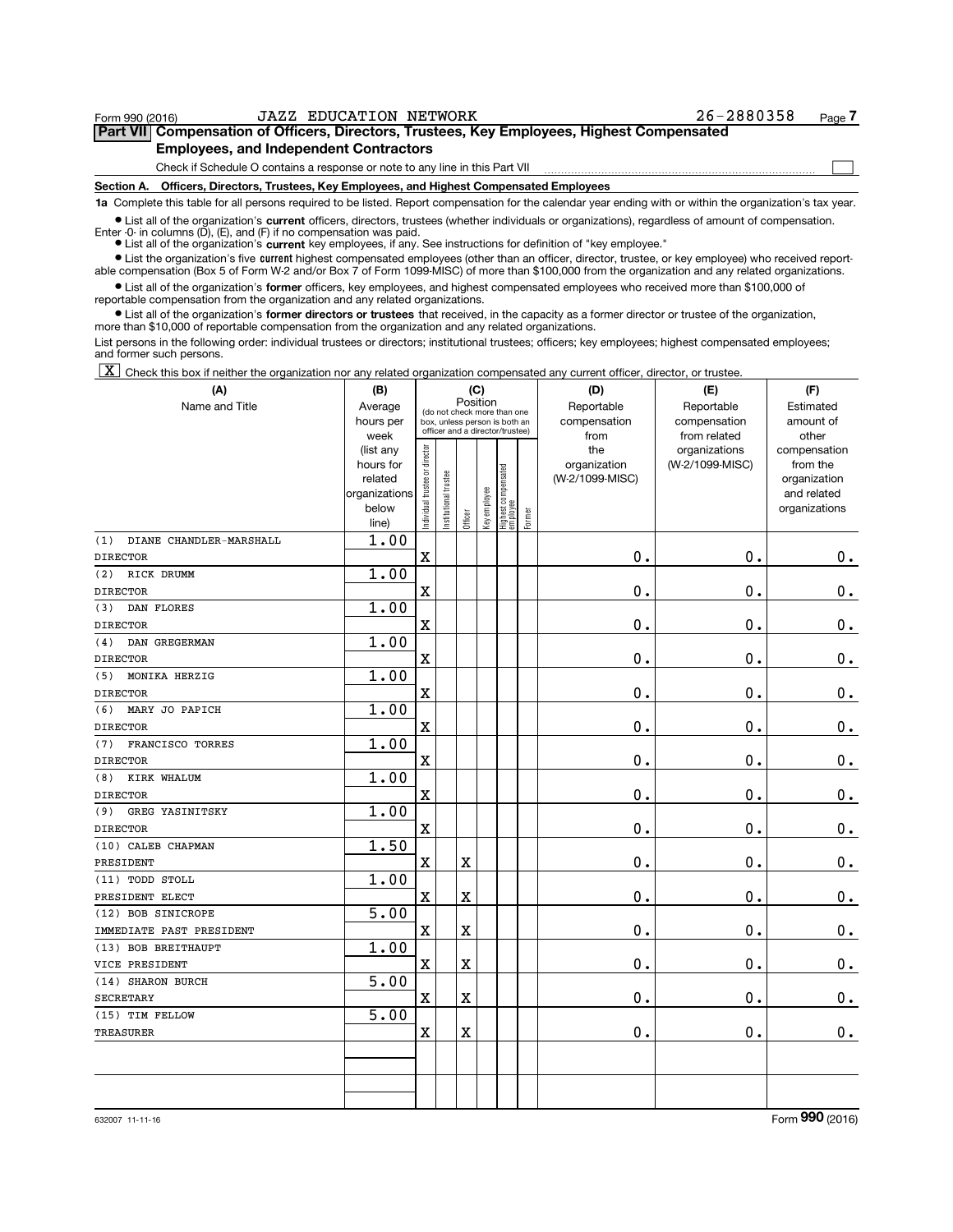Form 990 (2016) JAZZ EDUCATION NETWORK 26-2880358

## Part VII Compensation of Officers, Directors, Trustees, Key Employees, Highest Compensated Employees, and Independent Contractors

Check if Schedule O contains a response or note to any line in this Part VII ☐

**Section A. Officers, Directors, Trustees, Key Employees, and Highest Compensated Employees**

**1a** Complete this table for all persons required to be listed. Report compensation for the calendar year ending with or within the organization's tax year.

- List all of the organization's **current** officers, directors, trustees (whether individuals or organizations), regardless of amount of compensation. Enter -0- in columns (D), (E), and (F) if no compensation was paid.
- List all of the organization's **current** key employees, if any. See instructions for definition of "key employee."
- List the organization's five **current** highest compensated employees (other than an officer, director, trustee, or key employee) who received reportable compensation (Box 5 of Form W-2 and/or Box 7 of Form 1099-MISC) of more than $100,000 from the organization and any related organizations.
- List all of the organization's **former** officers, key employees, and highest compensated employees who received more than $100,000 of reportable compensation from the organization and any related organizations.
- List all of the organization's **former directors or trustees** that received, in the capacity as a former director or trustee of the organization, more than $10,000 of reportable compensation from the organization and any related organizations.

List persons in the following order: individual trustees or directors; institutional trustees; officers; key employees; highest compensated employees; and former such persons.

☒ Check this box if neither the organization nor any related organization compensated any current officer, director, or trustee.

| (A) Name and Title | (B) Average hours per week (list any hours for related organizations below line) | (C) Position: Individual trustee or director | Institutional trustee | Officer | Key employee | Highest compensated employee | Former | (D) Reportable compensation from the organization (W-2/1099-MISC) | (E) Reportable compensation from related organizations (W-2/1099-MISC) | (F) Estimated amount of other compensation from the organization and related organizations |
|---|---|---|---|---|---|---|---|---|---|---|
| (1) DIANE CHANDLER-MARSHALL<br>DIRECTOR | 1.00 | X | | | | | | 0. | 0. | 0. |
| (2) RICK DRUMM<br>DIRECTOR | 1.00 | X | | | | | | 0. | 0. | 0. |
| (3) DAN FLORES<br>DIRECTOR | 1.00 | X | | | | | | 0. | 0. | 0. |
| (4) DAN GREGERMAN<br>DIRECTOR | 1.00 | X | | | | | | 0. | 0. | 0. |
| (5) MONIKA HERZIG<br>DIRECTOR | 1.00 | X | | | | | | 0. | 0. | 0. |
| (6) MARY JO PAPICH<br>DIRECTOR | 1.00 | X | | | | | | 0. | 0. | 0. |
| (7) FRANCISCO TORRES<br>DIRECTOR | 1.00 | X | | | | | | 0. | 0. | 0. |
| (8) KIRK WHALUM<br>DIRECTOR | 1.00 | X | | | | | | 0. | 0. | 0. |
| (9) GREG YASINITSKY<br>DIRECTOR | 1.00 | X | | | | | | 0. | 0. | 0. |
| (10) CALEB CHAPMAN<br>PRESIDENT | 1.50 | X | | X | | | | 0. | 0. | 0. |
| (11) TODD STOLL<br>PRESIDENT ELECT | 1.00 | X | | X | | | | 0. | 0. | 0. |
| (12) BOB SINICROPE<br>IMMEDIATE PAST PRESIDENT | 5.00 | X | | X | | | | 0. | 0. | 0. |
| (13) BOB BREITHAUPT<br>VICE PRESIDENT | 1.00 | X | | X | | | | 0. | 0. | 0. |
| (14) SHARON BURCH<br>SECRETARY | 5.00 | X | | X | | | | 0. | 0. | 0. |
| (15) TIM FELLOW<br>TREASURER | 5.00 | X | | X | | | | 0. | 0. | 0. |

632007 11-11-16 Form **990** (2016)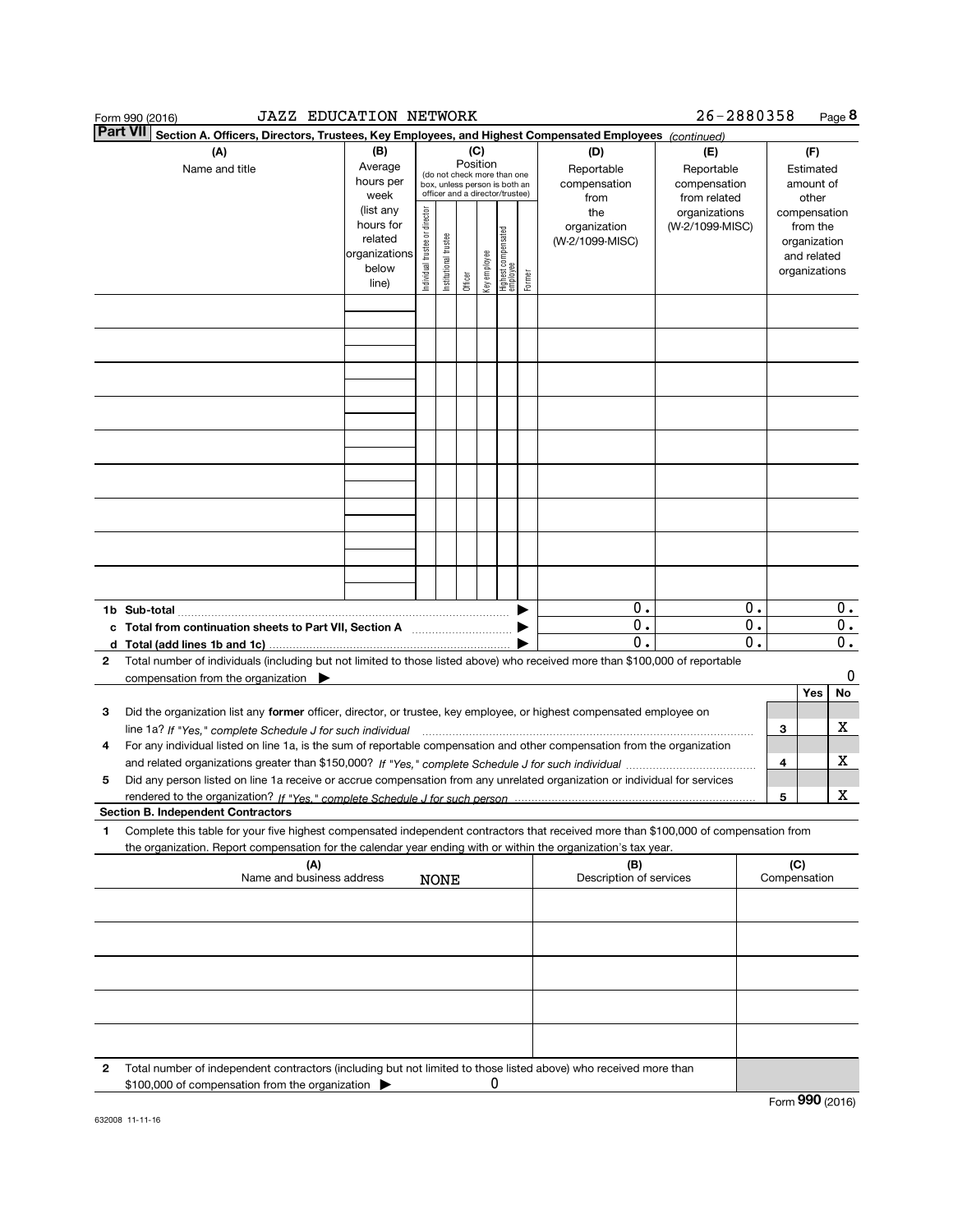Form 990 (2016) JAZZ EDUCATION NETWORK 26-2880358 Page 8

**Part VII Section A. Officers, Directors, Trustees, Key Employees, and Highest Compensated Employees** *(continued)*

| (A) Name and title | (B) Average hours per week (list any hours for related organizations below line) | (C) Position (do not check more than one box, unless person is both an officer and a director/trustee) Individual trustee or director | Institutional trustee | Officer | Key employee | Highest compensated employee | Former | (D) Reportable compensation from the organization (W-2/1099-MISC) | (E) Reportable compensation from related organizations (W-2/1099-MISC) | (F) Estimated amount of other compensation from the organization and related organizations |
|---|---|---|---|---|---|---|---|---|---|---|
| | | | | | | | | | | |
| | | | | | | | | | | |
| | | | | | | | | | | |
| | | | | | | | | | | |
| | | | | | | | | | | |
| | | | | | | | | | | |
| | | | | | | | | | | |
| | | | | | | | | | | |
| | | | | | | | | | | |
| **1b Sub-total** | | | | | | | ▶ | 0. | 0. | 0. |
| **c Total from continuation sheets to Part VII, Section A** | | | | | | | ▶ | 0. | 0. | 0. |
| **d Total (add lines 1b and 1c)** | | | | | | | ▶ | 0. | 0. | 0. |

**2** Total number of individuals (including but not limited to those listed above) who received more than $100,000 of reportable compensation from the organization ▶ 0

| | | | Yes | No |
|---|---|---|---|---|
| **3** | Did the organization list any **former** officer, director, or trustee, key employee, or highest compensated employee on line 1a? *If "Yes," complete Schedule J for such individual* | 3 | | X |
| **4** | For any individual listed on line 1a, is the sum of reportable compensation and other compensation from the organization and related organizations greater than $150,000? *If "Yes," complete Schedule J for such individual* | 4 | | X |
| **5** | Did any person listed on line 1a receive or accrue compensation from any unrelated organization or individual for services rendered to the organization? *If "Yes," complete Schedule J for such person* | 5 | | X |

**Section B. Independent Contractors**

**1** Complete this table for your five highest compensated independent contractors that received more than $100,000 of compensation from the organization. Report compensation for the calendar year ending with or within the organization's tax year.

| (A) Name and business address | (B) Description of services | (C) Compensation |
|---|---|---|
| NONE | | |
| | | |
| | | |
| | | |
| | | |

**2** Total number of independent contractors (including but not limited to those listed above) who received more than $100,000 of compensation from the organization ▶ 0

Form **990** (2016)

632008 11-11-16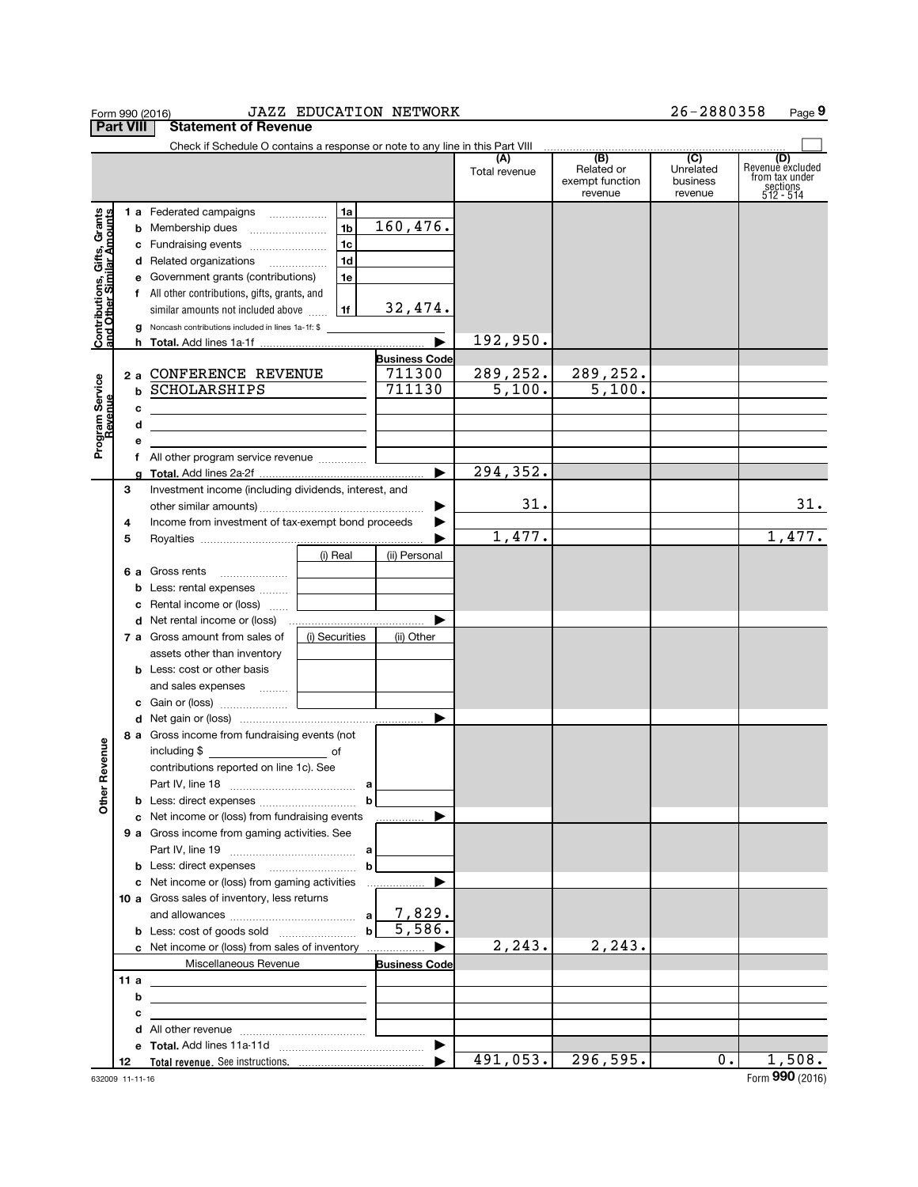Form 990 (2016) JAZZ EDUCATION NETWORK 26-2880358 Page 9

**Part VIII Statement of Revenue**

Check if Schedule O contains a response or note to any line in this Part VIII

| | | | | (A) Total revenue | (B) Related or exempt function revenue | (C) Unrelated business revenue | (D) Revenue excluded from tax under sections 512 - 514 |
|---|---|---|---|---|---|---|---|
| **Contributions, Gifts, Grants and Other Similar Amounts** | 1 a Federated campaigns | 1a | | | | | |
| | b Membership dues | 1b | 160,476. | | | | |
| | c Fundraising events | 1c | | | | | |
| | d Related organizations | 1d | | | | | |
| | e Government grants (contributions) | 1e | | | | | |
| | f All other contributions, gifts, grants, and similar amounts not included above | 1f | 32,474. | | | | |
| | g Noncash contributions included in lines 1a-1f: $ | | | | | | |
| | h **Total.** Add lines 1a-1f | | ▶ | 192,950. | | | |
| **Program Service Revenue** | | | **Business Code** | | | | |
| | 2 a CONFERENCE REVENUE | | 711300 | 289,252. | 289,252. | | |
| | b SCHOLARSHIPS | | 711130 | 5,100. | 5,100. | | |
| | c | | | | | | |
| | d | | | | | | |
| | e | | | | | | |
| | f All other program service revenue | | | | | | |
| | g **Total.** Add lines 2a-2f | | ▶ | 294,352. | | | |
| **Other Revenue** | 3 Investment income (including dividends, interest, and other similar amounts) | | ▶ | 31. | | | 31. |
| | 4 Income from investment of tax-exempt bond proceeds | | ▶ | | | | |
| | 5 Royalties | | ▶ | 1,477. | | | 1,477. |
| | | (i) Real | (ii) Personal | | | | |
| | 6 a Gross rents | | | | | | |
| | b Less: rental expenses | | | | | | |
| | c Rental income or (loss) | | | | | | |
| | d Net rental income or (loss) | | ▶ | | | | |
| | 7 a Gross amount from sales of assets other than inventory | (i) Securities | (ii) Other | | | | |
| | b Less: cost or other basis and sales expenses | | | | | | |
| | c Gain or (loss) | | | | | | |
| | d Net gain or (loss) | | ▶ | | | | |
| | 8 a Gross income from fundraising events (not including $ _____ of contributions reported on line 1c). See Part IV, line 18 | a | | | | | |
| | b Less: direct expenses | b | | | | | |
| | c Net income or (loss) from fundraising events | | ▶ | | | | |
| | 9 a Gross income from gaming activities. See Part IV, line 19 | a | | | | | |
| | b Less: direct expenses | b | | | | | |
| | c Net income or (loss) from gaming activities | | ▶ | | | | |
| | 10 a Gross sales of inventory, less returns and allowances | a | 7,829. | | | | |
| | b Less: cost of goods sold | b | 5,586. | | | | |
| | c Net income or (loss) from sales of inventory | | ▶ | 2,243. | 2,243. | | |
| | Miscellaneous Revenue | | **Business Code** | | | | |
| | 11 a | | | | | | |
| | b | | | | | | |
| | c | | | | | | |
| | d All other revenue | | | | | | |
| | e **Total.** Add lines 11a-11d | | ▶ | | | | |
| | 12 **Total revenue.** See instructions. | | ▶ | 491,053. | 296,595. | 0. | 1,508. |

632009 11-11-16 Form **990** (2016)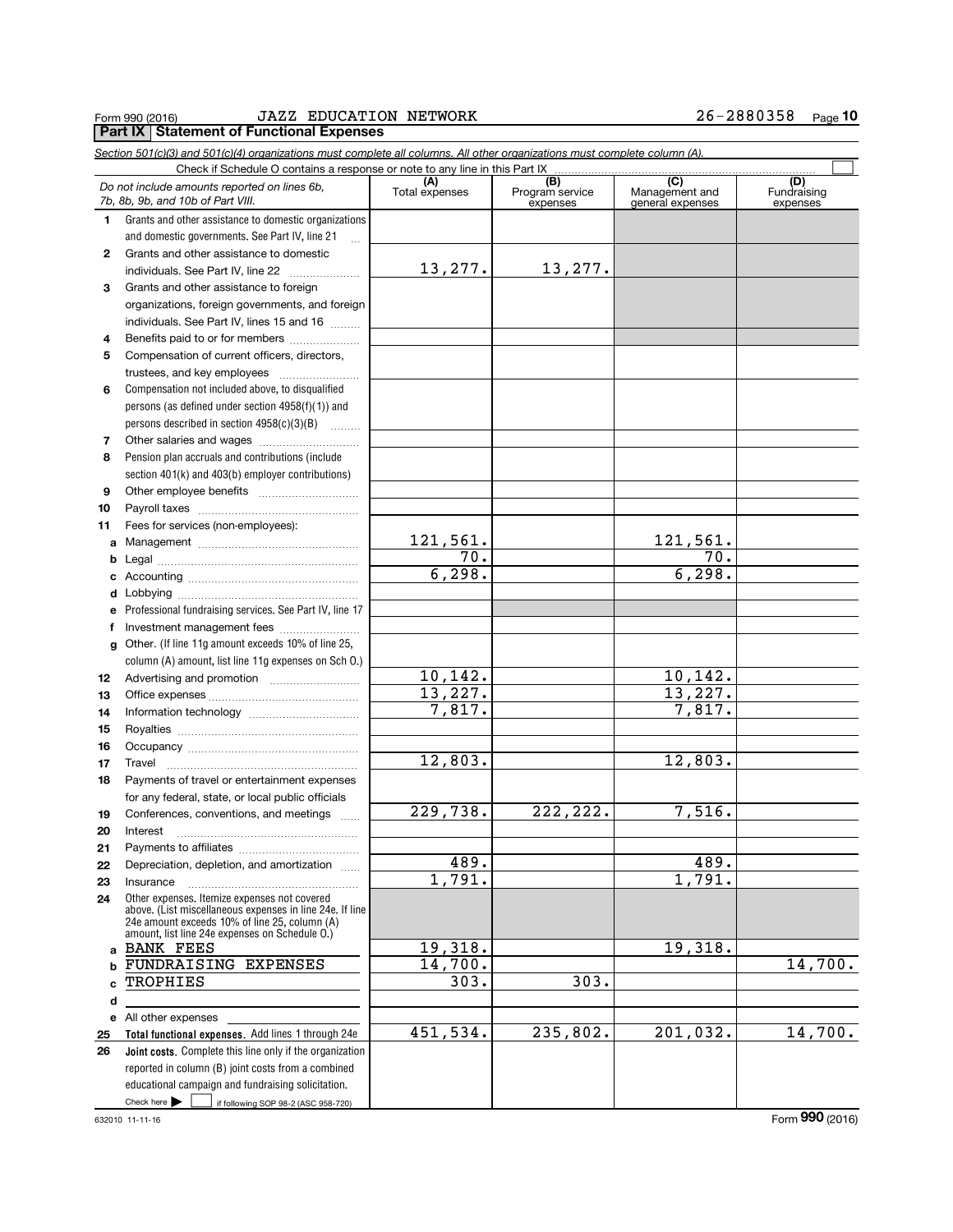Form 990 (2016) JAZZ EDUCATION NETWORK 26-2880358

## Part IX Statement of Functional Expenses

*Section 501(c)(3) and 501(c)(4) organizations must complete all columns. All other organizations must complete column (A).*

Check if Schedule O contains a response or note to any line in this Part IX ☐

| | *Do not include amounts reported on lines 6b, 7b, 8b, 9b, and 10b of Part VIII.* | (A) Total expenses | (B) Program service expenses | (C) Management and general expenses | (D) Fundraising expenses |
|---|---|---|---|---|---|
| 1 | Grants and other assistance to domestic organizations and domestic governments. See Part IV, line 21 | | | | |
| 2 | Grants and other assistance to domestic individuals. See Part IV, line 22 | 13,277. | 13,277. | | |
| 3 | Grants and other assistance to foreign organizations, foreign governments, and foreign individuals. See Part IV, lines 15 and 16 | | | | |
| 4 | Benefits paid to or for members | | | | |
| 5 | Compensation of current officers, directors, trustees, and key employees | | | | |
| 6 | Compensation not included above, to disqualified persons (as defined under section 4958(f)(1)) and persons described in section 4958(c)(3)(B) | | | | |
| 7 | Other salaries and wages | | | | |
| 8 | Pension plan accruals and contributions (include section 401(k) and 403(b) employer contributions) | | | | |
| 9 | Other employee benefits | | | | |
| 10 | Payroll taxes | | | | |
| 11 | Fees for services (non-employees): | | | | |
| a | Management | 121,561. | | 121,561. | |
| b | Legal | 70. | | 70. | |
| c | Accounting | 6,298. | | 6,298. | |
| d | Lobbying | | | | |
| e | Professional fundraising services. See Part IV, line 17 | | | | |
| f | Investment management fees | | | | |
| g | Other. (If line 11g amount exceeds 10% of line 25, column (A) amount, list line 11g expenses on Sch O.) | | | | |
| 12 | Advertising and promotion | 10,142. | | 10,142. | |
| 13 | Office expenses | 13,227. | | 13,227. | |
| 14 | Information technology | 7,817. | | 7,817. | |
| 15 | Royalties | | | | |
| 16 | Occupancy | | | | |
| 17 | Travel | 12,803. | | 12,803. | |
| 18 | Payments of travel or entertainment expenses for any federal, state, or local public officials | | | | |
| 19 | Conferences, conventions, and meetings | 229,738. | 222,222. | 7,516. | |
| 20 | Interest | | | | |
| 21 | Payments to affiliates | | | | |
| 22 | Depreciation, depletion, and amortization | 489. | | 489. | |
| 23 | Insurance | 1,791. | | 1,791. | |
| 24 | Other expenses. Itemize expenses not covered above. (List miscellaneous expenses in line 24e. If line 24e amount exceeds 10% of line 25, column (A) amount, list line 24e expenses on Schedule O.) | | | | |
| a | BANK FEES | 19,318. | | 19,318. | |
| b | FUNDRAISING EXPENSES | 14,700. | | | 14,700. |
| c | TROPHIES | 303. | 303. | | |
| d | | | | | |
| e | All other expenses | | | | |
| 25 | **Total functional expenses.** Add lines 1 through 24e | 451,534. | 235,802. | 201,032. | 14,700. |
| 26 | **Joint costs.** Complete this line only if the organization reported in column (B) joint costs from a combined educational campaign and fundraising solicitation. Check here ▶ ☐ if following SOP 98-2 (ASC 958-720) | | | | |

632010 11-11-16 Form **990** (2016)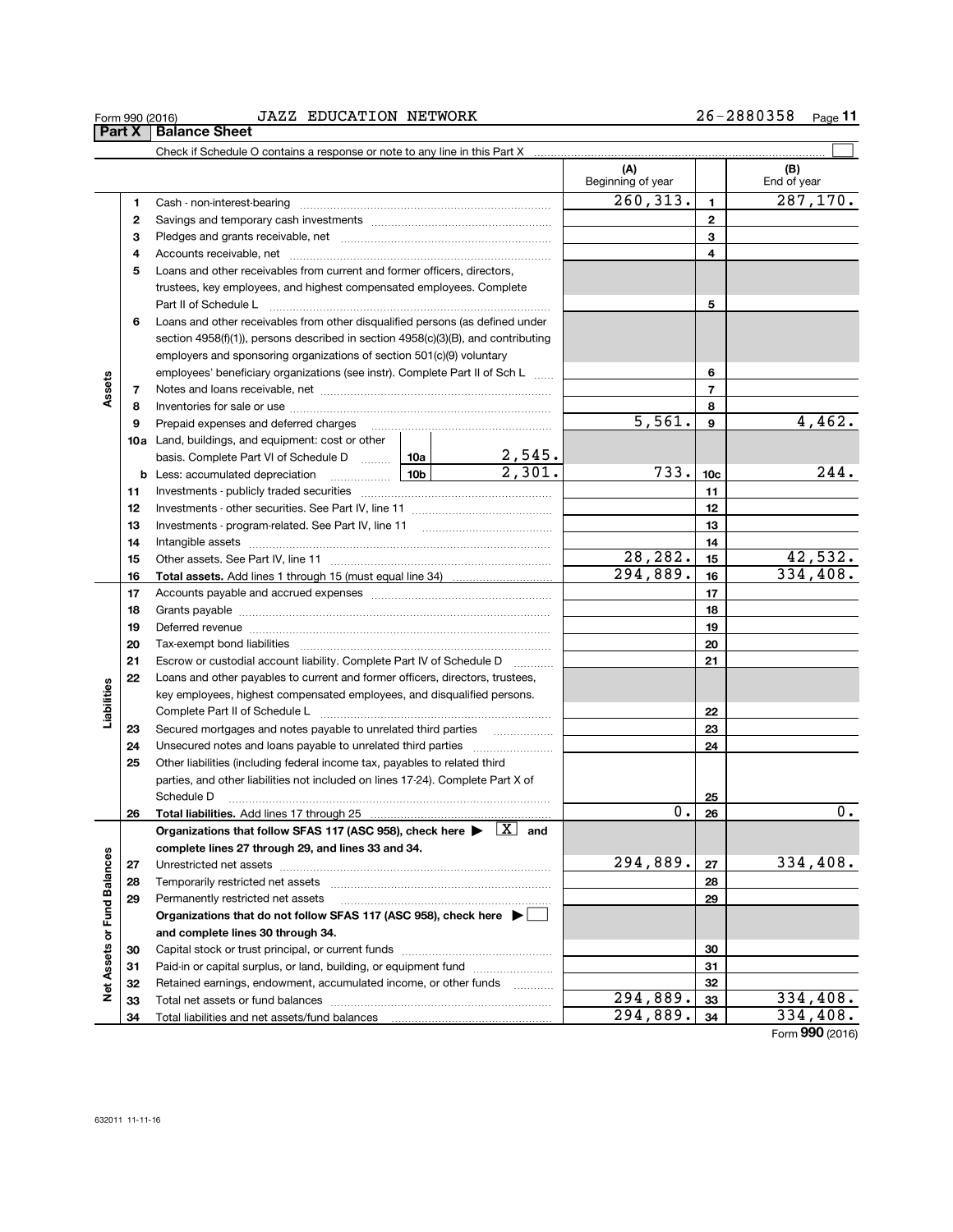Form 990 (2016) JAZZ EDUCATION NETWORK 26-2880358

## Part X Balance Sheet

Check if Schedule O contains a response or note to any line in this Part X ☐

| | | | | (A) Beginning of year | | (B) End of year |
|---|---|---|---|---|---|---|
| **Assets** | 1 | Cash - non-interest-bearing | | 260,313. | 1 | 287,170. |
| | 2 | Savings and temporary cash investments | | | 2 | |
| | 3 | Pledges and grants receivable, net | | | 3 | |
| | 4 | Accounts receivable, net | | | 4 | |
| | 5 | Loans and other receivables from current and former officers, directors, trustees, key employees, and highest compensated employees. Complete Part II of Schedule L | | | 5 | |
| | 6 | Loans and other receivables from other disqualified persons (as defined under section 4958(f)(1)), persons described in section 4958(c)(3)(B), and contributing employers and sponsoring organizations of section 501(c)(9) voluntary employees' beneficiary organizations (see instr). Complete Part II of Sch L | | | 6 | |
| | 7 | Notes and loans receivable, net | | | 7 | |
| | 8 | Inventories for sale or use | | | 8 | |
| | 9 | Prepaid expenses and deferred charges | | 5,561. | 9 | 4,462. |
| | 10a | Land, buildings, and equipment: cost or other basis. Complete Part VI of Schedule D | 10a 2,545. | | | |
| | b | Less: accumulated depreciation | 10b 2,301. | 733. | 10c | 244. |
| | 11 | Investments - publicly traded securities | | | 11 | |
| | 12 | Investments - other securities. See Part IV, line 11 | | | 12 | |
| | 13 | Investments - program-related. See Part IV, line 11 | | | 13 | |
| | 14 | Intangible assets | | | 14 | |
| | 15 | Other assets. See Part IV, line 11 | | 28,282. | 15 | 42,532. |
| | 16 | **Total assets.** Add lines 1 through 15 (must equal line 34) | | 294,889. | 16 | 334,408. |
| **Liabilities** | 17 | Accounts payable and accrued expenses | | | 17 | |
| | 18 | Grants payable | | | 18 | |
| | 19 | Deferred revenue | | | 19 | |
| | 20 | Tax-exempt bond liabilities | | | 20 | |
| | 21 | Escrow or custodial account liability. Complete Part IV of Schedule D | | | 21 | |
| | 22 | Loans and other payables to current and former officers, directors, trustees, key employees, highest compensated employees, and disqualified persons. Complete Part II of Schedule L | | | 22 | |
| | 23 | Secured mortgages and notes payable to unrelated third parties | | | 23 | |
| | 24 | Unsecured notes and loans payable to unrelated third parties | | | 24 | |
| | 25 | Other liabilities (including federal income tax, payables to related third parties, and other liabilities not included on lines 17-24). Complete Part X of Schedule D | | | 25 | |
| | 26 | **Total liabilities.** Add lines 17 through 25 | | 0. | 26 | 0. |
| **Net Assets or Fund Balances** | | **Organizations that follow SFAS 117 (ASC 958), check here ▶ ☒ and complete lines 27 through 29, and lines 33 and 34.** | | | | |
| | 27 | Unrestricted net assets | | 294,889. | 27 | 334,408. |
| | 28 | Temporarily restricted net assets | | | 28 | |
| | 29 | Permanently restricted net assets | | | 29 | |
| | | **Organizations that do not follow SFAS 117 (ASC 958), check here ▶ ☐ and complete lines 30 through 34.** | | | | |
| | 30 | Capital stock or trust principal, or current funds | | | 30 | |
| | 31 | Paid-in or capital surplus, or land, building, or equipment fund | | | 31 | |
| | 32 | Retained earnings, endowment, accumulated income, or other funds | | | 32 | |
| | 33 | Total net assets or fund balances | | 294,889. | 33 | 334,408. |
| | 34 | Total liabilities and net assets/fund balances | | 294,889. | 34 | 334,408. |

Form **990** (2016)

632011 11-11-16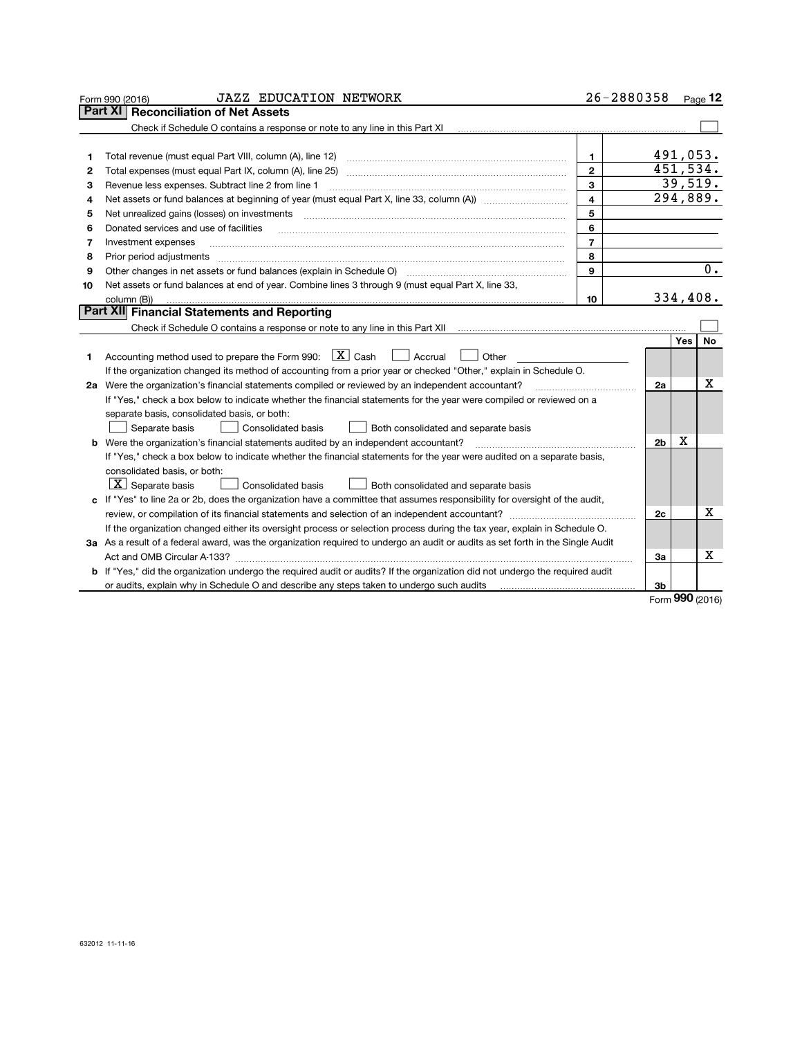Form 990 (2016) JAZZ EDUCATION NETWORK 26-2880358

## Part XI Reconciliation of Net Assets

Check if Schedule O contains a response or note to any line in this Part XI ☐

| | | | |
|---|---|---|---|
| 1 | Total revenue (must equal Part VIII, column (A), line 12) | 1 | 491,053. |
| 2 | Total expenses (must equal Part IX, column (A), line 25) | 2 | 451,534. |
| 3 | Revenue less expenses. Subtract line 2 from line 1 | 3 | 39,519. |
| 4 | Net assets or fund balances at beginning of year (must equal Part X, line 33, column (A)) | 4 | 294,889. |
| 5 | Net unrealized gains (losses) on investments | 5 | |
| 6 | Donated services and use of facilities | 6 | |
| 7 | Investment expenses | 7 | |
| 8 | Prior period adjustments | 8 | |
| 9 | Other changes in net assets or fund balances (explain in Schedule O) | 9 | 0. |
| 10 | Net assets or fund balances at end of year. Combine lines 3 through 9 (must equal Part X, line 33, column (B)) | 10 | 334,408. |

## Part XII Financial Statements and Reporting

Check if Schedule O contains a response or note to any line in this Part XII ☐

| | | | Yes | No |
|---|---|---|---|---|
| 1 | Accounting method used to prepare the Form 990: ☒ Cash ☐ Accrual ☐ Other<br>If the organization changed its method of accounting from a prior year or checked "Other," explain in Schedule O. | | | |
| 2a | Were the organization's financial statements compiled or reviewed by an independent accountant?<br>If "Yes," check a box below to indicate whether the financial statements for the year were compiled or reviewed on a separate basis, consolidated basis, or both:<br>☐ Separate basis ☐ Consolidated basis ☐ Both consolidated and separate basis | 2a | | X |
| b | Were the organization's financial statements audited by an independent accountant?<br>If "Yes," check a box below to indicate whether the financial statements for the year were audited on a separate basis, consolidated basis, or both:<br>☒ Separate basis ☐ Consolidated basis ☐ Both consolidated and separate basis | 2b | X | |
| c | If "Yes" to line 2a or 2b, does the organization have a committee that assumes responsibility for oversight of the audit, review, or compilation of its financial statements and selection of an independent accountant?<br>If the organization changed either its oversight process or selection process during the tax year, explain in Schedule O. | 2c | | X |
| 3a | As a result of a federal award, was the organization required to undergo an audit or audits as set forth in the Single Audit Act and OMB Circular A-133? | 3a | | X |
| b | If "Yes," did the organization undergo the required audit or audits? If the organization did not undergo the required audit or audits, explain why in Schedule O and describe any steps taken to undergo such audits | 3b | | |

Form 990 (2016)

632012 11-11-16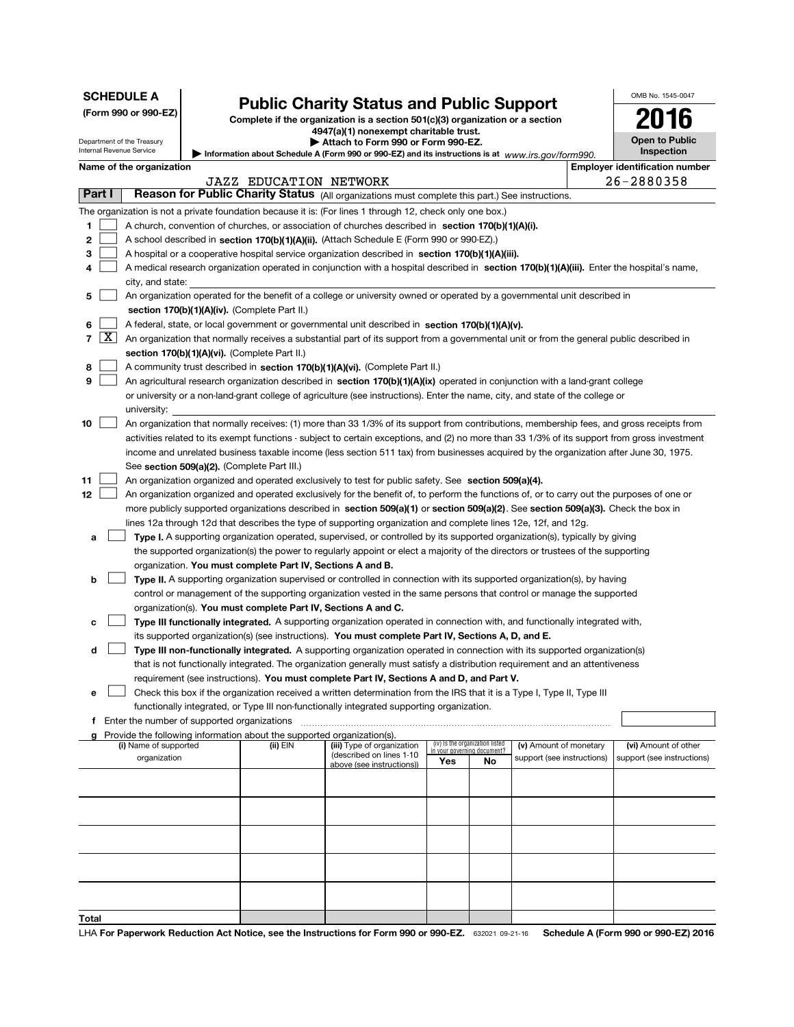**SCHEDULE A**
**(Form 990 or 990-EZ)**

Department of the Treasury
Internal Revenue Service

# Public Charity Status and Public Support

**Complete if the organization is a section 501(c)(3) organization or a section 4947(a)(1) nonexempt charitable trust.**
**▶ Attach to Form 990 or Form 990-EZ.**
**▶ Information about Schedule A (Form 990 or 990-EZ) and its instructions is at** *www.irs.gov/form990.*

OMB No. 1545-0047
**2016**
**Open to Public Inspection**

**Name of the organization:** JAZZ EDUCATION NETWORK
**Employer identification number:** 26-2880358

**Part I** **Reason for Public Charity Status** (All organizations must complete this part.) See instructions.

The organization is not a private foundation because it is: (For lines 1 through 12, check only one box.)

1 [ ] A church, convention of churches, or association of churches described in **section 170(b)(1)(A)(i).**

2 [ ] A school described in **section 170(b)(1)(A)(ii).** (Attach Schedule E (Form 990 or 990-EZ).)

3 [ ] A hospital or a cooperative hospital service organization described in **section 170(b)(1)(A)(iii).**

4 [ ] A medical research organization operated in conjunction with a hospital described in **section 170(b)(1)(A)(iii).** Enter the hospital's name, city, and state:

5 [ ] An organization operated for the benefit of a college or university owned or operated by a governmental unit described in **section 170(b)(1)(A)(iv).** (Complete Part II.)

6 [ ] A federal, state, or local government or governmental unit described in **section 170(b)(1)(A)(v).**

7 [X] An organization that normally receives a substantial part of its support from a governmental unit or from the general public described in **section 170(b)(1)(A)(vi).** (Complete Part II.)

8 [ ] A community trust described in **section 170(b)(1)(A)(vi).** (Complete Part II.)

9 [ ] An agricultural research organization described in **section 170(b)(1)(A)(ix)** operated in conjunction with a land-grant college or university or a non-land-grant college of agriculture (see instructions). Enter the name, city, and state of the college or university:

10 [ ] An organization that normally receives: (1) more than 33 1/3% of its support from contributions, membership fees, and gross receipts from activities related to its exempt functions - subject to certain exceptions, and (2) no more than 33 1/3% of its support from gross investment income and unrelated business taxable income (less section 511 tax) from businesses acquired by the organization after June 30, 1975. See **section 509(a)(2).** (Complete Part III.)

11 [ ] An organization organized and operated exclusively to test for public safety. See **section 509(a)(4).**

12 [ ] An organization organized and operated exclusively for the benefit of, to perform the functions of, or to carry out the purposes of one or more publicly supported organizations described in **section 509(a)(1)** or **section 509(a)(2)**. See **section 509(a)(3).** Check the box in lines 12a through 12d that describes the type of supporting organization and complete lines 12e, 12f, and 12g.

a [ ] **Type I.** A supporting organization operated, supervised, or controlled by its supported organization(s), typically by giving the supported organization(s) the power to regularly appoint or elect a majority of the directors or trustees of the supporting organization. **You must complete Part IV, Sections A and B.**

b [ ] **Type II.** A supporting organization supervised or controlled in connection with its supported organization(s), by having control or management of the supporting organization vested in the same persons that control or manage the supported organization(s). **You must complete Part IV, Sections A and C.**

c [ ] **Type III functionally integrated.** A supporting organization operated in connection with, and functionally integrated with, its supported organization(s) (see instructions). **You must complete Part IV, Sections A, D, and E.**

d [ ] **Type III non-functionally integrated.** A supporting organization operated in connection with its supported organization(s) that is not functionally integrated. The organization generally must satisfy a distribution requirement and an attentiveness requirement (see instructions). **You must complete Part IV, Sections A and D, and Part V.**

e [ ] Check this box if the organization received a written determination from the IRS that it is a Type I, Type II, Type III functionally integrated, or Type III non-functionally integrated supporting organization.

f Enter the number of supported organizations

g Provide the following information about the supported organization(s).

| (i) Name of supported organization | (ii) EIN | (iii) Type of organization (described on lines 1-10 above (see instructions)) | (iv) Is the organization listed in your governing document? Yes | No | (v) Amount of monetary support (see instructions) | (vi) Amount of other support (see instructions) |
|---|---|---|---|---|---|---|
| | | | | | | |
| | | | | | | |
| | | | | | | |
| | | | | | | |
| | | | | | | |
| **Total** | | | | | | |

LHA **For Paperwork Reduction Act Notice, see the Instructions for Form 990 or 990-EZ.** 632021 09-21-16 **Schedule A (Form 990 or 990-EZ) 2016**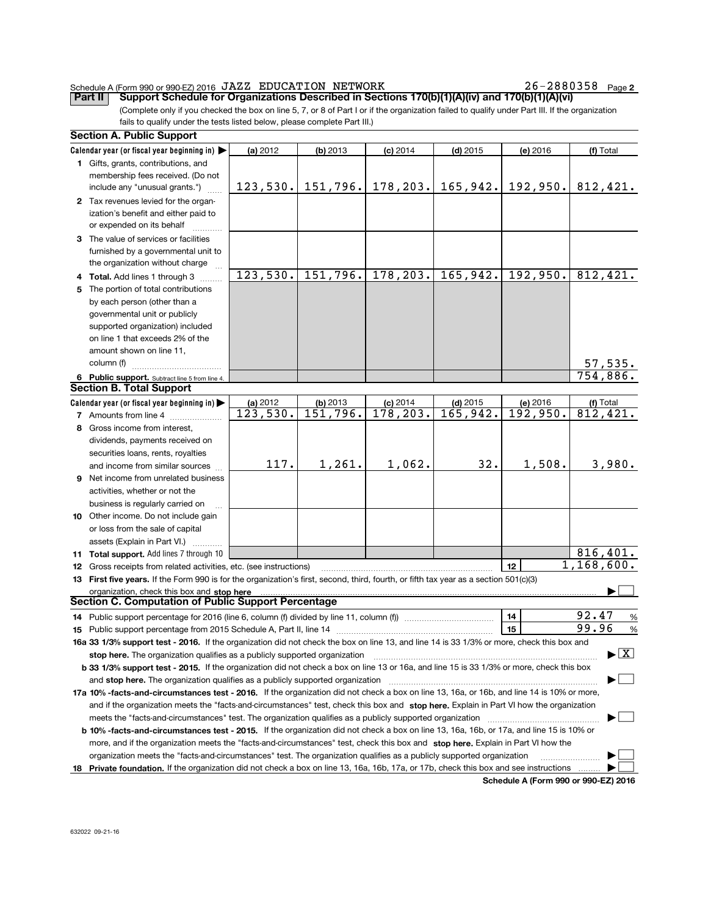Schedule A (Form 990 or 990-EZ) 2016 JAZZ EDUCATION NETWORK 26-2880358 Page 2

**Part II** **Support Schedule for Organizations Described in Sections 170(b)(1)(A)(iv) and 170(b)(1)(A)(vi)**

(Complete only if you checked the box on line 5, 7, or 8 of Part I or if the organization failed to qualify under Part III. If the organization fails to qualify under the tests listed below, please complete Part III.)

**Section A. Public Support**

| Calendar year (or fiscal year beginning in) ▶ | (a) 2012 | (b) 2013 | (c) 2014 | (d) 2015 | (e) 2016 | (f) Total |
|---|---|---|---|---|---|---|
| 1 Gifts, grants, contributions, and membership fees received. (Do not include any "unusual grants.") | 123,530. | 151,796. | 178,203. | 165,942. | 192,950. | 812,421. |
| 2 Tax revenues levied for the organization's benefit and either paid to or expended on its behalf | | | | | | |
| 3 The value of services or facilities furnished by a governmental unit to the organization without charge | | | | | | |
| 4 Total. Add lines 1 through 3 | 123,530. | 151,796. | 178,203. | 165,942. | 192,950. | 812,421. |
| 5 The portion of total contributions by each person (other than a governmental unit or publicly supported organization) included on line 1 that exceeds 2% of the amount shown on line 11, column (f) | | | | | | 57,535. |
| 6 Public support. Subtract line 5 from line 4. | | | | | | 754,886. |

**Section B. Total Support**

| Calendar year (or fiscal year beginning in) ▶ | (a) 2012 | (b) 2013 | (c) 2014 | (d) 2015 | (e) 2016 | (f) Total |
|---|---|---|---|---|---|---|
| 7 Amounts from line 4 | 123,530. | 151,796. | 178,203. | 165,942. | 192,950. | 812,421. |
| 8 Gross income from interest, dividends, payments received on securities loans, rents, royalties and income from similar sources | 117. | 1,261. | 1,062. | 32. | 1,508. | 3,980. |
| 9 Net income from unrelated business activities, whether or not the business is regularly carried on | | | | | | |
| 10 Other income. Do not include gain or loss from the sale of capital assets (Explain in Part VI.) | | | | | | |
| 11 Total support. Add lines 7 through 10 | | | | | | 816,401. |
| 12 Gross receipts from related activities, etc. (see instructions) | | | | | 12 | 1,168,600. |

**13 First five years.** If the Form 990 is for the organization's first, second, third, fourth, or fifth tax year as a section 501(c)(3) organization, check this box and **stop here** ▶ ☐

**Section C. Computation of Public Support Percentage**

| | | |
|---|---|---|
| 14 Public support percentage for 2016 (line 6, column (f) divided by line 11, column (f)) | 14 | 92.47 % |
| 15 Public support percentage from 2015 Schedule A, Part II, line 14 | 15 | 99.96 % |

**16a 33 1/3% support test - 2016.** If the organization did not check the box on line 13, and line 14 is 33 1/3% or more, check this box and **stop here.** The organization qualifies as a publicly supported organization ▶ ☒

**b 33 1/3% support test - 2015.** If the organization did not check a box on line 13 or 16a, and line 15 is 33 1/3% or more, check this box and **stop here.** The organization qualifies as a publicly supported organization ▶ ☐

**17a 10% -facts-and-circumstances test - 2016.** If the organization did not check a box on line 13, 16a, or 16b, and line 14 is 10% or more, and if the organization meets the "facts-and-circumstances" test, check this box and **stop here.** Explain in Part VI how the organization meets the "facts-and-circumstances" test. The organization qualifies as a publicly supported organization ▶ ☐

**b 10% -facts-and-circumstances test - 2015.** If the organization did not check a box on line 13, 16a, 16b, or 17a, and line 15 is 10% or more, and if the organization meets the "facts-and-circumstances" test, check this box and **stop here.** Explain in Part VI how the organization meets the "facts-and-circumstances" test. The organization qualifies as a publicly supported organization ▶ ☐

**18 Private foundation.** If the organization did not check a box on line 13, 16a, 16b, 17a, or 17b, check this box and see instructions ▶ ☐

**Schedule A (Form 990 or 990-EZ) 2016**

632022 09-21-16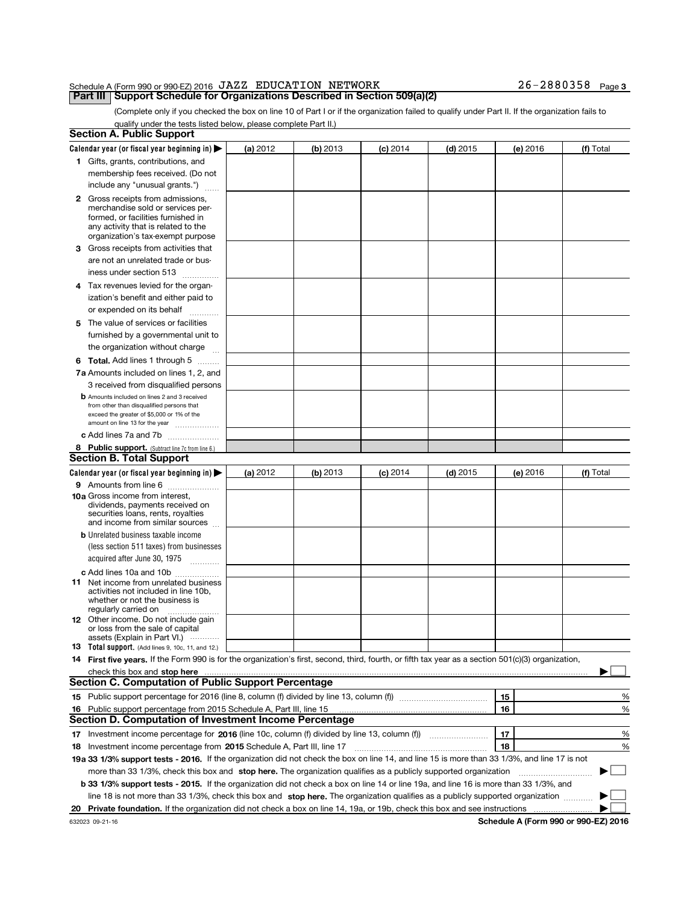Schedule A (Form 990 or 990-EZ) 2016 JAZZ EDUCATION NETWORK 26-2880358 Page 3

**Part III Support Schedule for Organizations Described in Section 509(a)(2)**

(Complete only if you checked the box on line 10 of Part I or if the organization failed to qualify under Part II. If the organization fails to qualify under the tests listed below, please complete Part II.)

### Section A. Public Support

| Calendar year (or fiscal year beginning in) ▶ | (a) 2012 | (b) 2013 | (c) 2014 | (d) 2015 | (e) 2016 | (f) Total |
|---|---|---|---|---|---|---|
| **1** Gifts, grants, contributions, and membership fees received. (Do not include any "unusual grants.") | | | | | | |
| **2** Gross receipts from admissions, merchandise sold or services performed, or facilities furnished in any activity that is related to the organization's tax-exempt purpose | | | | | | |
| **3** Gross receipts from activities that are not an unrelated trade or business under section 513 | | | | | | |
| **4** Tax revenues levied for the organization's benefit and either paid to or expended on its behalf | | | | | | |
| **5** The value of services or facilities furnished by a governmental unit to the organization without charge | | | | | | |
| **6 Total.** Add lines 1 through 5 | | | | | | |
| **7a** Amounts included on lines 1, 2, and 3 received from disqualified persons | | | | | | |
| **b** Amounts included on lines 2 and 3 received from other than disqualified persons that exceed the greater of $5,000 or 1% of the amount on line 13 for the year | | | | | | |
| **c** Add lines 7a and 7b | | | | | | |
| **8 Public support.** (Subtract line 7c from line 6.) | | | | | | |

### Section B. Total Support

| Calendar year (or fiscal year beginning in) ▶ | (a) 2012 | (b) 2013 | (c) 2014 | (d) 2015 | (e) 2016 | (f) Total |
|---|---|---|---|---|---|---|
| **9** Amounts from line 6 | | | | | | |
| **10a** Gross income from interest, dividends, payments received on securities loans, rents, royalties and income from similar sources | | | | | | |
| **b** Unrelated business taxable income (less section 511 taxes) from businesses acquired after June 30, 1975 | | | | | | |
| **c** Add lines 10a and 10b | | | | | | |
| **11** Net income from unrelated business activities not included in line 10b, whether or not the business is regularly carried on | | | | | | |
| **12** Other income. Do not include gain or loss from the sale of capital assets (Explain in Part VI.) | | | | | | |
| **13 Total support.** (Add lines 9, 10c, 11, and 12.) | | | | | | |

**14 First five years.** If the Form 990 is for the organization's first, second, third, fourth, or fifth tax year as a section 501(c)(3) organization, check this box and **stop here** ▶ ☐

### Section C. Computation of Public Support Percentage

| | | | |
|---|---|---|---|
| **15** | Public support percentage for 2016 (line 8, column (f) divided by line 13, column (f)) | 15 | % |
| **16** | Public support percentage from 2015 Schedule A, Part III, line 15 | 16 | % |

### Section D. Computation of Investment Income Percentage

| | | | |
|---|---|---|---|
| **17** | Investment income percentage for **2016** (line 10c, column (f) divided by line 13, column (f)) | 17 | % |
| **18** | Investment income percentage from **2015** Schedule A, Part III, line 17 | 18 | % |

**19a 33 1/3% support tests - 2016.** If the organization did not check the box on line 14, and line 15 is more than 33 1/3%, and line 17 is not more than 33 1/3%, check this box and **stop here.** The organization qualifies as a publicly supported organization ▶ ☐

**b 33 1/3% support tests - 2015.** If the organization did not check a box on line 14 or line 19a, and line 16 is more than 33 1/3%, and line 18 is not more than 33 1/3%, check this box and **stop here.** The organization qualifies as a publicly supported organization ▶ ☐

**20 Private foundation.** If the organization did not check a box on line 14, 19a, or 19b, check this box and see instructions ▶ ☐

632023 09-21-16 **Schedule A (Form 990 or 990-EZ) 2016**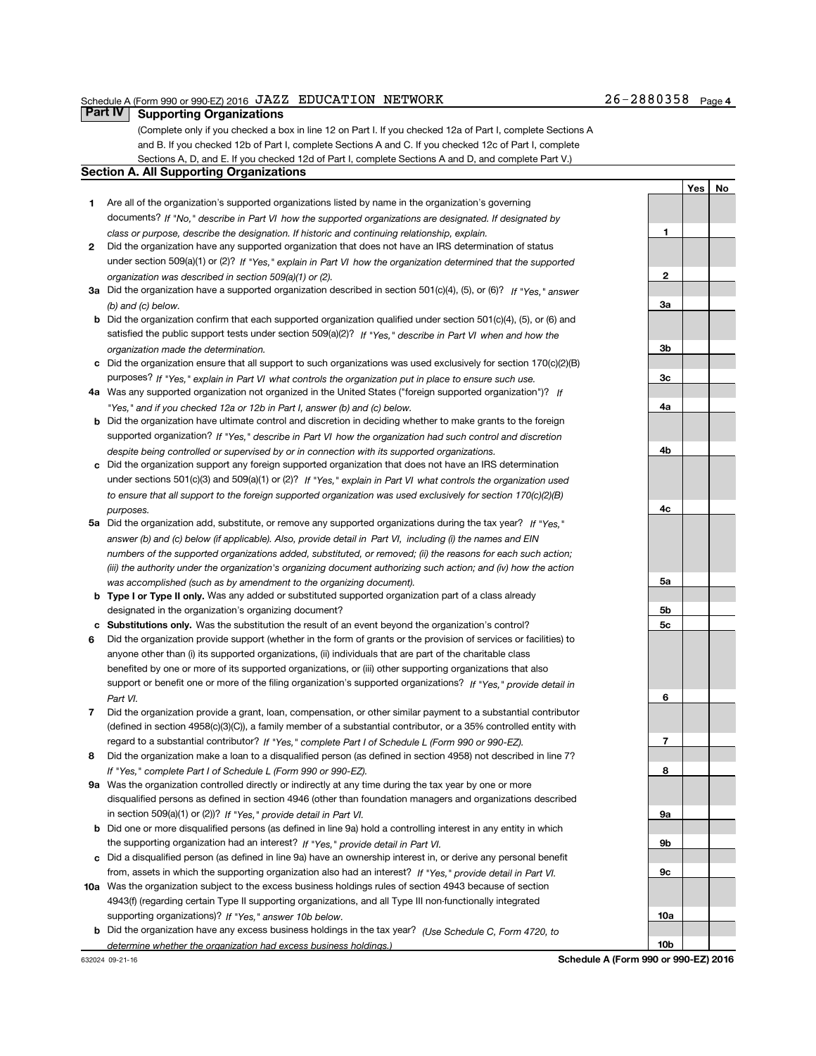Schedule A (Form 990 or 990-EZ) 2016 JAZZ EDUCATION NETWORK 26-2880358 Page 4

## Part IV Supporting Organizations

(Complete only if you checked a box in line 12 on Part I. If you checked 12a of Part I, complete Sections A and B. If you checked 12b of Part I, complete Sections A and C. If you checked 12c of Part I, complete Sections A, D, and E. If you checked 12d of Part I, complete Sections A and D, and complete Part V.)

### Section A. All Supporting Organizations

| | | | Yes | No |
|---|---|---|---|---|
| **1** | Are all of the organization's supported organizations listed by name in the organization's governing documents? *If "No," describe in Part VI how the supported organizations are designated. If designated by class or purpose, describe the designation. If historic and continuing relationship, explain.* | 1 | | |
| **2** | Did the organization have any supported organization that does not have an IRS determination of status under section 509(a)(1) or (2)? *If "Yes," explain in Part VI how the organization determined that the supported organization was described in section 509(a)(1) or (2).* | 2 | | |
| **3a** | Did the organization have a supported organization described in section 501(c)(4), (5), or (6)? *If "Yes," answer (b) and (c) below.* | 3a | | |
| **b** | Did the organization confirm that each supported organization qualified under section 501(c)(4), (5), or (6) and satisfied the public support tests under section 509(a)(2)? *If "Yes," describe in Part VI when and how the organization made the determination.* | 3b | | |
| **c** | Did the organization ensure that all support to such organizations was used exclusively for section 170(c)(2)(B) purposes? *If "Yes," explain in Part VI what controls the organization put in place to ensure such use.* | 3c | | |
| **4a** | Was any supported organization not organized in the United States ("foreign supported organization")? *If "Yes," and if you checked 12a or 12b in Part I, answer (b) and (c) below.* | 4a | | |
| **b** | Did the organization have ultimate control and discretion in deciding whether to make grants to the foreign supported organization? *If "Yes," describe in Part VI how the organization had such control and discretion despite being controlled or supervised by or in connection with its supported organizations.* | 4b | | |
| **c** | Did the organization support any foreign supported organization that does not have an IRS determination under sections 501(c)(3) and 509(a)(1) or (2)? *If "Yes," explain in Part VI what controls the organization used to ensure that all support to the foreign supported organization was used exclusively for section 170(c)(2)(B) purposes.* | 4c | | |
| **5a** | Did the organization add, substitute, or remove any supported organizations during the tax year? *If "Yes," answer (b) and (c) below (if applicable). Also, provide detail in Part VI, including (i) the names and EIN numbers of the supported organizations added, substituted, or removed; (ii) the reasons for each such action; (iii) the authority under the organization's organizing document authorizing such action; and (iv) how the action was accomplished (such as by amendment to the organizing document).* | 5a | | |
| **b** | **Type I or Type II only.** Was any added or substituted supported organization part of a class already designated in the organization's organizing document? | 5b | | |
| **c** | **Substitutions only.** Was the substitution the result of an event beyond the organization's control? | 5c | | |
| **6** | Did the organization provide support (whether in the form of grants or the provision of services or facilities) to anyone other than (i) its supported organizations, (ii) individuals that are part of the charitable class benefited by one or more of its supported organizations, or (iii) other supporting organizations that also support or benefit one or more of the filing organization's supported organizations? *If "Yes," provide detail in Part VI.* | 6 | | |
| **7** | Did the organization provide a grant, loan, compensation, or other similar payment to a substantial contributor (defined in section 4958(c)(3)(C)), a family member of a substantial contributor, or a 35% controlled entity with regard to a substantial contributor? *If "Yes," complete Part I of Schedule L (Form 990 or 990-EZ).* | 7 | | |
| **8** | Did the organization make a loan to a disqualified person (as defined in section 4958) not described in line 7? *If "Yes," complete Part I of Schedule L (Form 990 or 990-EZ).* | 8 | | |
| **9a** | Was the organization controlled directly or indirectly at any time during the tax year by one or more disqualified persons as defined in section 4946 (other than foundation managers and organizations described in section 509(a)(1) or (2))? *If "Yes," provide detail in Part VI.* | 9a | | |
| **b** | Did one or more disqualified persons (as defined in line 9a) hold a controlling interest in any entity in which the supporting organization had an interest? *If "Yes," provide detail in Part VI.* | 9b | | |
| **c** | Did a disqualified person (as defined in line 9a) have an ownership interest in, or derive any personal benefit from, assets in which the supporting organization also had an interest? *If "Yes," provide detail in Part VI.* | 9c | | |
| **10a** | Was the organization subject to the excess business holdings rules of section 4943 because of section 4943(f) (regarding certain Type II supporting organizations, and all Type III non-functionally integrated supporting organizations)? *If "Yes," answer 10b below.* | 10a | | |
| **b** | Did the organization have any excess business holdings in the tax year? *(Use Schedule C, Form 4720, to determine whether the organization had excess business holdings.)* | 10b | | |

632024 09-21-16 **Schedule A (Form 990 or 990-EZ) 2016**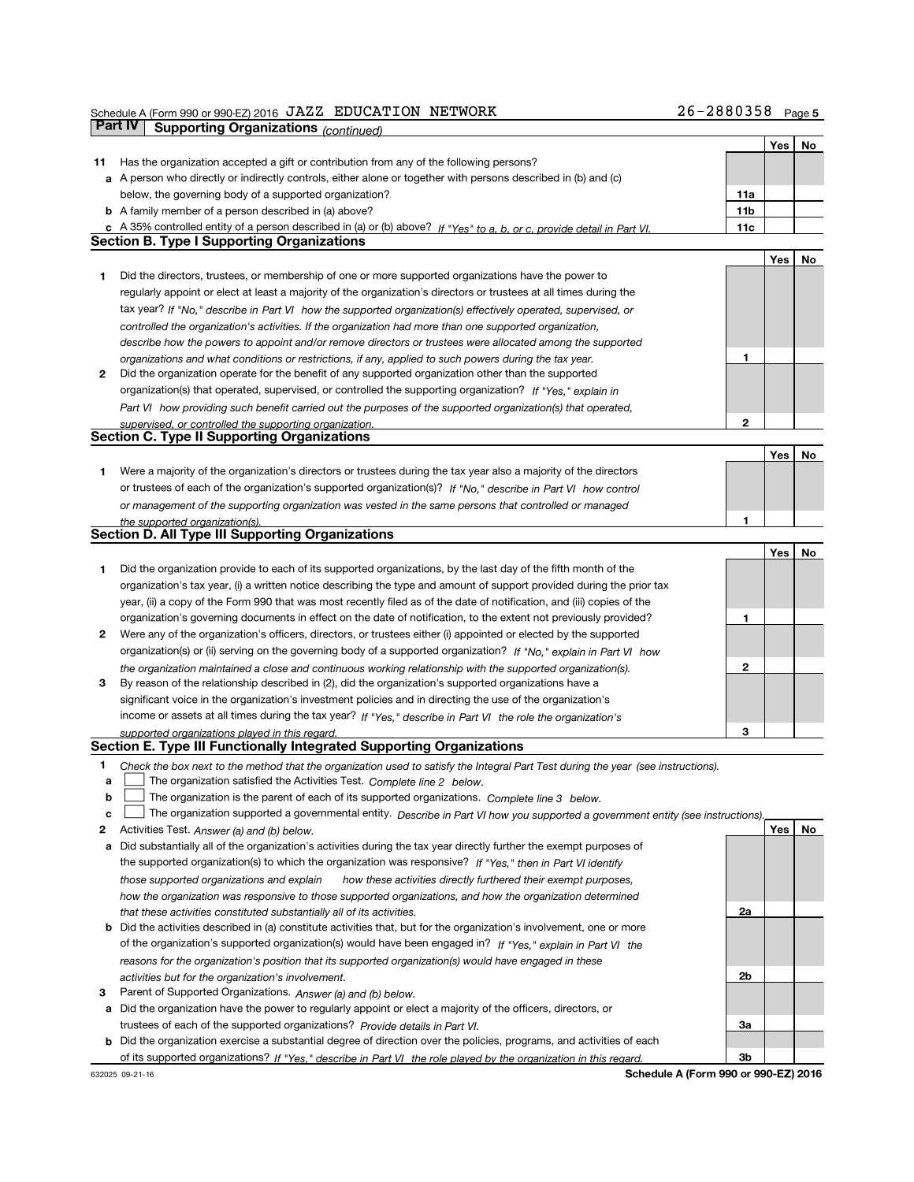Schedule A (Form 990 or 990-EZ) 2016 JAZZ EDUCATION NETWORK 26-2880358 Page 5

## Part IV Supporting Organizations *(continued)*

| | | | Yes | No |
|---|---|---|---|---|
| **11** | Has the organization accepted a gift or contribution from any of the following persons? | | | |
| **a** | A person who directly or indirectly controls, either alone or together with persons described in (b) and (c) below, the governing body of a supported organization? | 11a | | |
| **b** | A family member of a person described in (a) above? | 11b | | |
| **c** | A 35% controlled entity of a person described in (a) or (b) above? *If "Yes" to a, b, or c, provide detail in Part VI.* | 11c | | |

### Section B. Type I Supporting Organizations

| | | | Yes | No |
|---|---|---|---|---|
| **1** | Did the directors, trustees, or membership of one or more supported organizations have the power to regularly appoint or elect at least a majority of the organization's directors or trustees at all times during the tax year? *If "No," describe in Part VI how the supported organization(s) effectively operated, supervised, or controlled the organization's activities. If the organization had more than one supported organization, describe how the powers to appoint and/or remove directors or trustees were allocated among the supported organizations and what conditions or restrictions, if any, applied to such powers during the tax year.* | 1 | | |
| **2** | Did the organization operate for the benefit of any supported organization other than the supported organization(s) that operated, supervised, or controlled the supporting organization? *If "Yes," explain in Part VI how providing such benefit carried out the purposes of the supported organization(s) that operated, supervised, or controlled the supporting organization.* | 2 | | |

### Section C. Type II Supporting Organizations

| | | | Yes | No |
|---|---|---|---|---|
| **1** | Were a majority of the organization's directors or trustees during the tax year also a majority of the directors or trustees of each of the organization's supported organization(s)? *If "No," describe in Part VI how control or management of the supporting organization was vested in the same persons that controlled or managed the supported organization(s).* | 1 | | |

### Section D. All Type III Supporting Organizations

| | | | Yes | No |
|---|---|---|---|---|
| **1** | Did the organization provide to each of its supported organizations, by the last day of the fifth month of the organization's tax year, (i) a written notice describing the type and amount of support provided during the prior tax year, (ii) a copy of the Form 990 that was most recently filed as of the date of notification, and (iii) copies of the organization's governing documents in effect on the date of notification, to the extent not previously provided? | 1 | | |
| **2** | Were any of the organization's officers, directors, or trustees either (i) appointed or elected by the supported organization(s) or (ii) serving on the governing body of a supported organization? *If "No," explain in Part VI how the organization maintained a close and continuous working relationship with the supported organization(s).* | 2 | | |
| **3** | By reason of the relationship described in (2), did the organization's supported organizations have a significant voice in the organization's investment policies and in directing the use of the organization's income or assets at all times during the tax year? *If "Yes," describe in Part VI the role the organization's supported organizations played in this regard.* | 3 | | |

### Section E. Type III Functionally Integrated Supporting Organizations

**1** *Check the box next to the method that the organization used to satisfy the Integral Part Test during the year (see instructions).*

- **a** ☐ The organization satisfied the Activities Test. *Complete line 2 below.*
- **b** ☐ The organization is the parent of each of its supported organizations. *Complete line 3 below.*
- **c** ☐ The organization supported a governmental entity. *Describe in Part VI how you supported a government entity (see instructions).*

| | | | Yes | No |
|---|---|---|---|---|
| **2** | Activities Test. *Answer (a) and (b) below.* | | | |
| **a** | Did substantially all of the organization's activities during the tax year directly further the exempt purposes of the supported organization(s) to which the organization was responsive? *If "Yes," then in Part VI identify those supported organizations and explain how these activities directly furthered their exempt purposes, how the organization was responsive to those supported organizations, and how the organization determined that these activities constituted substantially all of its activities.* | 2a | | |
| **b** | Did the activities described in (a) constitute activities that, but for the organization's involvement, one or more of the organization's supported organization(s) would have been engaged in? *If "Yes," explain in Part VI the reasons for the organization's position that its supported organization(s) would have engaged in these activities but for the organization's involvement.* | 2b | | |
| **3** | Parent of Supported Organizations. *Answer (a) and (b) below.* | | | |
| **a** | Did the organization have the power to regularly appoint or elect a majority of the officers, directors, or trustees of each of the supported organizations? *Provide details in Part VI.* | 3a | | |
| **b** | Did the organization exercise a substantial degree of direction over the policies, programs, and activities of each of its supported organizations? *If "Yes," describe in Part VI the role played by the organization in this regard.* | 3b | | |

632025 09-21-16 **Schedule A (Form 990 or 990-EZ) 2016**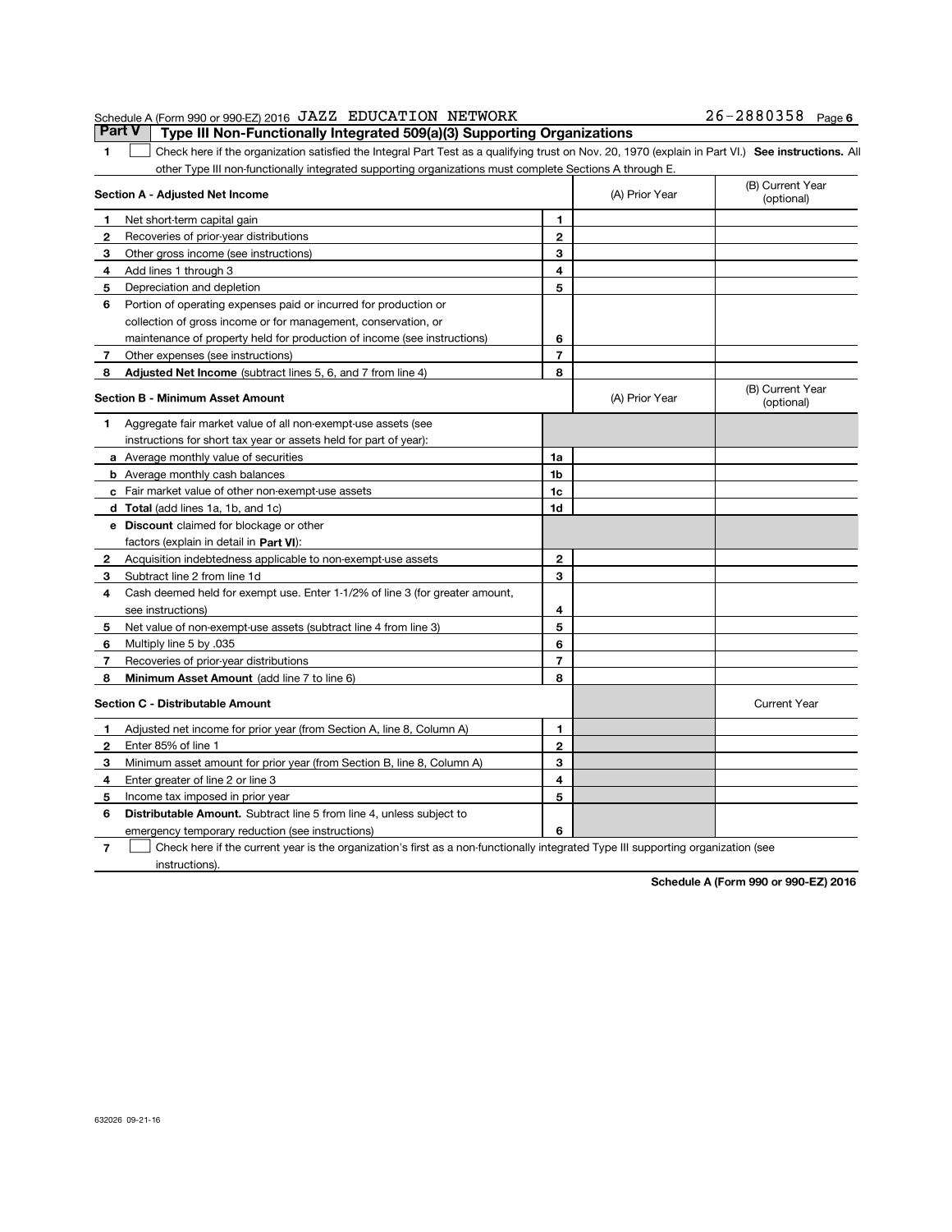Schedule A (Form 990 or 990-EZ) 2016 JAZZ EDUCATION NETWORK 26-2880358 Page 6

## Part V Type III Non-Functionally Integrated 509(a)(3) Supporting Organizations

**1** ☐ Check here if the organization satisfied the Integral Part Test as a qualifying trust on Nov. 20, 1970 (explain in Part VI.) **See instructions.** All other Type III non-functionally integrated supporting organizations must complete Sections A through E.

| **Section A - Adjusted Net Income** | | (A) Prior Year | (B) Current Year (optional) |
|---|---|---|---|
| **1** Net short-term capital gain | 1 | | |
| **2** Recoveries of prior-year distributions | 2 | | |
| **3** Other gross income (see instructions) | 3 | | |
| **4** Add lines 1 through 3 | 4 | | |
| **5** Depreciation and depletion | 5 | | |
| **6** Portion of operating expenses paid or incurred for production or collection of gross income or for management, conservation, or maintenance of property held for production of income (see instructions) | 6 | | |
| **7** Other expenses (see instructions) | 7 | | |
| **8** **Adjusted Net Income** (subtract lines 5, 6, and 7 from line 4) | 8 | | |

| **Section B - Minimum Asset Amount** | | (A) Prior Year | (B) Current Year (optional) |
|---|---|---|---|
| **1** Aggregate fair market value of all non-exempt-use assets (see instructions for short tax year or assets held for part of year): | | | |
| **a** Average monthly value of securities | 1a | | |
| **b** Average monthly cash balances | 1b | | |
| **c** Fair market value of other non-exempt-use assets | 1c | | |
| **d** **Total** (add lines 1a, 1b, and 1c) | 1d | | |
| **e** **Discount** claimed for blockage or other factors (explain in detail in **Part VI**): | | | |
| **2** Acquisition indebtedness applicable to non-exempt-use assets | 2 | | |
| **3** Subtract line 2 from line 1d | 3 | | |
| **4** Cash deemed held for exempt use. Enter 1-1/2% of line 3 (for greater amount, see instructions) | 4 | | |
| **5** Net value of non-exempt-use assets (subtract line 4 from line 3) | 5 | | |
| **6** Multiply line 5 by .035 | 6 | | |
| **7** Recoveries of prior-year distributions | 7 | | |
| **8** **Minimum Asset Amount** (add line 7 to line 6) | 8 | | |

| **Section C - Distributable Amount** | | | Current Year |
|---|---|---|---|
| **1** Adjusted net income for prior year (from Section A, line 8, Column A) | 1 | | |
| **2** Enter 85% of line 1 | 2 | | |
| **3** Minimum asset amount for prior year (from Section B, line 8, Column A) | 3 | | |
| **4** Enter greater of line 2 or line 3 | 4 | | |
| **5** Income tax imposed in prior year | 5 | | |
| **6** **Distributable Amount.** Subtract line 5 from line 4, unless subject to emergency temporary reduction (see instructions) | 6 | | |

**7** ☐ Check here if the current year is the organization's first as a non-functionally integrated Type III supporting organization (see instructions).

**Schedule A (Form 990 or 990-EZ) 2016**

632026 09-21-16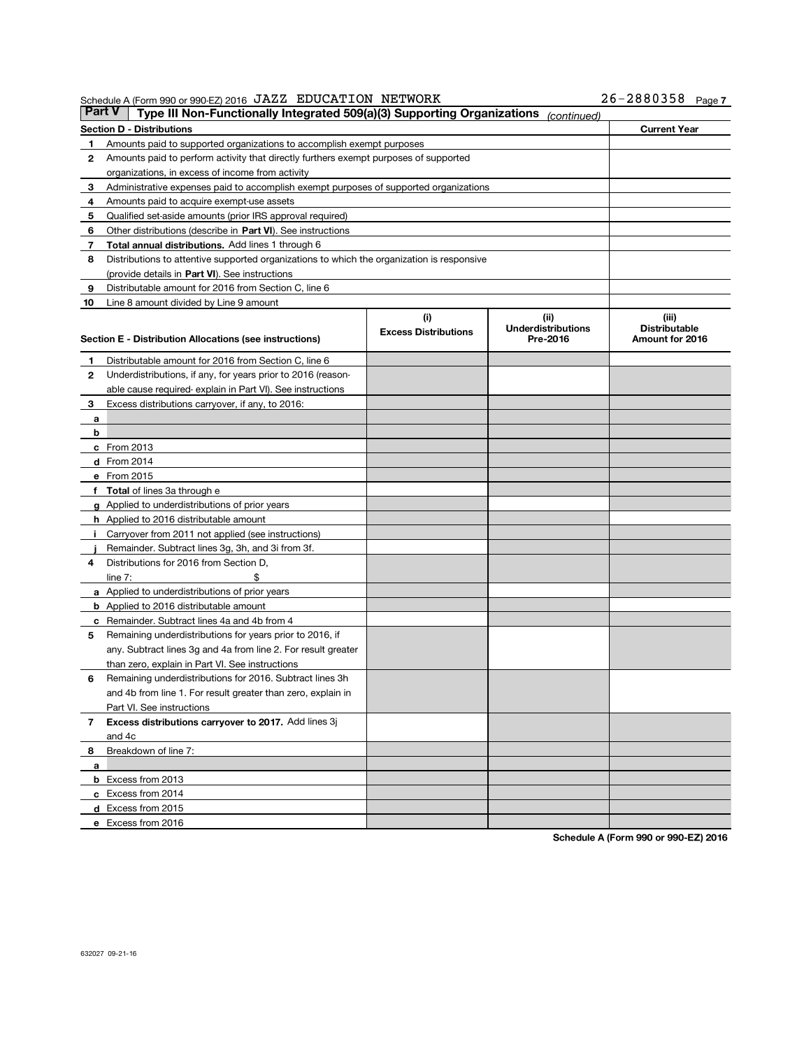Schedule A (Form 990 or 990-EZ) 2016 JAZZ EDUCATION NETWORK 26-2880358

## Part V Type III Non-Functionally Integrated 509(a)(3) Supporting Organizations *(continued)*

| Section D - Distributions | | Current Year |
|---|---|---|
| 1 | Amounts paid to supported organizations to accomplish exempt purposes | |
| 2 | Amounts paid to perform activity that directly furthers exempt purposes of supported organizations, in excess of income from activity | |
| 3 | Administrative expenses paid to accomplish exempt purposes of supported organizations | |
| 4 | Amounts paid to acquire exempt-use assets | |
| 5 | Qualified set-aside amounts (prior IRS approval required) | |
| 6 | Other distributions (describe in **Part VI**). See instructions | |
| 7 | **Total annual distributions.** Add lines 1 through 6 | |
| 8 | Distributions to attentive supported organizations to which the organization is responsive (provide details in **Part VI**). See instructions | |
| 9 | Distributable amount for 2016 from Section C, line 6 | |
| 10 | Line 8 amount divided by Line 9 amount | |

| Section E - Distribution Allocations (see instructions) | | (i) Excess Distributions | (ii) Underdistributions Pre-2016 | (iii) Distributable Amount for 2016 |
|---|---|---|---|---|
| 1 | Distributable amount for 2016 from Section C, line 6 | | | |
| 2 | Underdistributions, if any, for years prior to 2016 (reasonable cause required- explain in Part VI). See instructions | | | |
| 3 | Excess distributions carryover, if any, to 2016: | | | |
| a | | | | |
| b | | | | |
| c | From 2013 | | | |
| d | From 2014 | | | |
| e | From 2015 | | | |
| f | **Total** of lines 3a through e | | | |
| g | Applied to underdistributions of prior years | | | |
| h | Applied to 2016 distributable amount | | | |
| i | Carryover from 2011 not applied (see instructions) | | | |
| j | Remainder. Subtract lines 3g, 3h, and 3i from 3f. | | | |
| 4 | Distributions for 2016 from Section D, line 7: $ | | | |
| a | Applied to underdistributions of prior years | | | |
| b | Applied to 2016 distributable amount | | | |
| c | Remainder. Subtract lines 4a and 4b from 4 | | | |
| 5 | Remaining underdistributions for years prior to 2016, if any. Subtract lines 3g and 4a from line 2. For result greater than zero, explain in Part VI. See instructions | | | |
| 6 | Remaining underdistributions for 2016. Subtract lines 3h and 4b from line 1. For result greater than zero, explain in Part VI. See instructions | | | |
| 7 | **Excess distributions carryover to 2017.** Add lines 3j and 4c | | | |
| 8 | Breakdown of line 7: | | | |
| a | | | | |
| b | Excess from 2013 | | | |
| c | Excess from 2014 | | | |
| d | Excess from 2015 | | | |
| e | Excess from 2016 | | | |

**Schedule A (Form 990 or 990-EZ) 2016**

632027 09-21-16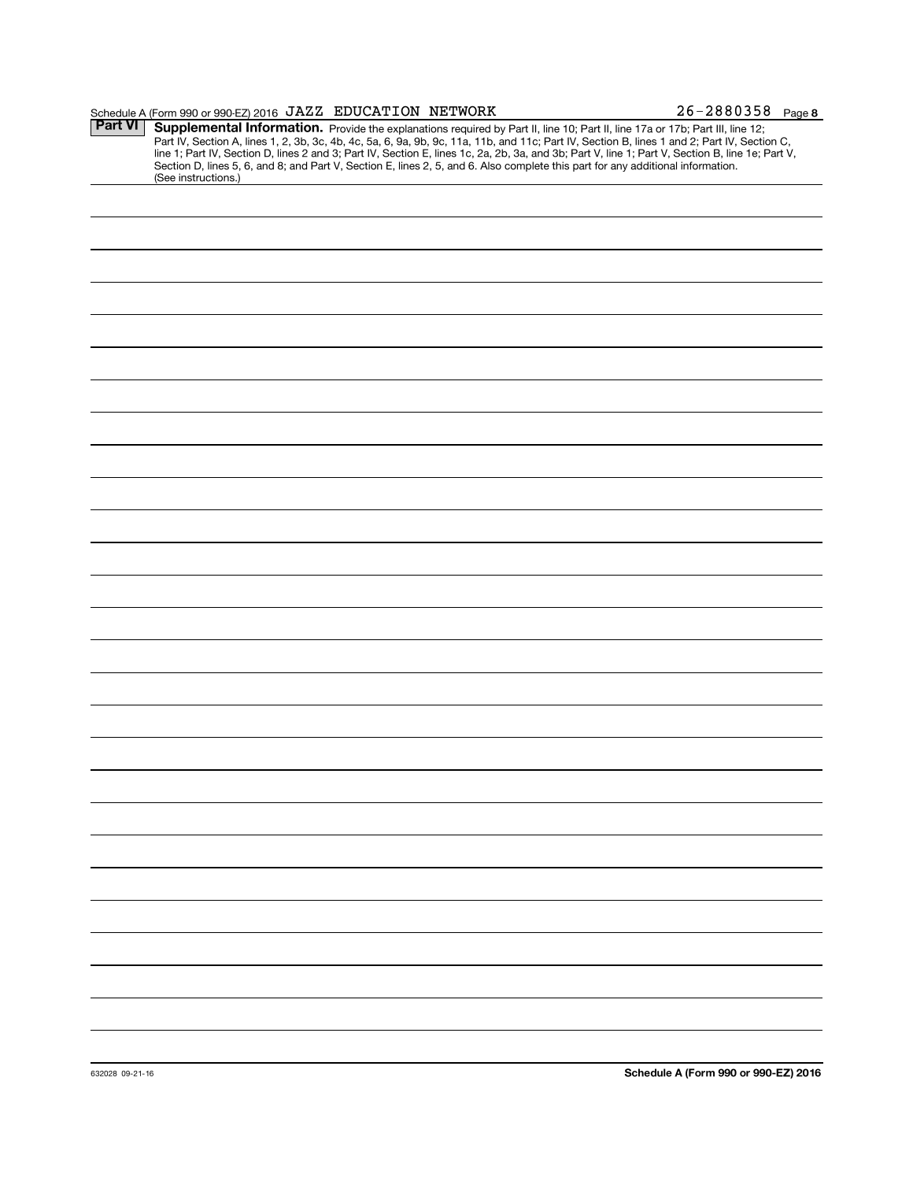Schedule A (Form 990 or 990-EZ) 2016 JAZZ EDUCATION NETWORK 26-2880358 Page **8**

**Part VI** **Supplemental Information.** Provide the explanations required by Part II, line 10; Part II, line 17a or 17b; Part III, line 12; Part IV, Section A, lines 1, 2, 3b, 3c, 4b, 4c, 5a, 6, 9a, 9b, 9c, 11a, 11b, and 11c; Part IV, Section B, lines 1 and 2; Part IV, Section C, line 1; Part IV, Section D, lines 2 and 3; Part IV, Section E, lines 1c, 2a, 2b, 3a, and 3b; Part V, line 1; Part V, Section B, line 1e; Part V, Section D, lines 5, 6, and 8; and Part V, Section E, lines 2, 5, and 6. Also complete this part for any additional information. (See instructions.)

632028 09-21-16 **Schedule A (Form 990 or 990-EZ) 2016**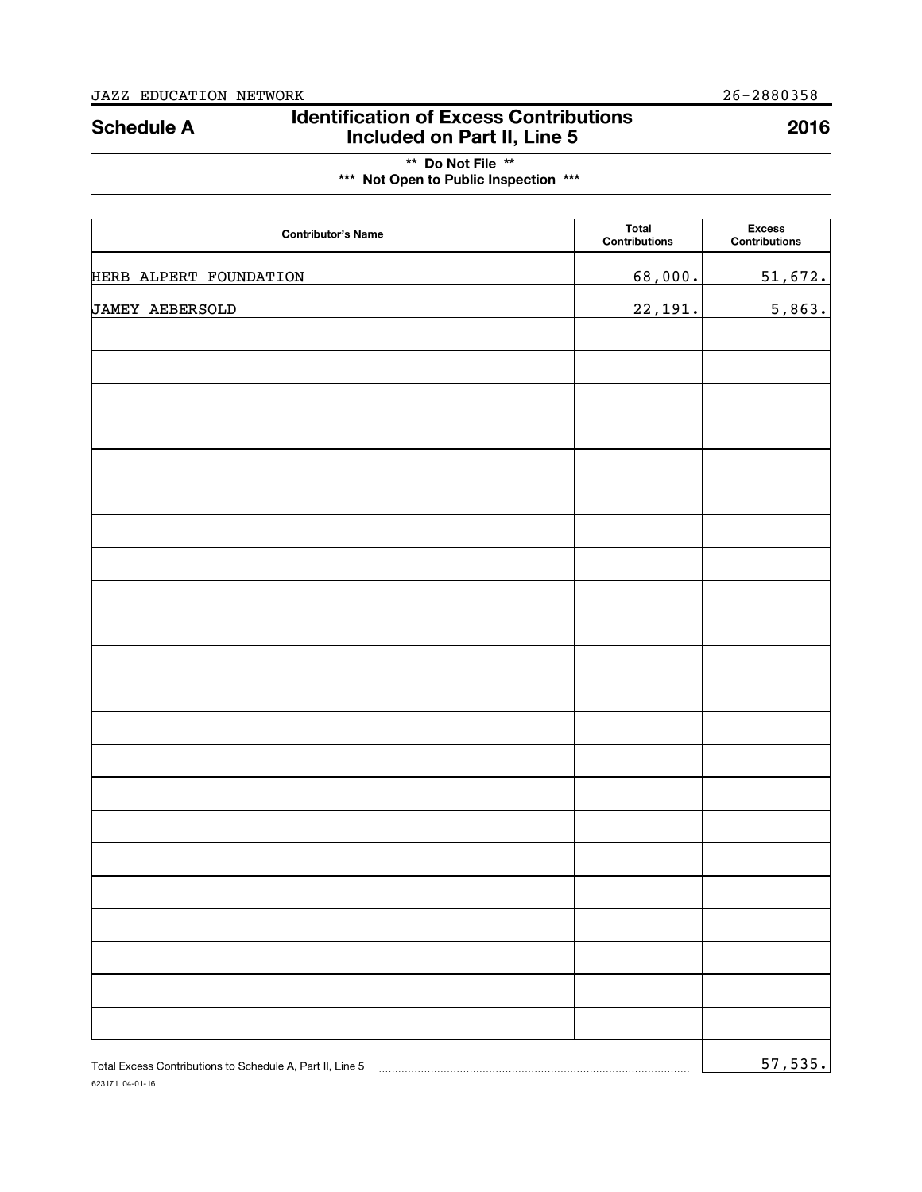JAZZ EDUCATION NETWORK 26-2880358

# Schedule A — Identification of Excess Contributions Included on Part II, Line 5 — 2016

** Do Not File **

*** Not Open to Public Inspection ***

| Contributor's Name | Total Contributions | Excess Contributions |
| --- | --- | --- |
| HERB ALPERT FOUNDATION | 68,000. | 51,672. |
| JAMEY AEBERSOLD | 22,191. | 5,863. |

Total Excess Contributions to Schedule A, Part II, Line 5 ........ 57,535.

623171 04-01-16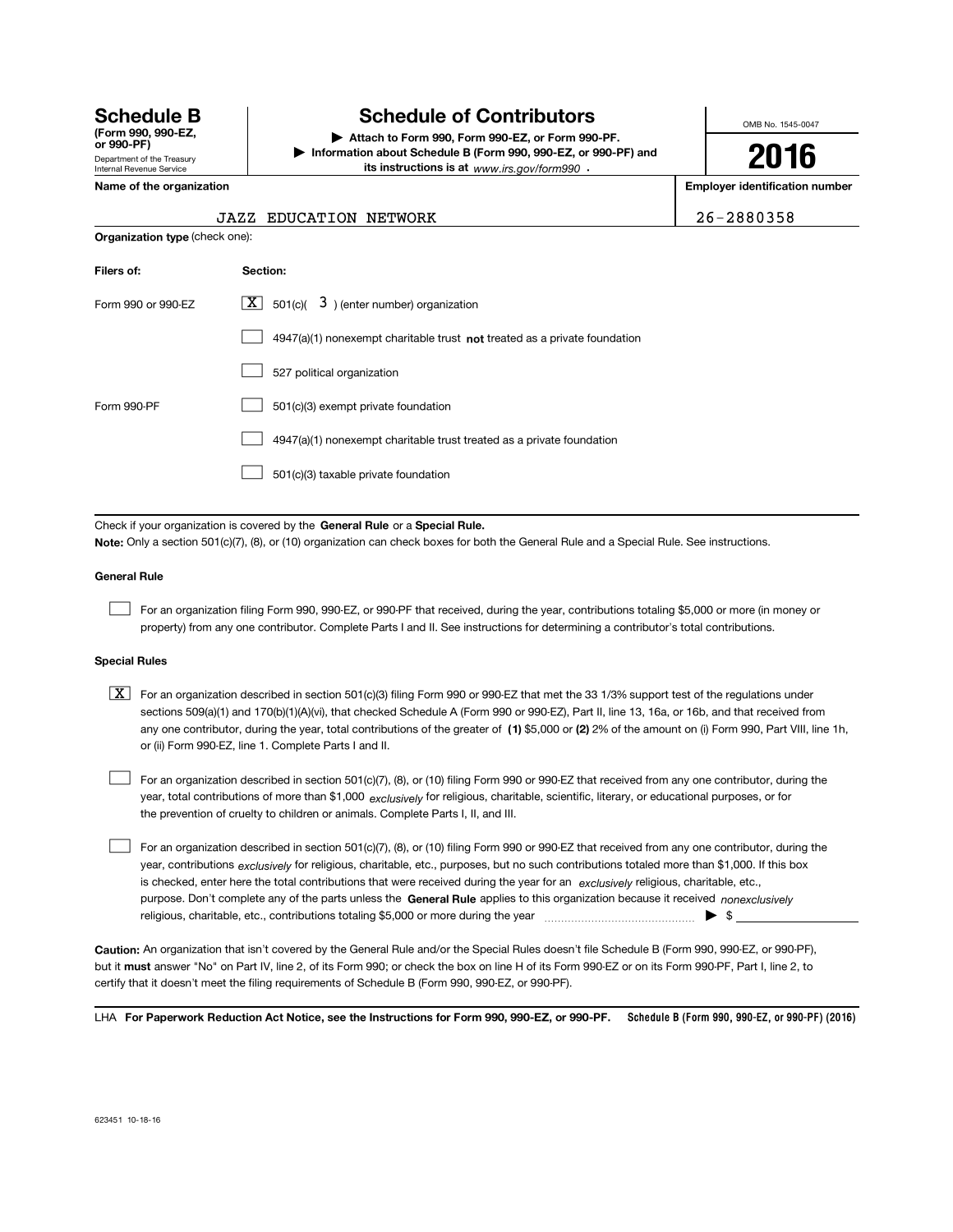# Schedule B (Form 990, 990-EZ, or 990-PF)

Department of the Treasury
Internal Revenue Service

## Schedule of Contributors

▶ Attach to Form 990, Form 990-EZ, or Form 990-PF.
▶ Information about Schedule B (Form 990, 990-EZ, or 990-PF) and its instructions is at *www.irs.gov/form990*.

OMB No. 1545-0047

**2016**

**Name of the organization**: JAZZ EDUCATION NETWORK

**Employer identification number**: 26-2880358

**Organization type** (check one):

| Filers of: | Section: |
|---|---|
| Form 990 or 990-EZ | [X] 501(c)( 3 ) (enter number) organization |
| | [ ] 4947(a)(1) nonexempt charitable trust **not** treated as a private foundation |
| | [ ] 527 political organization |
| Form 990-PF | [ ] 501(c)(3) exempt private foundation |
| | [ ] 4947(a)(1) nonexempt charitable trust treated as a private foundation |
| | [ ] 501(c)(3) taxable private foundation |

Check if your organization is covered by the **General Rule** or a **Special Rule.**

**Note:** Only a section 501(c)(7), (8), or (10) organization can check boxes for both the General Rule and a Special Rule. See instructions.

### General Rule

[ ] For an organization filing Form 990, 990-EZ, or 990-PF that received, during the year, contributions totaling $5,000 or more (in money or property) from any one contributor. Complete Parts I and II. See instructions for determining a contributor's total contributions.

### Special Rules

[X] For an organization described in section 501(c)(3) filing Form 990 or 990-EZ that met the 33 1/3% support test of the regulations under sections 509(a)(1) and 170(b)(1)(A)(vi), that checked Schedule A (Form 990 or 990-EZ), Part II, line 13, 16a, or 16b, and that received from any one contributor, during the year, total contributions of the greater of **(1)** $5,000 or **(2)** 2% of the amount on (i) Form 990, Part VIII, line 1h, or (ii) Form 990-EZ, line 1. Complete Parts I and II.

[ ] For an organization described in section 501(c)(7), (8), or (10) filing Form 990 or 990-EZ that received from any one contributor, during the year, total contributions of more than $1,000 *exclusively* for religious, charitable, scientific, literary, or educational purposes, or for the prevention of cruelty to children or animals. Complete Parts I, II, and III.

[ ] For an organization described in section 501(c)(7), (8), or (10) filing Form 990 or 990-EZ that received from any one contributor, during the year, contributions *exclusively* for religious, charitable, etc., purposes, but no such contributions totaled more than $1,000. If this box is checked, enter here the total contributions that were received during the year for an *exclusively* religious, charitable, etc., purpose. Don't complete any of the parts unless the **General Rule** applies to this organization because it received *nonexclusively* religious, charitable, etc., contributions totaling $5,000 or more during the year ▶ $ ______

**Caution:** An organization that isn't covered by the General Rule and/or the Special Rules doesn't file Schedule B (Form 990, 990-EZ, or 990-PF), but it **must** answer "No" on Part IV, line 2, of its Form 990; or check the box on line H of its Form 990-EZ or on its Form 990-PF, Part I, line 2, to certify that it doesn't meet the filing requirements of Schedule B (Form 990, 990-EZ, or 990-PF).

LHA **For Paperwork Reduction Act Notice, see the Instructions for Form 990, 990-EZ, or 990-PF.** Schedule B (Form 990, 990-EZ, or 990-PF) (2016)

623451 10-18-16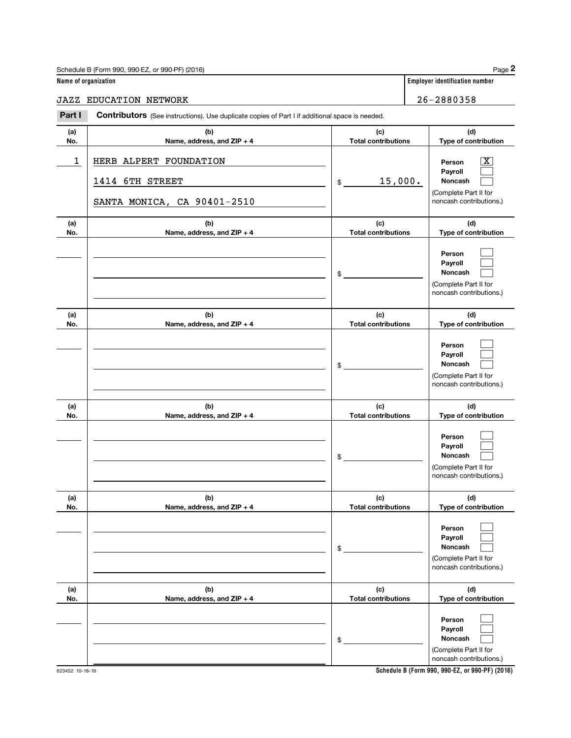Schedule B (Form 990, 990-EZ, or 990-PF) (2016)

**Name of organization**

JAZZ EDUCATION NETWORK

**Employer identification number**

26-2880358

**Part I** **Contributors** (See instructions). Use duplicate copies of Part I if additional space is needed.

| (a) No. | (b) Name, address, and ZIP + 4 | (c) Total contributions | (d) Type of contribution |
|---|---|---|---|
| 1 | HERB ALPERT FOUNDATION<br>1414 6TH STREET<br>SANTA MONICA, CA 90401-2510 | $ 15,000. | Person [X]<br>Payroll [ ]<br>Noncash [ ]<br>(Complete Part II for noncash contributions.) |
| | | $ | Person [ ]<br>Payroll [ ]<br>Noncash [ ]<br>(Complete Part II for noncash contributions.) |
| | | $ | Person [ ]<br>Payroll [ ]<br>Noncash [ ]<br>(Complete Part II for noncash contributions.) |
| | | $ | Person [ ]<br>Payroll [ ]<br>Noncash [ ]<br>(Complete Part II for noncash contributions.) |
| | | $ | Person [ ]<br>Payroll [ ]<br>Noncash [ ]<br>(Complete Part II for noncash contributions.) |
| | | $ | Person [ ]<br>Payroll [ ]<br>Noncash [ ]<br>(Complete Part II for noncash contributions.) |

623452 10-18-16

**Schedule B (Form 990, 990-EZ, or 990-PF) (2016)**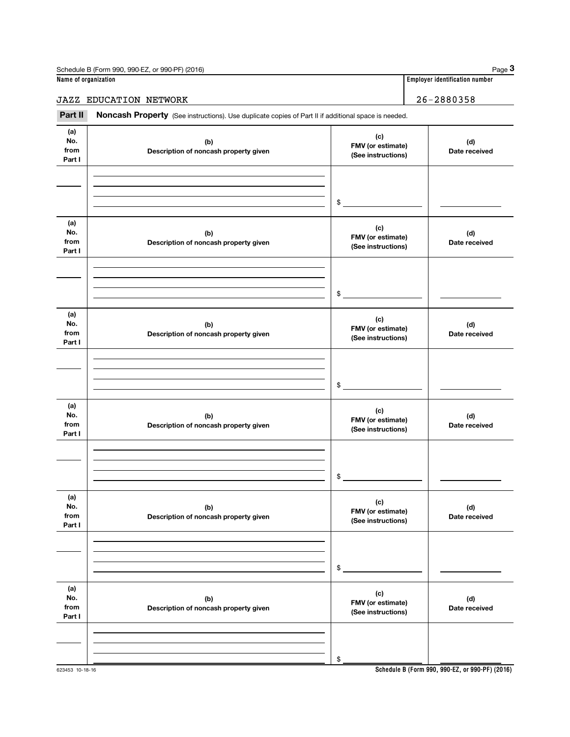Schedule B (Form 990, 990-EZ, or 990-PF) (2016)

**Name of organization**

JAZZ EDUCATION NETWORK

**Employer identification number**

26-2880358

**Part II** **Noncash Property** (See instructions). Use duplicate copies of Part II if additional space is needed.

| (a) No. from Part I | (b) Description of noncash property given | (c) FMV (or estimate) (See instructions) | (d) Date received |
|---|---|---|---|
| | | $ | |

| (a) No. from Part I | (b) Description of noncash property given | (c) FMV (or estimate) (See instructions) | (d) Date received |
|---|---|---|---|
| | | $ | |

| (a) No. from Part I | (b) Description of noncash property given | (c) FMV (or estimate) (See instructions) | (d) Date received |
|---|---|---|---|
| | | $ | |

| (a) No. from Part I | (b) Description of noncash property given | (c) FMV (or estimate) (See instructions) | (d) Date received |
|---|---|---|---|
| | | $ | |

| (a) No. from Part I | (b) Description of noncash property given | (c) FMV (or estimate) (See instructions) | (d) Date received |
|---|---|---|---|
| | | $ | |

| (a) No. from Part I | (b) Description of noncash property given | (c) FMV (or estimate) (See instructions) | (d) Date received |
|---|---|---|---|
| | | $ | |

623453 10-18-16

Schedule B (Form 990, 990-EZ, or 990-PF) (2016)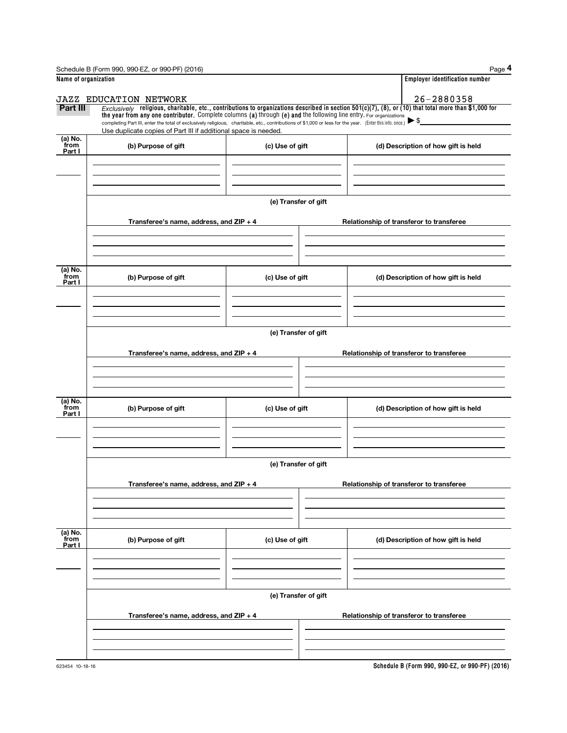Schedule B (Form 990, 990-EZ, or 990-PF) (2016)

**Name of organization**

JAZZ EDUCATION NETWORK

**Employer identification number**

26-2880358

**Part III** *Exclusively* **religious, charitable, etc., contributions to organizations described in section 501(c)(7), (8), or (10) that total more than $1,000 for the year from any one contributor.** Complete columns **(a)** through **(e)** and the following line entry. For organizations completing Part III, enter the total of exclusively religious, charitable, etc., contributions of $1,000 or less for the year. (Enter this info. once.) ▶ $

Use duplicate copies of Part III if additional space is needed.

| (a) No. from Part I | (b) Purpose of gift | (c) Use of gift | (d) Description of how gift is held |
|---|---|---|---|
| | | | |

**(e) Transfer of gift**

| Transferee's name, address, and ZIP + 4 | Relationship of transferor to transferee |
|---|---|
| | |

| (a) No. from Part I | (b) Purpose of gift | (c) Use of gift | (d) Description of how gift is held |
|---|---|---|---|
| | | | |

**(e) Transfer of gift**

| Transferee's name, address, and ZIP + 4 | Relationship of transferor to transferee |
|---|---|
| | |

| (a) No. from Part I | (b) Purpose of gift | (c) Use of gift | (d) Description of how gift is held |
|---|---|---|---|
| | | | |

**(e) Transfer of gift**

| Transferee's name, address, and ZIP + 4 | Relationship of transferor to transferee |
|---|---|
| | |

| (a) No. from Part I | (b) Purpose of gift | (c) Use of gift | (d) Description of how gift is held |
|---|---|---|---|
| | | | |

**(e) Transfer of gift**

| Transferee's name, address, and ZIP + 4 | Relationship of transferor to transferee |
|---|---|
| | |

623454 10-18-16

**Schedule B (Form 990, 990-EZ, or 990-PF) (2016)**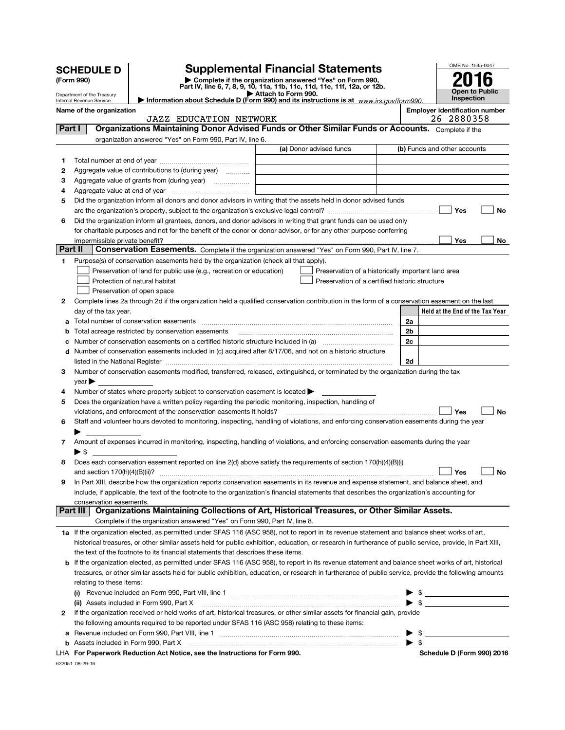**SCHEDULE D**
**(Form 990)**

Department of the Treasury
Internal Revenue Service

# Supplemental Financial Statements

▶ Complete if the organization answered "Yes" on Form 990, Part IV, line 6, 7, 8, 9, 10, 11a, 11b, 11c, 11d, 11e, 11f, 12a, or 12b.
▶ Attach to Form 990.
▶ Information about Schedule D (Form 990) and its instructions is at *www.irs.gov/form990.*

OMB No. 1545-0047

**2016**

**Open to Public Inspection**

**Name of the organization**
JAZZ EDUCATION NETWORK

**Employer identification number**
26-2880358

## Part I — Organizations Maintaining Donor Advised Funds or Other Similar Funds or Accounts.
Complete if the organization answered "Yes" on Form 990, Part IV, line 6.

| | | (a) Donor advised funds | (b) Funds and other accounts |
|---|---|---|---|
| 1 | Total number at end of year | | |
| 2 | Aggregate value of contributions to (during year) | | |
| 3 | Aggregate value of grants from (during year) | | |
| 4 | Aggregate value at end of year | | |

5 Did the organization inform all donors and donor advisors in writing that the assets held in donor advised funds are the organization's property, subject to the organization's exclusive legal control? ☐ Yes ☐ No

6 Did the organization inform all grantees, donors, and donor advisors in writing that grant funds can be used only for charitable purposes and not for the benefit of the donor or donor advisor, or for any other purpose conferring impermissible private benefit? ☐ Yes ☐ No

## Part II — Conservation Easements.
Complete if the organization answered "Yes" on Form 990, Part IV, line 7.

1 Purpose(s) of conservation easements held by the organization (check all that apply).

☐ Preservation of land for public use (e.g., recreation or education)
☐ Protection of natural habitat
☐ Preservation of open space
☐ Preservation of a historically important land area
☐ Preservation of a certified historic structure

2 Complete lines 2a through 2d if the organization held a qualified conservation contribution in the form of a conservation easement on the last day of the tax year.

| | | | Held at the End of the Tax Year |
|---|---|---|---|
| a | Total number of conservation easements | 2a | |
| b | Total acreage restricted by conservation easements | 2b | |
| c | Number of conservation easements on a certified historic structure included in (a) | 2c | |
| d | Number of conservation easements included in (c) acquired after 8/17/06, and not on a historic structure listed in the National Register | 2d | |

3 Number of conservation easements modified, transferred, released, extinguished, or terminated by the organization during the tax year ▶

4 Number of states where property subject to conservation easement is located ▶

5 Does the organization have a written policy regarding the periodic monitoring, inspection, handling of violations, and enforcement of the conservation easements it holds? ☐ Yes ☐ No

6 Staff and volunteer hours devoted to monitoring, inspecting, handling of violations, and enforcing conservation easements during the year ▶

7 Amount of expenses incurred in monitoring, inspecting, handling of violations, and enforcing conservation easements during the year ▶ $

8 Does each conservation easement reported on line 2(d) above satisfy the requirements of section 170(h)(4)(B)(i) and section 170(h)(4)(B)(ii)? ☐ Yes ☐ No

9 In Part XIII, describe how the organization reports conservation easements in its revenue and expense statement, and balance sheet, and include, if applicable, the text of the footnote to the organization's financial statements that describes the organization's accounting for conservation easements.

## Part III — Organizations Maintaining Collections of Art, Historical Treasures, or Other Similar Assets.
Complete if the organization answered "Yes" on Form 990, Part IV, line 8.

1a If the organization elected, as permitted under SFAS 116 (ASC 958), not to report in its revenue statement and balance sheet works of art, historical treasures, or other similar assets held for public exhibition, education, or research in furtherance of public service, provide, in Part XIII, the text of the footnote to its financial statements that describes these items.

b If the organization elected, as permitted under SFAS 116 (ASC 958), to report in its revenue statement and balance sheet works of art, historical treasures, or other similar assets held for public exhibition, education, or research in furtherance of public service, provide the following amounts relating to these items:

(i) Revenue included on Form 990, Part VIII, line 1 ▶ $

(ii) Assets included in Form 990, Part X ▶ $

2 If the organization received or held works of art, historical treasures, or other similar assets for financial gain, provide the following amounts required to be reported under SFAS 116 (ASC 958) relating to these items:

a Revenue included on Form 990, Part VIII, line 1 ▶ $

b Assets included in Form 990, Part X ▶ $

LHA **For Paperwork Reduction Act Notice, see the Instructions for Form 990.** **Schedule D (Form 990) 2016**

632051 08-29-16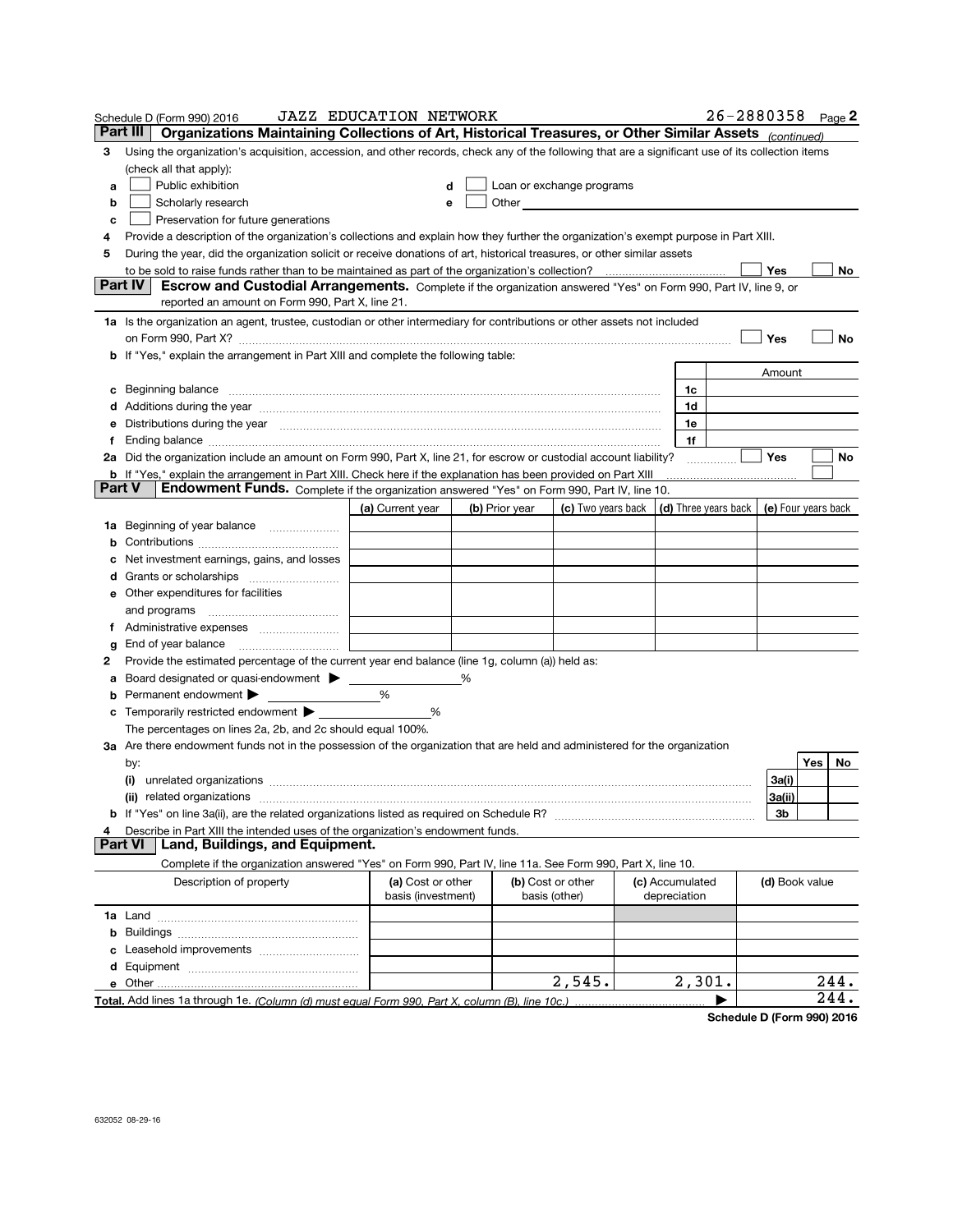Schedule D (Form 990) 2016 JAZZ EDUCATION NETWORK 26-2880358 Page 2

## Part III Organizations Maintaining Collections of Art, Historical Treasures, or Other Similar Assets *(continued)*

3 Using the organization's acquisition, accession, and other records, check any of the following that are a significant use of its collection items (check all that apply):

a ☐ Public exhibition  
b ☐ Scholarly research  
c ☐ Preservation for future generations  
d ☐ Loan or exchange programs  
e ☐ Other

4 Provide a description of the organization's collections and explain how they further the organization's exempt purpose in Part XIII.

5 During the year, did the organization solicit or receive donations of art, historical treasures, or other similar assets to be sold to raise funds rather than to be maintained as part of the organization's collection? ☐ Yes ☐ No

## Part IV Escrow and Custodial Arrangements.

Complete if the organization answered "Yes" on Form 990, Part IV, line 9, or reported an amount on Form 990, Part X, line 21.

1a Is the organization an agent, trustee, custodian or other intermediary for contributions or other assets not included on Form 990, Part X? ☐ Yes ☐ No

b If "Yes," explain the arrangement in Part XIII and complete the following table:

| | | Amount |
|---|---|---|
| c Beginning balance | 1c | |
| d Additions during the year | 1d | |
| e Distributions during the year | 1e | |
| f Ending balance | 1f | |

2a Did the organization include an amount on Form 990, Part X, line 21, for escrow or custodial account liability? ☐ Yes ☐ No

b If "Yes," explain the arrangement in Part XIII. Check here if the explanation has been provided on Part XIII ☐

## Part V Endowment Funds.

Complete if the organization answered "Yes" on Form 990, Part IV, line 10.

| | (a) Current year | (b) Prior year | (c) Two years back | (d) Three years back | (e) Four years back |
|---|---|---|---|---|---|
| 1a Beginning of year balance | | | | | |
| b Contributions | | | | | |
| c Net investment earnings, gains, and losses | | | | | |
| d Grants or scholarships | | | | | |
| e Other expenditures for facilities and programs | | | | | |
| f Administrative expenses | | | | | |
| g End of year balance | | | | | |

2 Provide the estimated percentage of the current year end balance (line 1g, column (a)) held as:

a Board designated or quasi-endowment ▶ ______ %  
b Permanent endowment ▶ ______ %  
c Temporarily restricted endowment ▶ ______ %  

The percentages on lines 2a, 2b, and 2c should equal 100%.

3a Are there endowment funds not in the possession of the organization that are held and administered for the organization by:

| | | Yes | No |
|---|---|---|---|
| (i) unrelated organizations | 3a(i) | | |
| (ii) related organizations | 3a(ii) | | |
| b If "Yes" on line 3a(ii), are the related organizations listed as required on Schedule R? | 3b | | |

4 Describe in Part XIII the intended uses of the organization's endowment funds.

## Part VI Land, Buildings, and Equipment.

Complete if the organization answered "Yes" on Form 990, Part IV, line 11a. See Form 990, Part X, line 10.

| Description of property | (a) Cost or other basis (investment) | (b) Cost or other basis (other) | (c) Accumulated depreciation | (d) Book value |
|---|---|---|---|---|
| 1a Land | | | | |
| b Buildings | | | | |
| c Leasehold improvements | | | | |
| d Equipment | | | | |
| e Other | | 2,545. | 2,301. | 244. |
| **Total.** Add lines 1a through 1e. *(Column (d) must equal Form 990, Part X, column (B), line 10c.)* | | | | 244. |

**Schedule D (Form 990) 2016**

632052 08-29-16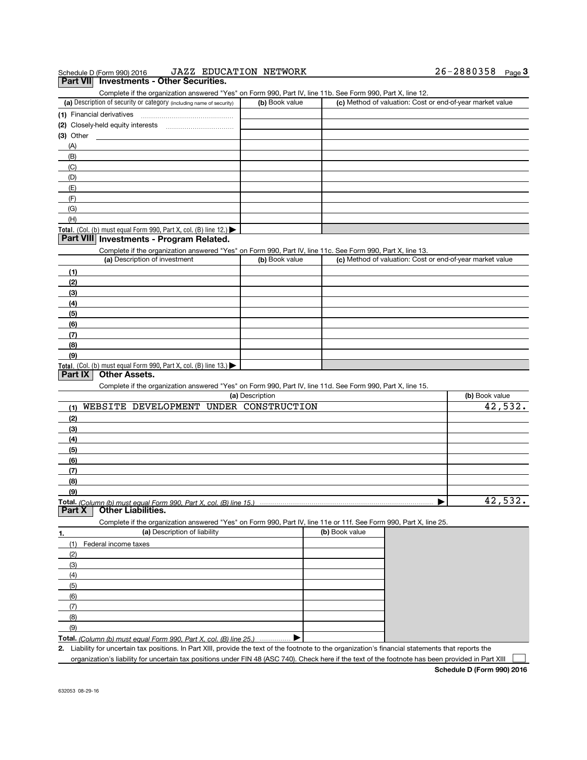Schedule D (Form 990) 2016 JAZZ EDUCATION NETWORK 26-2880358

## Part VII Investments - Other Securities.

Complete if the organization answered "Yes" on Form 990, Part IV, line 11b. See Form 990, Part X, line 12.

| (a) Description of security or category (including name of security) | (b) Book value | (c) Method of valuation: Cost or end-of-year market value |
|---|---|---|
| (1) Financial derivatives | | |
| (2) Closely-held equity interests | | |
| (3) Other | | |
| (A) | | |
| (B) | | |
| (C) | | |
| (D) | | |
| (E) | | |
| (F) | | |
| (G) | | |
| (H) | | |
| **Total.** (Col. (b) must equal Form 990, Part X, col. (B) line 12.) ▶ | | |

## Part VIII Investments - Program Related.

Complete if the organization answered "Yes" on Form 990, Part IV, line 11c. See Form 990, Part X, line 13.

| (a) Description of investment | (b) Book value | (c) Method of valuation: Cost or end-of-year market value |
|---|---|---|
| (1) | | |
| (2) | | |
| (3) | | |
| (4) | | |
| (5) | | |
| (6) | | |
| (7) | | |
| (8) | | |
| (9) | | |
| **Total.** (Col. (b) must equal Form 990, Part X, col. (B) line 13.) ▶ | | |

## Part IX Other Assets.

Complete if the organization answered "Yes" on Form 990, Part IV, line 11d. See Form 990, Part X, line 15.

| (a) Description | (b) Book value |
|---|---|
| (1) WEBSITE DEVELOPMENT UNDER CONSTRUCTION | 42,532. |
| (2) | |
| (3) | |
| (4) | |
| (5) | |
| (6) | |
| (7) | |
| (8) | |
| (9) | |
| **Total.** *(Column (b) must equal Form 990, Part X, col. (B) line 15.)* ▶ | 42,532. |

## Part X Other Liabilities.

Complete if the organization answered "Yes" on Form 990, Part IV, line 11e or 11f. See Form 990, Part X, line 25.

| 1. (a) Description of liability | (b) Book value |
|---|---|
| (1) Federal income taxes | |
| (2) | |
| (3) | |
| (4) | |
| (5) | |
| (6) | |
| (7) | |
| (8) | |
| (9) | |
| **Total.** *(Column (b) must equal Form 990, Part X, col. (B) line 25.)* ▶ | |

**2.** Liability for uncertain tax positions. In Part XIII, provide the text of the footnote to the organization's financial statements that reports the organization's liability for uncertain tax positions under FIN 48 (ASC 740). Check here if the text of the footnote has been provided in Part XIII ☐

**Schedule D (Form 990) 2016**

632053 08-29-16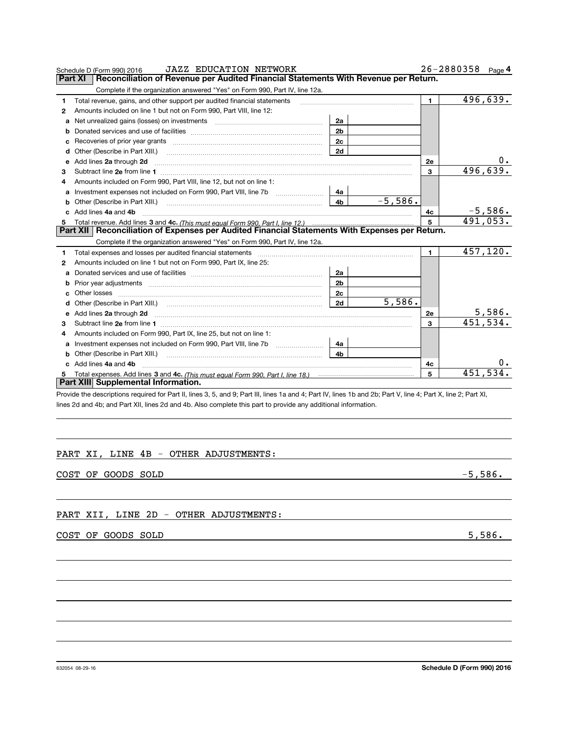Schedule D (Form 990) 2016 JAZZ EDUCATION NETWORK 26-2880358 Page 4

## Part XI Reconciliation of Revenue per Audited Financial Statements With Revenue per Return.

Complete if the organization answered "Yes" on Form 990, Part IV, line 12a.

| | | | | | |
|---|---|---|---|---|---|
| 1 | Total revenue, gains, and other support per audited financial statements | | | 1 | 496,639. |
| 2 | Amounts included on line 1 but not on Form 990, Part VIII, line 12: | | | | |
| a | Net unrealized gains (losses) on investments | 2a | | | |
| b | Donated services and use of facilities | 2b | | | |
| c | Recoveries of prior year grants | 2c | | | |
| d | Other (Describe in Part XIII.) | 2d | | | |
| e | Add lines 2a through 2d | | | 2e | 0. |
| 3 | Subtract line 2e from line 1 | | | 3 | 496,639. |
| 4 | Amounts included on Form 990, Part VIII, line 12, but not on line 1: | | | | |
| a | Investment expenses not included on Form 990, Part VIII, line 7b | 4a | | | |
| b | Other (Describe in Part XIII.) | 4b | -5,586. | | |
| c | Add lines 4a and 4b | | | 4c | -5,586. |
| 5 | Total revenue. Add lines 3 and 4c. *(This must equal Form 990, Part I, line 12.)* | | | 5 | 491,053. |

## Part XII Reconciliation of Expenses per Audited Financial Statements With Expenses per Return.

Complete if the organization answered "Yes" on Form 990, Part IV, line 12a.

| | | | | | |
|---|---|---|---|---|---|
| 1 | Total expenses and losses per audited financial statements | | | 1 | 457,120. |
| 2 | Amounts included on line 1 but not on Form 990, Part IX, line 25: | | | | |
| a | Donated services and use of facilities | 2a | | | |
| b | Prior year adjustments | 2b | | | |
| c | Other losses | 2c | | | |
| d | Other (Describe in Part XIII.) | 2d | 5,586. | | |
| e | Add lines 2a through 2d | | | 2e | 5,586. |
| 3 | Subtract line 2e from line 1 | | | 3 | 451,534. |
| 4 | Amounts included on Form 990, Part IX, line 25, but not on line 1: | | | | |
| a | Investment expenses not included on Form 990, Part VIII, line 7b | 4a | | | |
| b | Other (Describe in Part XIII.) | 4b | | | |
| c | Add lines 4a and 4b | | | 4c | 0. |
| 5 | Total expenses. Add lines 3 and 4c. *(This must equal Form 990, Part I, line 18.)* | | | 5 | 451,534. |

## Part XIII Supplemental Information.

Provide the descriptions required for Part II, lines 3, 5, and 9; Part III, lines 1a and 4; Part IV, lines 1b and 2b; Part V, line 4; Part X, line 2; Part XI, lines 2d and 4b; and Part XII, lines 2d and 4b. Also complete this part to provide any additional information.

PART XI, LINE 4B - OTHER ADJUSTMENTS:

COST OF GOODS SOLD -5,586.

PART XII, LINE 2D - OTHER ADJUSTMENTS:

COST OF GOODS SOLD 5,586.

632054 08-29-16 Schedule D (Form 990) 2016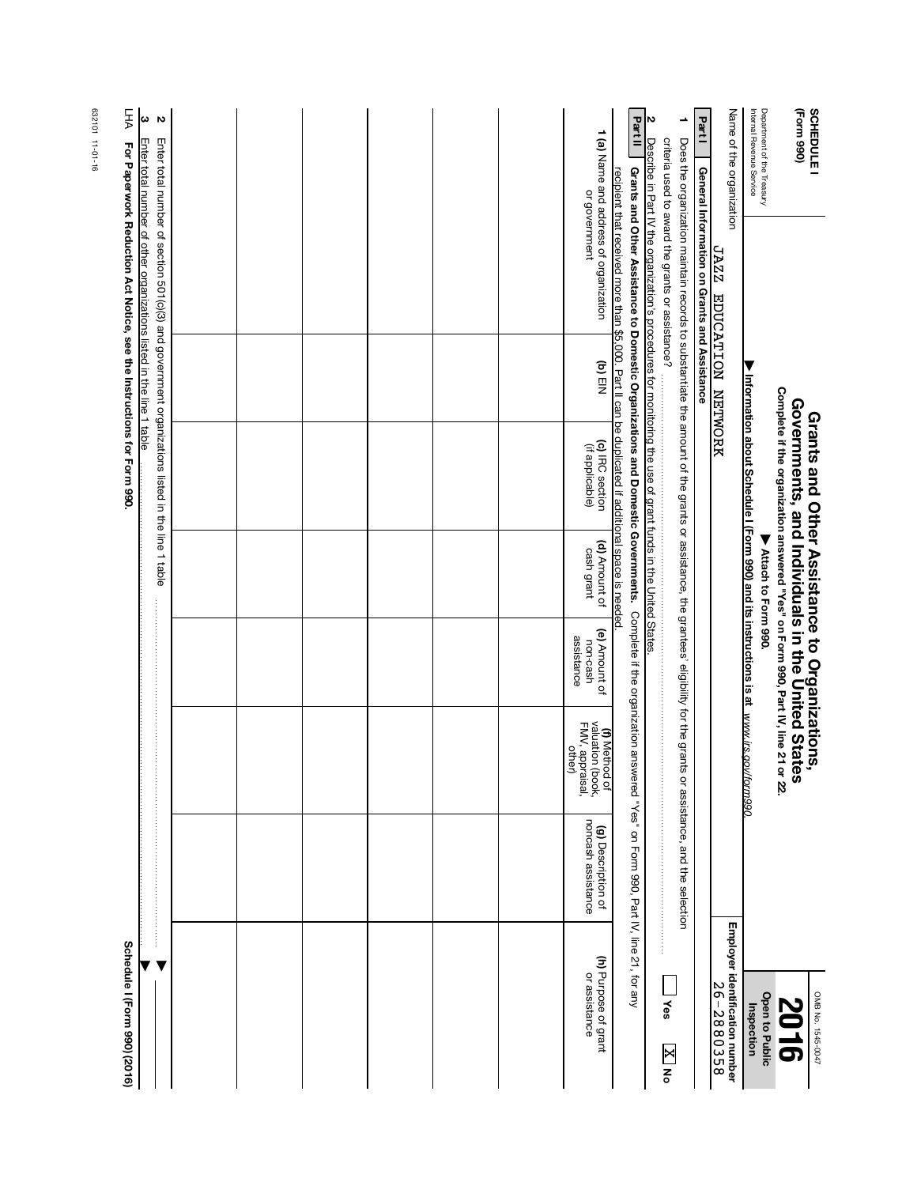**SCHEDULE I**
**(Form 990)**

Department of the Treasury
Internal Revenue Service

# Grants and Other Assistance to Organizations, Governments, and Individuals in the United States

**Complete if the organization answered "Yes" on Form 990, Part IV, line 21 or 22.**

**▶ Attach to Form 990.**

**▶ Information about Schedule I (Form 990) and its instructions is at** *www.irs.gov/form990.*

OMB No. 1545-0047

**2016**

**Open to Public Inspection**

Name of the organization: JAZZ EDUCATION NETWORK

**Employer identification number** 26-2880358

## Part I General Information on Grants and Assistance

**1** Does the organization maintain records to substantiate the amount of the grants or assistance, the grantees' eligibility for the grants or assistance, and the selection criteria used to award the grants or assistance? ☐ **Yes** ☒ **No**

**2** Describe in Part IV the organization's procedures for monitoring the use of grant funds in the United States.

## Part II Grants and Other Assistance to Domestic Organizations and Domestic Governments.

Complete if the organization answered "Yes" on Form 990, Part IV, line 21, for any recipient that received more than $5,000. Part II can be duplicated if additional space is needed.

| **1 (a)** Name and address of organization or government | **(b)** EIN | **(c)** IRC section (if applicable) | **(d)** Amount of cash grant | **(e)** Amount of non-cash assistance | **(f)** Method of valuation (book, FMV, appraisal, other) | **(g)** Description of noncash assistance | **(h)** Purpose of grant or assistance |
|---|---|---|---|---|---|---|---|
| | | | | | | | |
| | | | | | | | |
| | | | | | | | |
| | | | | | | | |
| | | | | | | | |
| | | | | | | | |
| | | | | | | | |

**2** Enter total number of section 501(c)(3) and government organizations listed in the line 1 table ▶

**3** Enter total number of other organizations listed in the line 1 table ▶

LHA **For Paperwork Reduction Act Notice, see the Instructions for Form 990.** **Schedule I (Form 990) (2016)**

632101 11-01-16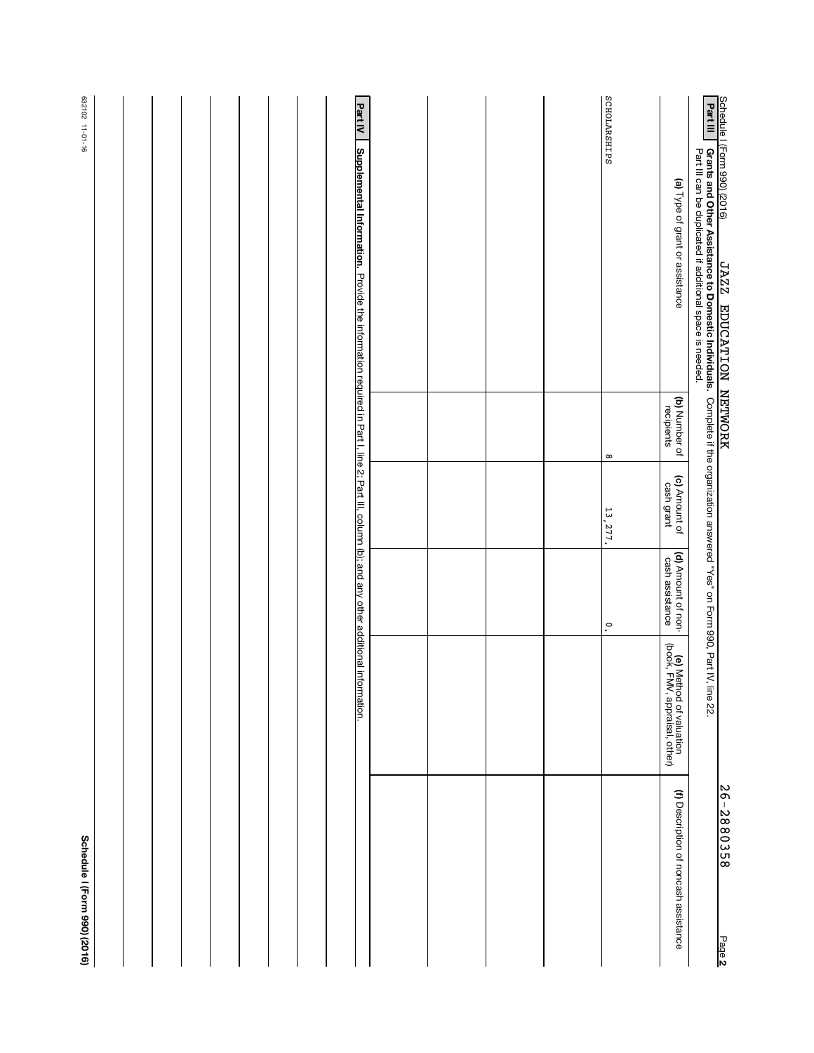Schedule I (Form 990) (2016) JAZZ EDUCATION NETWORK 26-2880358 Page **2**

**Part III** **Grants and Other Assistance to Domestic Individuals.** Complete if the organization answered "Yes" on Form 990, Part IV, line 22.
Part III can be duplicated if additional space is needed.

| **(a)** Type of grant or assistance | **(b)** Number of recipients | **(c)** Amount of cash grant | **(d)** Amount of non-cash assistance | **(e)** Method of valuation (book, FMV, appraisal, other) | **(f)** Description of noncash assistance |
|---|---|---|---|---|---|
| SCHOLARSHIPS | 8 | 13,277. | 0. | | |
| | | | | | |
| | | | | | |
| | | | | | |
| | | | | | |

**Part IV** **Supplemental Information.** Provide the information required in Part I, line 2; Part III, column (b); and any other additional information.

632102 11-01-16

**Schedule I (Form 990) (2016)**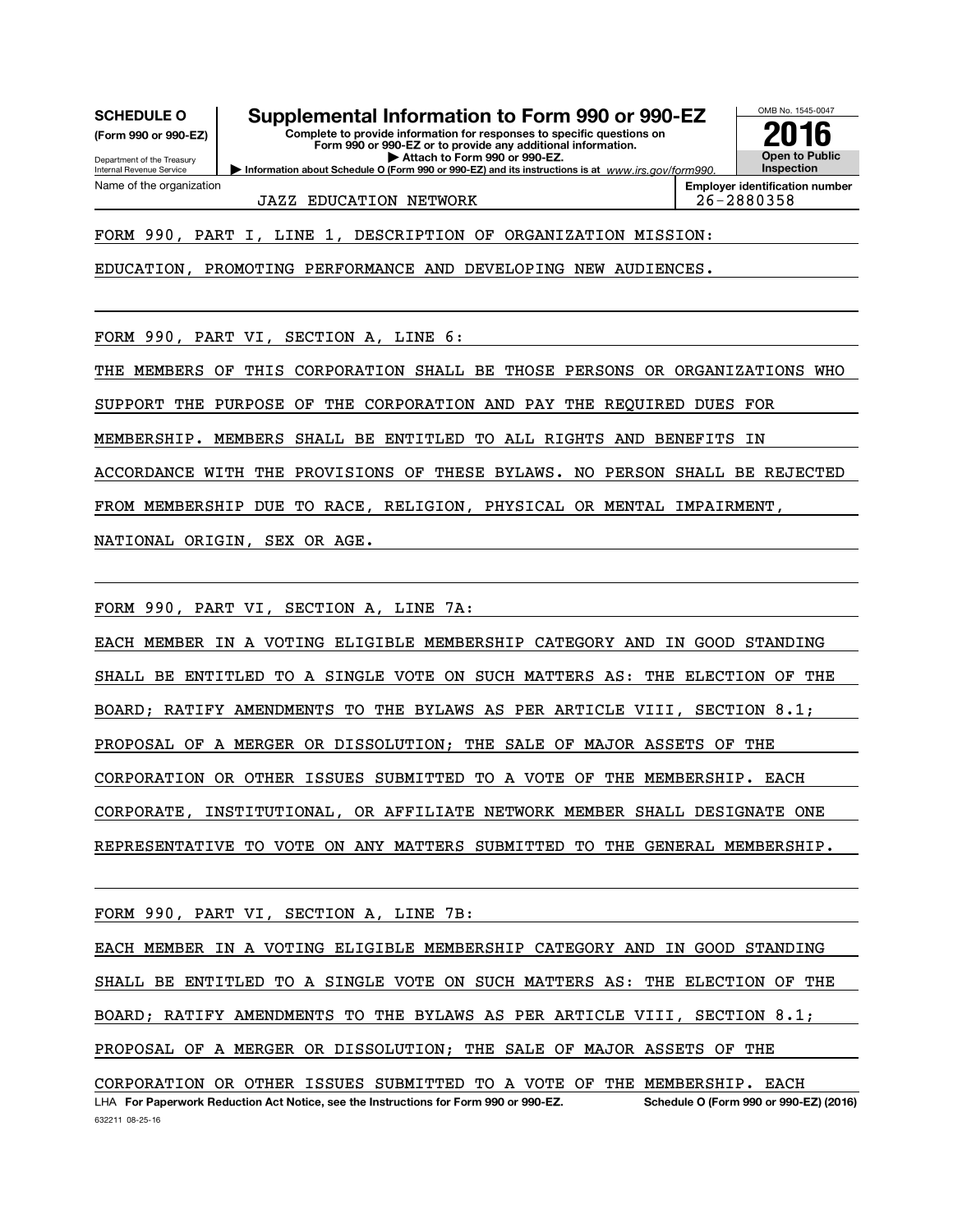**SCHEDULE O**
**(Form 990 or 990-EZ)**

Department of the Treasury
Internal Revenue Service

# Supplemental Information to Form 990 or 990-EZ

**Complete to provide information for responses to specific questions on Form 990 or 990-EZ or to provide any additional information.**
**▶ Attach to Form 990 or 990-EZ.**
**▶ Information about Schedule O (Form 990 or 990-EZ) and its instructions is at** *www.irs.gov/form990.*

OMB No. 1545-0047
**2016**
**Open to Public Inspection**

| Name of the organization | Employer identification number |
|---|---|
| JAZZ EDUCATION NETWORK | 26-2880358 |

FORM 990, PART I, LINE 1, DESCRIPTION OF ORGANIZATION MISSION:

EDUCATION, PROMOTING PERFORMANCE AND DEVELOPING NEW AUDIENCES.

FORM 990, PART VI, SECTION A, LINE 6:

THE MEMBERS OF THIS CORPORATION SHALL BE THOSE PERSONS OR ORGANIZATIONS WHO SUPPORT THE PURPOSE OF THE CORPORATION AND PAY THE REQUIRED DUES FOR MEMBERSHIP. MEMBERS SHALL BE ENTITLED TO ALL RIGHTS AND BENEFITS IN ACCORDANCE WITH THE PROVISIONS OF THESE BYLAWS. NO PERSON SHALL BE REJECTED FROM MEMBERSHIP DUE TO RACE, RELIGION, PHYSICAL OR MENTAL IMPAIRMENT, NATIONAL ORIGIN, SEX OR AGE.

FORM 990, PART VI, SECTION A, LINE 7A:

EACH MEMBER IN A VOTING ELIGIBLE MEMBERSHIP CATEGORY AND IN GOOD STANDING SHALL BE ENTITLED TO A SINGLE VOTE ON SUCH MATTERS AS: THE ELECTION OF THE BOARD; RATIFY AMENDMENTS TO THE BYLAWS AS PER ARTICLE VIII, SECTION 8.1; PROPOSAL OF A MERGER OR DISSOLUTION; THE SALE OF MAJOR ASSETS OF THE CORPORATION OR OTHER ISSUES SUBMITTED TO A VOTE OF THE MEMBERSHIP. EACH CORPORATE, INSTITUTIONAL, OR AFFILIATE NETWORK MEMBER SHALL DESIGNATE ONE REPRESENTATIVE TO VOTE ON ANY MATTERS SUBMITTED TO THE GENERAL MEMBERSHIP.

FORM 990, PART VI, SECTION A, LINE 7B:

EACH MEMBER IN A VOTING ELIGIBLE MEMBERSHIP CATEGORY AND IN GOOD STANDING SHALL BE ENTITLED TO A SINGLE VOTE ON SUCH MATTERS AS: THE ELECTION OF THE BOARD; RATIFY AMENDMENTS TO THE BYLAWS AS PER ARTICLE VIII, SECTION 8.1; PROPOSAL OF A MERGER OR DISSOLUTION; THE SALE OF MAJOR ASSETS OF THE CORPORATION OR OTHER ISSUES SUBMITTED TO A VOTE OF THE MEMBERSHIP. EACH

LHA **For Paperwork Reduction Act Notice, see the Instructions for Form 990 or 990-EZ.** **Schedule O (Form 990 or 990-EZ) (2016)**
632211 08-25-16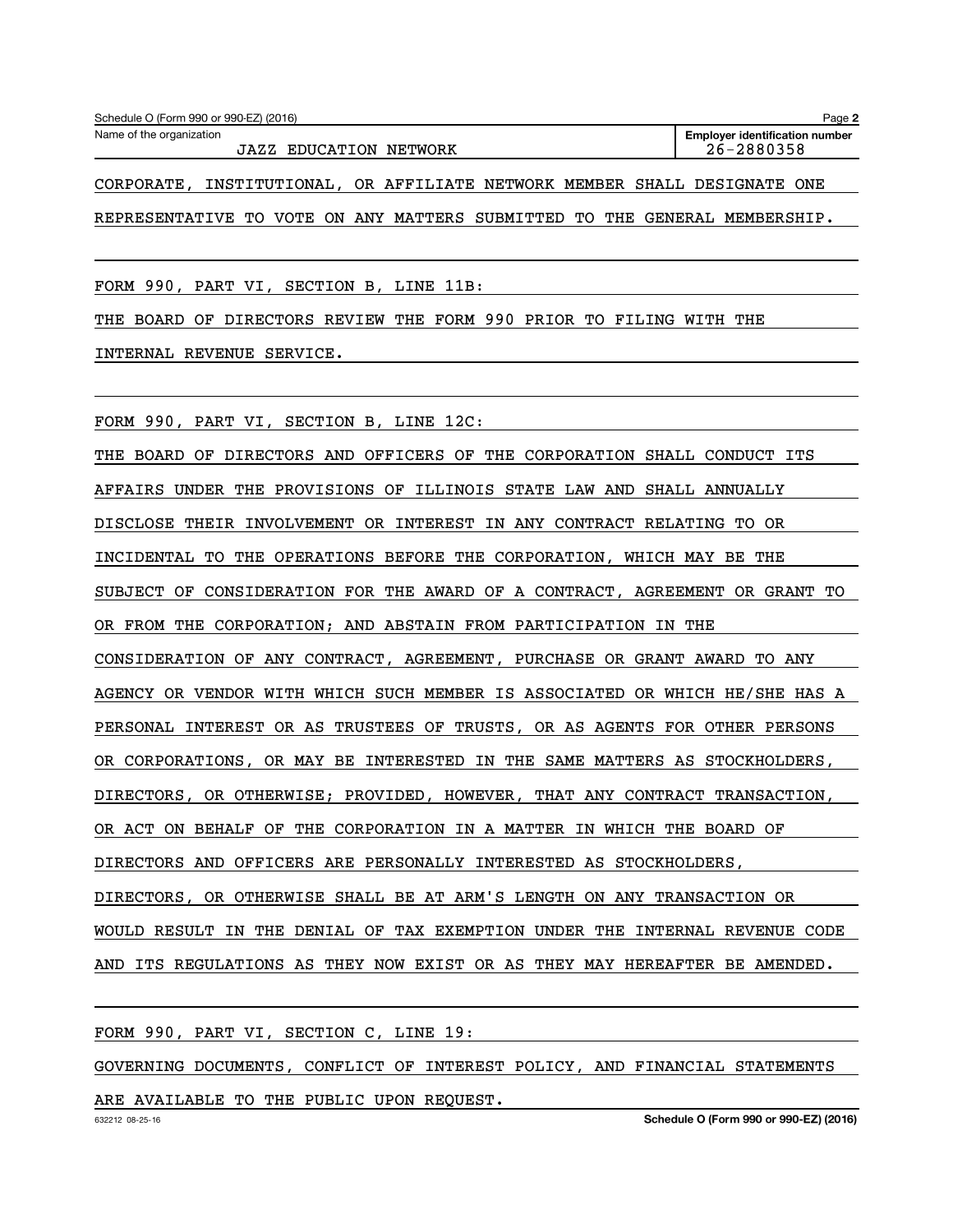Schedule O (Form 990 or 990-EZ) (2016) Page **2**

Name of the organization: JAZZ EDUCATION NETWORK

**Employer identification number** 26-2880358

CORPORATE, INSTITUTIONAL, OR AFFILIATE NETWORK MEMBER SHALL DESIGNATE ONE REPRESENTATIVE TO VOTE ON ANY MATTERS SUBMITTED TO THE GENERAL MEMBERSHIP.

FORM 990, PART VI, SECTION B, LINE 11B:

THE BOARD OF DIRECTORS REVIEW THE FORM 990 PRIOR TO FILING WITH THE INTERNAL REVENUE SERVICE.

FORM 990, PART VI, SECTION B, LINE 12C:

THE BOARD OF DIRECTORS AND OFFICERS OF THE CORPORATION SHALL CONDUCT ITS AFFAIRS UNDER THE PROVISIONS OF ILLINOIS STATE LAW AND SHALL ANNUALLY DISCLOSE THEIR INVOLVEMENT OR INTEREST IN ANY CONTRACT RELATING TO OR INCIDENTAL TO THE OPERATIONS BEFORE THE CORPORATION, WHICH MAY BE THE SUBJECT OF CONSIDERATION FOR THE AWARD OF A CONTRACT, AGREEMENT OR GRANT TO OR FROM THE CORPORATION; AND ABSTAIN FROM PARTICIPATION IN THE CONSIDERATION OF ANY CONTRACT, AGREEMENT, PURCHASE OR GRANT AWARD TO ANY AGENCY OR VENDOR WITH WHICH SUCH MEMBER IS ASSOCIATED OR WHICH HE/SHE HAS A PERSONAL INTEREST OR AS TRUSTEES OF TRUSTS, OR AS AGENTS FOR OTHER PERSONS OR CORPORATIONS, OR MAY BE INTERESTED IN THE SAME MATTERS AS STOCKHOLDERS, DIRECTORS, OR OTHERWISE; PROVIDED, HOWEVER, THAT ANY CONTRACT TRANSACTION, OR ACT ON BEHALF OF THE CORPORATION IN A MATTER IN WHICH THE BOARD OF DIRECTORS AND OFFICERS ARE PERSONALLY INTERESTED AS STOCKHOLDERS, DIRECTORS, OR OTHERWISE SHALL BE AT ARM'S LENGTH ON ANY TRANSACTION OR WOULD RESULT IN THE DENIAL OF TAX EXEMPTION UNDER THE INTERNAL REVENUE CODE AND ITS REGULATIONS AS THEY NOW EXIST OR AS THEY MAY HEREAFTER BE AMENDED.

FORM 990, PART VI, SECTION C, LINE 19:

GOVERNING DOCUMENTS, CONFLICT OF INTEREST POLICY, AND FINANCIAL STATEMENTS ARE AVAILABLE TO THE PUBLIC UPON REQUEST.

632212 08-25-16 **Schedule O (Form 990 or 990-EZ) (2016)**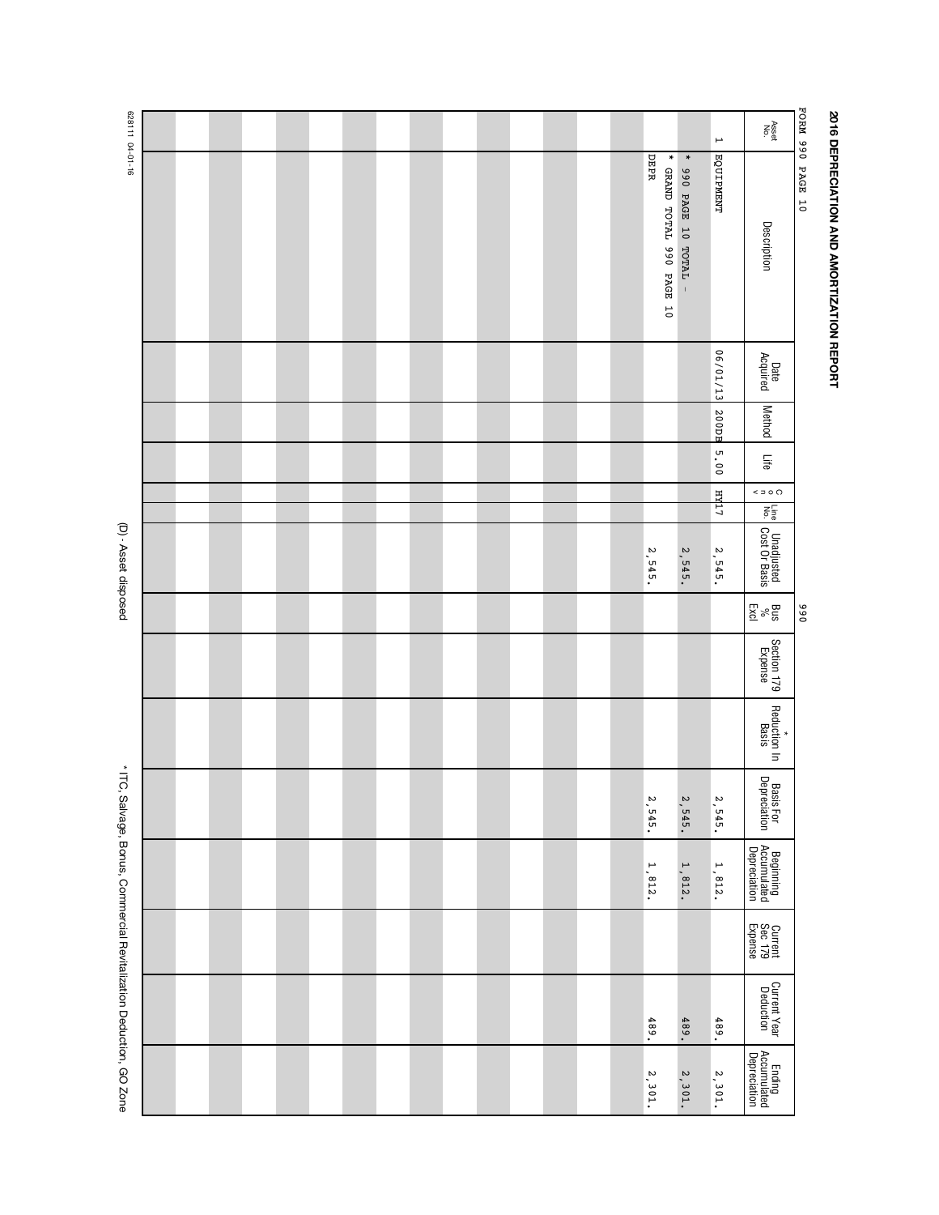# 2016 DEPRECIATION AND AMORTIZATION REPORT

FORM 990 PAGE 10 990

| Asset No. | Description | Date Acquired | Method | Life | C o n v | Line No. | Unadjusted Cost Or Basis | Bus % Excl | Section 179 Expense | * Reduction In Basis | Basis For Depreciation | Beginning Accumulated Depreciation | Current Sec 179 Expense | Current Year Deduction | Ending Accumulated Depreciation |
|---|---|---|---|---|---|---|---|---|---|---|---|---|---|---|---|
| 1 | EQUIPMENT | 06/01/13 | 200DB | 5.00 | HY17 | | 2,545. | | | | 2,545. | 1,812. | | 489. | 2,301. |
| | * 990 PAGE 10 TOTAL - | | | | | | 2,545. | | | | 2,545. | 1,812. | | 489. | 2,301. |
| | * GRAND TOTAL 990 PAGE 10 DEPR | | | | | | 2,545. | | | | 2,545. | 1,812. | | 489. | 2,301. |

628111 04-01-16

(D) - Asset disposed

* ITC, Salvage, Bonus, Commercial Revitalization Deduction, GO Zone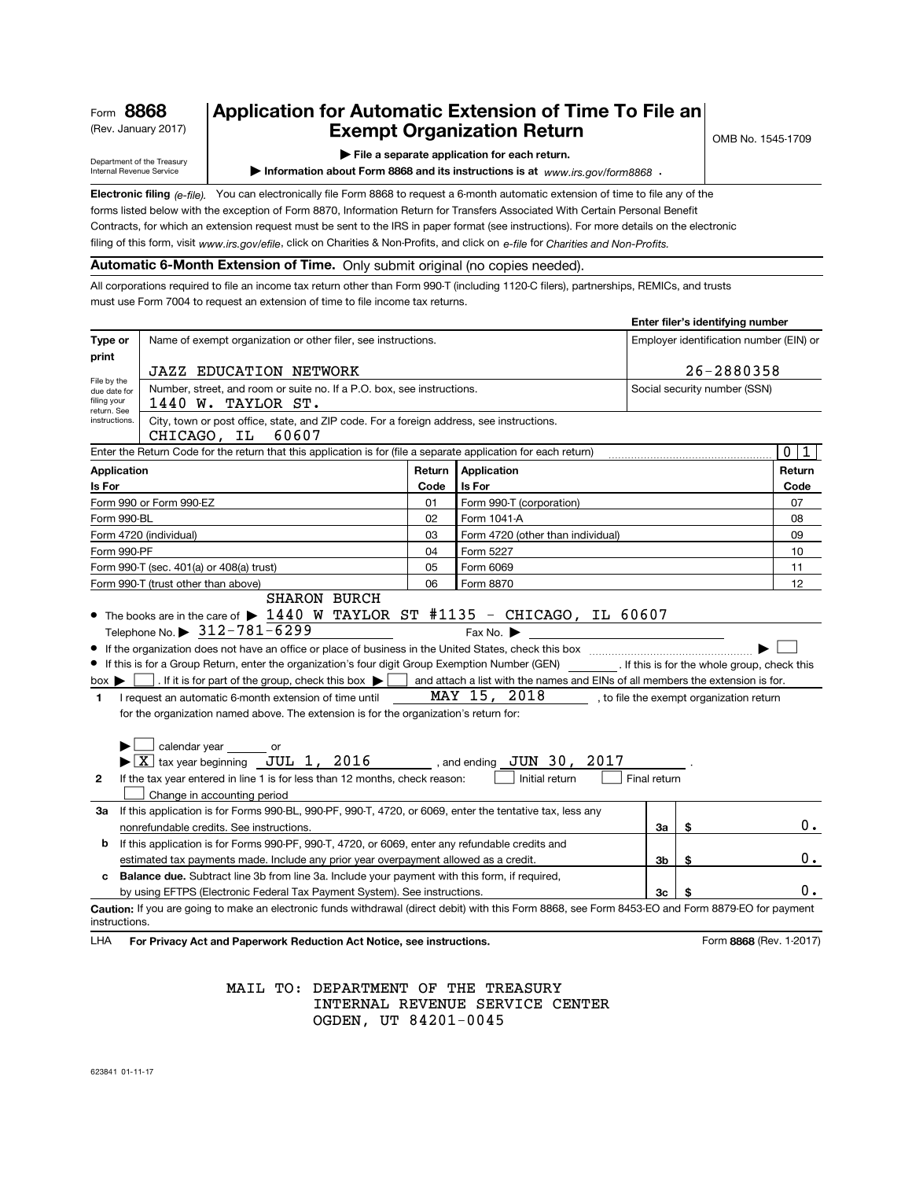Form **8868**
(Rev. January 2017)

Department of the Treasury
Internal Revenue Service

# Application for Automatic Extension of Time To File an Exempt Organization Return

▶ **File a separate application for each return.**

▶ **Information about Form 8868 and its instructions is at** *www.irs.gov/form8868* .

OMB No. 1545-1709

**Electronic filing** *(e-file).* You can electronically file Form 8868 to request a 6-month automatic extension of time to file any of the forms listed below with the exception of Form 8870, Information Return for Transfers Associated With Certain Personal Benefit Contracts, for which an extension request must be sent to the IRS in paper format (see instructions). For more details on the electronic filing of this form, visit *www.irs.gov/efile*, click on Charities & Non-Profits, and click on *e-file* for *Charities and Non-Profits.*

**Automatic 6-Month Extension of Time.** Only submit original (no copies needed).

All corporations required to file an income tax return other than Form 990-T (including 1120-C filers), partnerships, REMICs, and trusts must use Form 7004 to request an extension of time to file income tax returns.

**Enter filer's identifying number**

| Type or print | Name of exempt organization or other filer, see instructions. | Employer identification number (EIN) or |
|---|---|---|
| | JAZZ EDUCATION NETWORK | 26-2880358 |
| File by the due date for filing your return. See instructions. | Number, street, and room or suite no. If a P.O. box, see instructions. 1440 W. TAYLOR ST. | Social security number (SSN) |
| | City, town or post office, state, and ZIP code. For a foreign address, see instructions. CHICAGO, IL 60607 | |

Enter the Return Code for the return that this application is for (file a separate application for each return) 0 1

| Application Is For | Return Code | Application Is For | Return Code |
|---|---|---|---|
| Form 990 or Form 990-EZ | 01 | Form 990-T (corporation) | 07 |
| Form 990-BL | 02 | Form 1041-A | 08 |
| Form 4720 (individual) | 03 | Form 4720 (other than individual) | 09 |
| Form 990-PF | 04 | Form 5227 | 10 |
| Form 990-T (sec. 401(a) or 408(a) trust) | 05 | Form 6069 | 11 |
| Form 990-T (trust other than above) | 06 | Form 8870 | 12 |

- The books are in the care of ▶ SHARON BURCH 1440 W TAYLOR ST #1135 - CHICAGO, IL 60607
  Telephone No. ▶ 312-781-6299 Fax No. ▶
- If the organization does not have an office or place of business in the United States, check this box ▶ ☐
- If this is for a Group Return, enter the organization's four digit Group Exemption Number (GEN) ______ . If this is for the whole group, check this box ▶ ☐ . If it is for part of the group, check this box ▶ ☐ and attach a list with the names and EINs of all members the extension is for.

**1** I request an automatic 6-month extension of time until MAY 15, 2018 , to file the exempt organization return for the organization named above. The extension is for the organization's return for:

▶ ☐ calendar year ______ or
▶ ☒ tax year beginning JUL 1, 2016 , and ending JUN 30, 2017 .

**2** If the tax year entered in line 1 is for less than 12 months, check reason: ☐ Initial return ☐ Final return
☐ Change in accounting period

| | | | |
|---|---|---|---|
| **3a** | If this application is for Forms 990-BL, 990-PF, 990-T, 4720, or 6069, enter the tentative tax, less any nonrefundable credits. See instructions. | 3a | $ 0. |
| **b** | If this application is for Forms 990-PF, 990-T, 4720, or 6069, enter any refundable credits and estimated tax payments made. Include any prior year overpayment allowed as a credit. | 3b | $ 0. |
| **c** | **Balance due.** Subtract line 3b from line 3a. Include your payment with this form, if required, by using EFTPS (Electronic Federal Tax Payment System). See instructions. | 3c | $ 0. |

**Caution:** If you are going to make an electronic funds withdrawal (direct debit) with this Form 8868, see Form 8453-EO and Form 8879-EO for payment instructions.

LHA **For Privacy Act and Paperwork Reduction Act Notice, see instructions.** Form **8868** (Rev. 1-2017)

MAIL TO: DEPARTMENT OF THE TREASURY
INTERNAL REVENUE SERVICE CENTER
OGDEN, UT 84201-0045

623841 01-11-17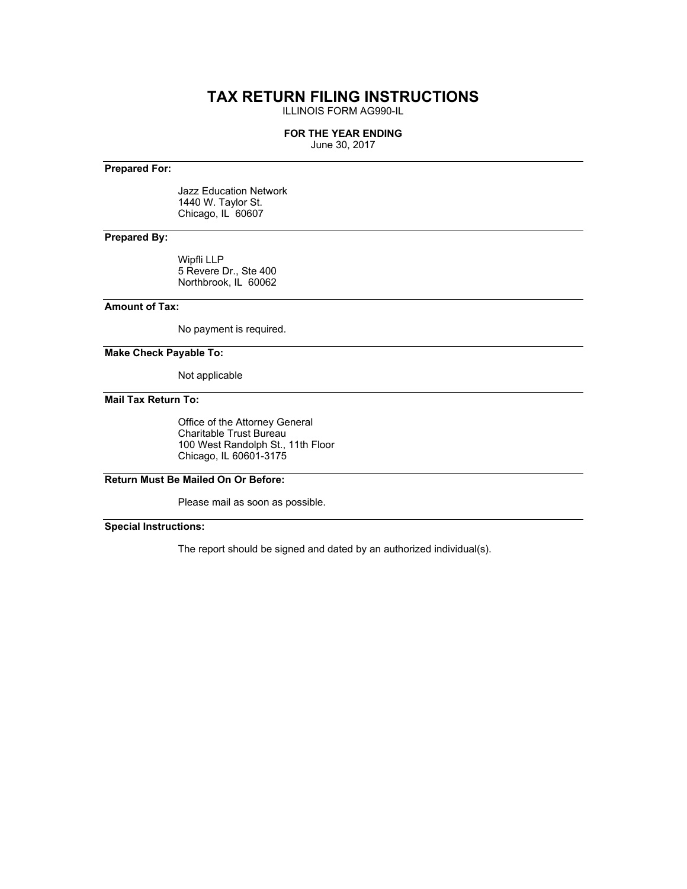# TAX RETURN FILING INSTRUCTIONS

ILLINOIS FORM AG990-IL

**FOR THE YEAR ENDING**

June 30, 2017

---

**Prepared For:**

Jazz Education Network
1440 W. Taylor St.
Chicago, IL 60607

---

**Prepared By:**

Wipfli LLP
5 Revere Dr., Ste 400
Northbrook, IL 60062

---

**Amount of Tax:**

No payment is required.

---

**Make Check Payable To:**

Not applicable

---

**Mail Tax Return To:**

Office of the Attorney General
Charitable Trust Bureau
100 West Randolph St., 11th Floor
Chicago, IL 60601-3175

---

**Return Must Be Mailed On Or Before:**

Please mail as soon as possible.

---

**Special Instructions:**

The report should be signed and dated by an authorized individual(s).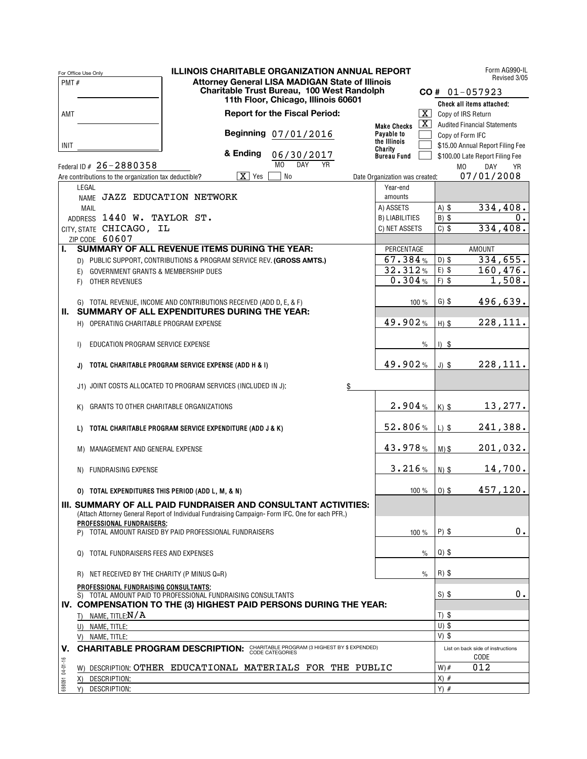For Office Use Only

PMT #

AMT

INIT

# ILLINOIS CHARITABLE ORGANIZATION ANNUAL REPORT

**Attorney General LISA MADIGAN State of Illinois**
**Charitable Trust Bureau, 100 West Randolph**
**11th Floor, Chicago, Illinois 60601**

Form AG990-IL
Revised 3/05

**CO #** 01-057923

**Report for the Fiscal Period:**

**Beginning** 07/01/2016

**& Ending** 06/30/2017
MO DAY YR

**Make Checks Payable to the Illinois Charity Bureau Fund**

**Check all items attached:**

- [X] Copy of IRS Return
- [X] Audited Financial Statements
- [ ] Copy of Form IFC
- [ ] $15.00 Annual Report Filing Fee
- [ ] $100.00 Late Report Filing Fee

Federal ID # 26-2880358

Are contributions to the organization tax deductible? [X] Yes [ ] No

Date Organization was created: 07/01/2008 (MO DAY YR)

LEGAL NAME JAZZ EDUCATION NETWORK

MAIL ADDRESS 1440 W. TAYLOR ST.

CITY, STATE CHICAGO, IL

ZIP CODE 60607

| Year-end amounts | |
|---|---|
| A) ASSETS | A) $ 334,408. |
| B) LIABILITIES | B) $ 0. |
| C) NET ASSETS | C) $ 334,408. |

| | PERCENTAGE | AMOUNT |
|---|---|---|
| **I. SUMMARY OF ALL REVENUE ITEMS DURING THE YEAR:** | | |
| D) PUBLIC SUPPORT, CONTRIBUTIONS & PROGRAM SERVICE REV. **(GROSS AMTS.)** | 67.384 % | D) $ 334,655. |
| E) GOVERNMENT GRANTS & MEMBERSHIP DUES | 32.312 % | E) $ 160,476. |
| F) OTHER REVENUES | 0.304 % | F) $ 1,508. |
| G) TOTAL REVENUE, INCOME AND CONTRIBUTIONS RECEIVED (ADD D, E, & F) | 100 % | G) $ 496,639. |
| **II. SUMMARY OF ALL EXPENDITURES DURING THE YEAR:** | | |
| H) OPERATING CHARITABLE PROGRAM EXPENSE | 49.902 % | H) $ 228,111. |
| I) EDUCATION PROGRAM SERVICE EXPENSE | % | I) $ |
| **J) TOTAL CHARITABLE PROGRAM SERVICE EXPENSE (ADD H & I)** | 49.902 % | J) $ 228,111. |
| J1) JOINT COSTS ALLOCATED TO PROGRAM SERVICES (INCLUDED IN J): $ | | |
| K) GRANTS TO OTHER CHARITABLE ORGANIZATIONS | 2.904 % | K) $ 13,277. |
| **L) TOTAL CHARITABLE PROGRAM SERVICE EXPENDITURE (ADD J & K)** | 52.806 % | L) $ 241,388. |
| M) MANAGEMENT AND GENERAL EXPENSE | 43.978 % | M) $ 201,032. |
| N) FUNDRAISING EXPENSE | 3.216 % | N) $ 14,700. |
| **O) TOTAL EXPENDITURES THIS PERIOD (ADD L, M, & N)** | 100 % | O) $ 457,120. |
| **III. SUMMARY OF ALL PAID FUNDRAISER AND CONSULTANT ACTIVITIES:** (Attach Attorney General Report of Individual Fundraising Campaign- Form IFC. One for each PFR.) | | |
| **PROFESSIONAL FUNDRAISERS:** | | |
| P) TOTAL AMOUNT RAISED BY PAID PROFESSIONAL FUNDRAISERS | 100 % | P) $ 0. |
| Q) TOTAL FUNDRAISERS FEES AND EXPENSES | % | Q) $ |
| R) NET RECEIVED BY THE CHARITY (P MINUS Q=R) | % | R) $ |
| **PROFESSIONAL FUNDRAISING CONSULTANTS:** | | |
| S) TOTAL AMOUNT PAID TO PROFESSIONAL FUNDRAISING CONSULTANTS | | S) $ 0. |
| **IV. COMPENSATION TO THE (3) HIGHEST PAID PERSONS DURING THE YEAR:** | | |
| T) NAME, TITLE: N/A | | T) $ |
| U) NAME, TITLE: | | U) $ |
| V) NAME, TITLE: | | V) $ |

**V. CHARITABLE PROGRAM DESCRIPTION:** CHARITABLE PROGRAM (3 HIGHEST BY $ EXPENDED) CODE CATEGORIES

| | List on back side of instructions CODE |
|---|---|
| W) DESCRIPTION: OTHER EDUCATIONAL MATERIALS FOR THE PUBLIC | W) # 012 |
| X) DESCRIPTION: | X) # |
| Y) DESCRIPTION: | Y) # |

698091 04-01-16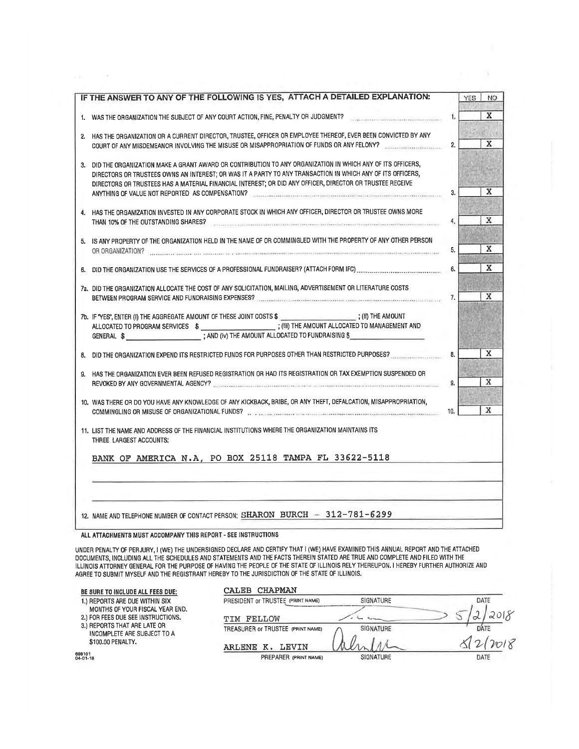| IF THE ANSWER TO ANY OF THE FOLLOWING IS YES, ATTACH A DETAILED EXPLANATION: | | YES | NO |
|---|---|---|---|
| 1. WAS THE ORGANIZATION THE SUBJECT OF ANY COURT ACTION, FINE, PENALTY OR JUDGMENT? | 1. | | X |
| 2. HAS THE ORGANIZATION OR A CURRENT DIRECTOR, TRUSTEE, OFFICER OR EMPLOYEE THEREOF, EVER BEEN CONVICTED BY ANY COURT OF ANY MISDEMEANOR INVOLVING THE MISUSE OR MISAPPROPRIATION OF FUNDS OR ANY FELONY? | 2. | | X |
| 3. DID THE ORGANIZATION MAKE A GRANT AWARD OR CONTRIBUTION TO ANY ORGANIZATION IN WHICH ANY OF ITS OFFICERS, DIRECTORS OR TRUSTEES OWNS AN INTEREST; OR WAS IT A PARTY TO ANY TRANSACTION IN WHICH ANY OF ITS OFFICERS, DIRECTORS OR TRUSTEES HAS A MATERIAL FINANCIAL INTEREST; OR DID ANY OFFICER, DIRECTOR OR TRUSTEE RECEIVE ANYTHING OF VALUE NOT REPORTED AS COMPENSATION? | 3. | | X |
| 4. HAS THE ORGANIZATION INVESTED IN ANY CORPORATE STOCK IN WHICH ANY OFFICER, DIRECTOR OR TRUSTEE OWNS MORE THAN 10% OF THE OUTSTANDING SHARES? | 4. | | X |
| 5. IS ANY PROPERTY OF THE ORGANIZATION HELD IN THE NAME OF OR COMMINGLED WITH THE PROPERTY OF ANY OTHER PERSON OR ORGANIZATION? | 5. | | X |
| 6. DID THE ORGANIZATION USE THE SERVICES OF A PROFESSIONAL FUNDRAISER? (ATTACH FORM IFC) | 6. | | X |
| 7a. DID THE ORGANIZATION ALLOCATE THE COST OF ANY SOLICITATION, MAILING, ADVERTISEMENT OR LITERATURE COSTS BETWEEN PROGRAM SERVICE AND FUNDRAISING EXPENSES? | 7. | | X |
| 7b. IF "YES", ENTER (I) THE AGGREGATE AMOUNT OF THESE JOINT COSTS $ ______ ; (II) THE AMOUNT ALLOCATED TO PROGRAM SERVICES $ ______ ; (III) THE AMOUNT ALLOCATED TO MANAGEMENT AND GENERAL $ ______ ; AND (IV) THE AMOUNT ALLOCATED TO FUNDRAISING $ ______ | | | |
| 8. DID THE ORGANIZATION EXPEND ITS RESTRICTED FUNDS FOR PURPOSES OTHER THAN RESTRICTED PURPOSES? | 8. | | X |
| 9. HAS THE ORGANIZATION EVER BEEN REFUSED REGISTRATION OR HAD ITS REGISTRATION OR TAX EXEMPTION SUSPENDED OR REVOKED BY ANY GOVERNMENTAL AGENCY? | 9. | | X |
| 10. WAS THERE OR DO YOU HAVE ANY KNOWLEDGE OF ANY KICKBACK, BRIBE, OR ANY THEFT, DEFALCATION, MISAPPROPRIATION, COMMINGLING OR MISUSE OF ORGANIZATIONAL FUNDS? | 10. | | X |

11. LIST THE NAME AND ADDRESS OF THE FINANCIAL INSTITUTIONS WHERE THE ORGANIZATION MAINTAINS ITS THREE LARGEST ACCOUNTS:

BANK OF AMERICA N.A, PO BOX 25118 TAMPA FL 33622-5118

12. NAME AND TELEPHONE NUMBER OF CONTACT PERSON: SHARON BURCH - 312-781-6299

ALL ATTACHMENTS MUST ACCOMPANY THIS REPORT - SEE INSTRUCTIONS

UNDER PENALTY OF PERJURY, I (WE) THE UNDERSIGNED DECLARE AND CERTIFY THAT I (WE) HAVE EXAMINED THIS ANNUAL REPORT AND THE ATTACHED DOCUMENTS, INCLUDING ALL THE SCHEDULES AND STATEMENTS AND THE FACTS THEREIN STATED ARE TRUE AND COMPLETE AND FILED WITH THE ILLINOIS ATTORNEY GENERAL FOR THE PURPOSE OF HAVING THE PEOPLE OF THE STATE OF ILLINOIS RELY THEREUPON. I HEREBY FURTHER AUTHORIZE AND AGREE TO SUBMIT MYSELF AND THE REGISTRANT HEREBY TO THE JURISDICTION OF THE STATE OF ILLINOIS.

**BE SURE TO INCLUDE ALL FEES DUE:**

1.) REPORTS ARE DUE WITHIN SIX MONTHS OF YOUR FISCAL YEAR END.
2.) FOR FEES DUE SEE INSTRUCTIONS.
3.) REPORTS THAT ARE LATE OR INCOMPLETE ARE SUBJECT TO A $100.00 PENALTY.

| | | |
|---|---|---|
| CALEB CHAPMAN | | |
| PRESIDENT or TRUSTEE (PRINT NAME) | SIGNATURE | DATE |
| TIM FELLOW | [signature] | 5/2/2018 |
| TREASURER or TRUSTEE (PRINT NAME) | SIGNATURE | DATE |
| ARLENE K. LEVIN | [signature] | 5/2/2018 |
| PREPARER (PRINT NAME) | SIGNATURE | DATE |

698101
04-01-18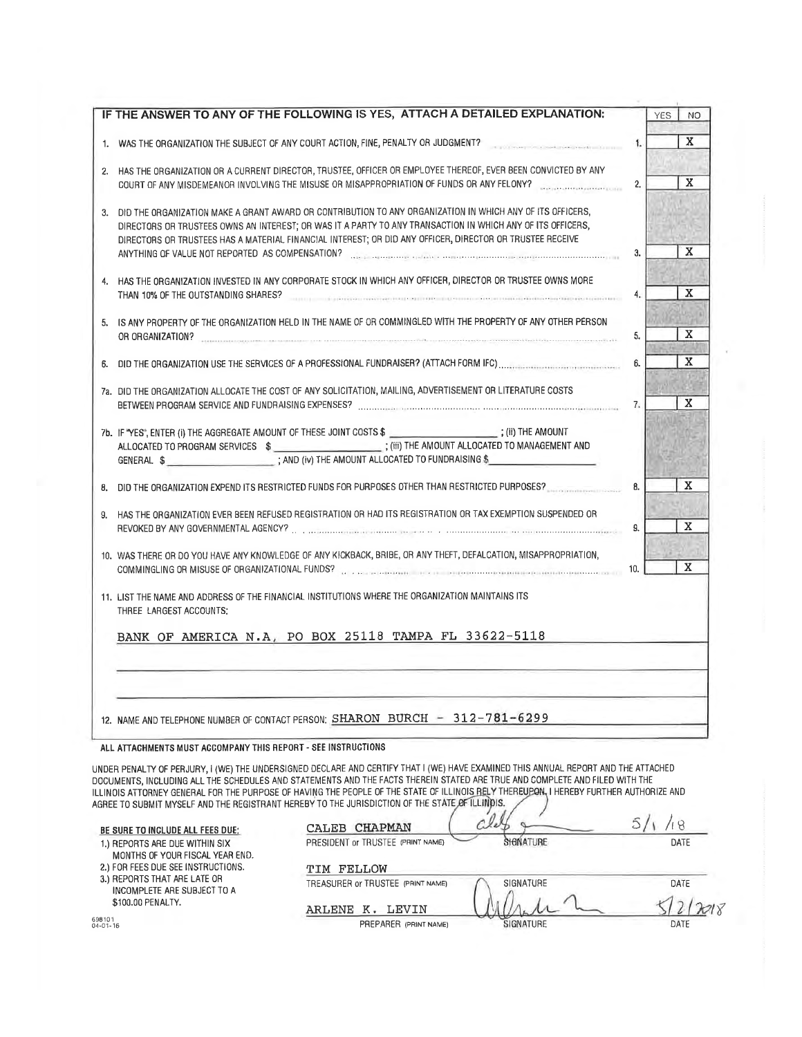**IF THE ANSWER TO ANY OF THE FOLLOWING IS YES, ATTACH A DETAILED EXPLANATION:**

| | | | YES | NO |
|---|---|---|---|---|
| 1. | WAS THE ORGANIZATION THE SUBJECT OF ANY COURT ACTION, FINE, PENALTY OR JUDGMENT? | 1. | | X |
| 2. | HAS THE ORGANIZATION OR A CURRENT DIRECTOR, TRUSTEE, OFFICER OR EMPLOYEE THEREOF, EVER BEEN CONVICTED BY ANY COURT OF ANY MISDEMEANOR INVOLVING THE MISUSE OR MISAPPROPRIATION OF FUNDS OR ANY FELONY? | 2. | | X |
| 3. | DID THE ORGANIZATION MAKE A GRANT AWARD OR CONTRIBUTION TO ANY ORGANIZATION IN WHICH ANY OF ITS OFFICERS, DIRECTORS OR TRUSTEES OWNS AN INTEREST; OR WAS IT A PARTY TO ANY TRANSACTION IN WHICH ANY OF ITS OFFICERS, DIRECTORS OR TRUSTEES HAS A MATERIAL FINANCIAL INTEREST; OR DID ANY OFFICER, DIRECTOR OR TRUSTEE RECEIVE ANYTHING OF VALUE NOT REPORTED AS COMPENSATION? | 3. | | X |
| 4. | HAS THE ORGANIZATION INVESTED IN ANY CORPORATE STOCK IN WHICH ANY OFFICER, DIRECTOR OR TRUSTEE OWNS MORE THAN 10% OF THE OUTSTANDING SHARES? | 4. | | X |
| 5. | IS ANY PROPERTY OF THE ORGANIZATION HELD IN THE NAME OF OR COMMINGLED WITH THE PROPERTY OF ANY OTHER PERSON OR ORGANIZATION? | 5. | | X |
| 6. | DID THE ORGANIZATION USE THE SERVICES OF A PROFESSIONAL FUNDRAISER? (ATTACH FORM IFC) | 6. | | X |
| 7a. | DID THE ORGANIZATION ALLOCATE THE COST OF ANY SOLICITATION, MAILING, ADVERTISEMENT OR LITERATURE COSTS BETWEEN PROGRAM SERVICE AND FUNDRAISING EXPENSES? | 7. | | X |
| 7b. | IF "YES", ENTER (i) THE AGGREGATE AMOUNT OF THESE JOINT COSTS $ \_\_\_\_\_\_\_\_ ; (ii) THE AMOUNT ALLOCATED TO PROGRAM SERVICES $ \_\_\_\_\_\_\_\_ ; (iii) THE AMOUNT ALLOCATED TO MANAGEMENT AND GENERAL $ \_\_\_\_\_\_\_\_ ; AND (iv) THE AMOUNT ALLOCATED TO FUNDRAISING $ \_\_\_\_\_\_\_\_ | | | |
| 8. | DID THE ORGANIZATION EXPEND ITS RESTRICTED FUNDS FOR PURPOSES OTHER THAN RESTRICTED PURPOSES? | 8. | | X |
| 9. | HAS THE ORGANIZATION EVER BEEN REFUSED REGISTRATION OR HAD ITS REGISTRATION OR TAX EXEMPTION SUSPENDED OR REVOKED BY ANY GOVERNMENTAL AGENCY? | 9. | | X |
| 10. | WAS THERE OR DO YOU HAVE ANY KNOWLEDGE OF ANY KICKBACK, BRIBE, OR ANY THEFT, DEFALCATION, MISAPPROPRIATION, COMMINGLING OR MISUSE OF ORGANIZATIONAL FUNDS? | 10. | | X |

11. LIST THE NAME AND ADDRESS OF THE FINANCIAL INSTITUTIONS WHERE THE ORGANIZATION MAINTAINS ITS THREE LARGEST ACCOUNTS:

BANK OF AMERICA N.A, PO BOX 25118 TAMPA FL 33622-5118

12. NAME AND TELEPHONE NUMBER OF CONTACT PERSON: SHARON BURCH - 312-781-6299

**ALL ATTACHMENTS MUST ACCOMPANY THIS REPORT - SEE INSTRUCTIONS**

UNDER PENALTY OF PERJURY, I (WE) THE UNDERSIGNED DECLARE AND CERTIFY THAT I (WE) HAVE EXAMINED THIS ANNUAL REPORT AND THE ATTACHED DOCUMENTS, INCLUDING ALL THE SCHEDULES AND STATEMENTS AND THE FACTS THEREIN STATED ARE TRUE AND COMPLETE AND FILED WITH THE ILLINOIS ATTORNEY GENERAL FOR THE PURPOSE OF HAVING THE PEOPLE OF THE STATE OF ILLINOIS RELY THEREUPON. I HEREBY FURTHER AUTHORIZE AND AGREE TO SUBMIT MYSELF AND THE REGISTRANT HEREBY TO THE JURISDICTION OF THE STATE OF ILLINOIS.

**BE SURE TO INCLUDE ALL FEES DUE:**

1.) REPORTS ARE DUE WITHIN SIX MONTHS OF YOUR FISCAL YEAR END.
2.) FOR FEES DUE SEE INSTRUCTIONS.
3.) REPORTS THAT ARE LATE OR INCOMPLETE ARE SUBJECT TO A $100.00 PENALTY.

| | | |
|---|---|---|
| CALEB CHAPMAN | [signature] | 5/1/18 |
| PRESIDENT or TRUSTEE (PRINT NAME) | SIGNATURE | DATE |
| TIM FELLOW | | |
| TREASURER or TRUSTEE (PRINT NAME) | SIGNATURE | DATE |
| ARLENE K. LEVIN | [signature] | 5/2/2018 |
| PREPARER (PRINT NAME) | SIGNATURE | DATE |

698101
04-01-16